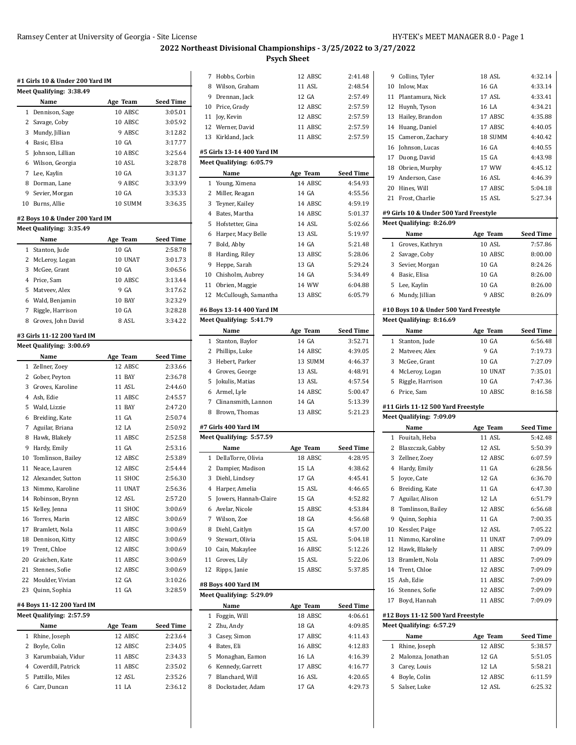# 2022 Northeast Divisional Championships - 3/25/2022 to 3/27/2022

## Psych Sheet

### #1 Girls 10 & Under 200 Yard IM

Meet Qualifying: 3:38.49

| | Name | Age | Team | Seed Time |
|---|---|---|---|---|
| 1 | Dennison, Sage | 10 | ABSC | 3:05.01 |
| 2 | Savage, Coby | 10 | ABSC | 3:05.92 |
| 3 | Mundy, Jillian | 9 | ABSC | 3:12.82 |
| 4 | Basic, Elisa | 10 | GA | 3:17.77 |
| 5 | Johnson, Lillian | 10 | ABSC | 3:25.64 |
| 6 | Wilson, Georgia | 10 | ASL | 3:28.78 |
| 7 | Lee, Kaylin | 10 | GA | 3:31.37 |
| 8 | Dorman, Lane | 9 | ABSC | 3:33.99 |
| 9 | Sevier, Morgan | 10 | GA | 3:35.33 |
| 10 | Burns, Allie | 10 | SUMM | 3:36.35 |

### #2 Boys 10 & Under 200 Yard IM

Meet Qualifying: 3:35.49

| | Name | Age | Team | Seed Time |
|---|---|---|---|---|
| 1 | Stanton, Jude | 10 | GA | 2:58.78 |
| 2 | McLeroy, Logan | 10 | UNAT | 3:01.73 |
| 3 | McGee, Grant | 10 | GA | 3:06.56 |
| 4 | Price, Sam | 10 | ABSC | 3:13.44 |
| 5 | Matveev, Alex | 9 | GA | 3:17.62 |
| 6 | Wald, Benjamin | 10 | BAY | 3:23.29 |
| 7 | Riggle, Harrison | 10 | GA | 3:28.28 |
| 8 | Groves, John David | 8 | ASL | 3:34.22 |

### #3 Girls 11-12 200 Yard IM

Meet Qualifying: 3:00.69

| | Name | Age | Team | Seed Time |
|---|---|---|---|---|
| 1 | Zellner, Zoey | 12 | ABSC | 2:33.66 |
| 2 | Gober, Peyton | 11 | BAY | 2:36.78 |
| 3 | Groves, Karoline | 11 | ASL | 2:44.60 |
| 4 | Ash, Edie | 11 | ABSC | 2:45.57 |
| 5 | Wald, Lizzie | 11 | BAY | 2:47.20 |
| 6 | Breiding, Kate | 11 | GA | 2:50.74 |
| 7 | Aguilar, Briana | 12 | LA | 2:50.92 |
| 8 | Hawk, Blakely | 11 | ABSC | 2:52.58 |
| 9 | Hardy, Emily | 11 | GA | 2:53.16 |
| 10 | Tomlinson, Bailey | 12 | ABSC | 2:53.89 |
| 11 | Neace, Lauren | 12 | ABSC | 2:54.44 |
| 12 | Alexander, Sutton | 11 | SHOC | 2:56.30 |
| 13 | Nimmo, Karoline | 11 | UNAT | 2:56.36 |
| 14 | Robinson, Brynn | 12 | ASL | 2:57.20 |
| 15 | Kelley, Jenna | 11 | SHOC | 3:00.69 |
| 16 | Torres, Marin | 12 | ABSC | 3:00.69 |
| 17 | Bramlett, Nola | 11 | ABSC | 3:00.69 |
| 18 | Dennison, Kitty | 12 | ABSC | 3:00.69 |
| 19 | Trent, Chloe | 12 | ABSC | 3:00.69 |
| 20 | Graichen, Kate | 11 | ABSC | 3:00.69 |
| 21 | Stennes, Sofie | 12 | ABSC | 3:00.69 |
| 22 | Moulder, Vivian | 12 | GA | 3:10.26 |
| 23 | Quinn, Sophia | 11 | GA | 3:28.59 |

### #4 Boys 11-12 200 Yard IM

Meet Qualifying: 2:57.59

| | Name | Age | Team | Seed Time |
|---|---|---|---|---|
| 1 | Rhine, Joseph | 12 | ABSC | 2:23.64 |
| 2 | Boyle, Colin | 12 | ABSC | 2:34.05 |
| 3 | Karumbaiah, Vidur | 11 | ABSC | 2:34.33 |
| 4 | Coverdill, Patrick | 11 | ABSC | 2:35.02 |
| 5 | Pattillo, Miles | 12 | ASL | 2:35.26 |
| 6 | Carr, Duncan | 11 | LA | 2:36.12 |
| 7 | Hobbs, Corbin | 12 | ABSC | 2:41.48 |
| 8 | Wilson, Graham | 11 | ASL | 2:48.54 |
| 9 | Drennan, Jack | 12 | GA | 2:57.49 |
| 10 | Price, Grady | 12 | ABSC | 2:57.59 |
| 11 | Joy, Kevin | 12 | ABSC | 2:57.59 |
| 12 | Werner, David | 11 | ABSC | 2:57.59 |
| 13 | Kirkland, Jack | 11 | ABSC | 2:57.59 |

### #5 Girls 13-14 400 Yard IM

Meet Qualifying: 6:05.79

| | Name | Age | Team | Seed Time |
|---|---|---|---|---|
| 1 | Young, Ximena | 14 | ABSC | 4:54.93 |
| 2 | Miller, Reagan | 14 | GA | 4:55.56 |
| 3 | Teyner, Kailey | 14 | ABSC | 4:59.19 |
| 4 | Bates, Martha | 14 | ABSC | 5:01.37 |
| 5 | Hofstetter, Gina | 14 | ASL | 5:02.66 |
| 6 | Harper, Macy Belle | 13 | ASL | 5:19.97 |
| 7 | Bold, Abby | 14 | GA | 5:21.48 |
| 8 | Harding, Riley | 13 | ABSC | 5:28.06 |
| 9 | Heppe, Sarah | 13 | GA | 5:29.24 |
| 10 | Chisholm, Aubrey | 14 | GA | 5:34.49 |
| 11 | Obrien, Maggie | 14 | WW | 6:04.88 |
| 12 | McCullough, Samantha | 13 | ABSC | 6:05.79 |

### #6 Boys 13-14 400 Yard IM

Meet Qualifying: 5:41.79

| | Name | Age | Team | Seed Time |
|---|---|---|---|---|
| 1 | Stanton, Baylor | 14 | GA | 3:52.71 |
| 2 | Phillips, Luke | 14 | ABSC | 4:39.05 |
| 3 | Hebert, Parker | 13 | SUMM | 4:46.37 |
| 4 | Groves, George | 13 | ASL | 4:48.91 |
| 5 | Jokulis, Matias | 13 | ASL | 4:57.54 |
| 6 | Armel, Lyle | 14 | ABSC | 5:00.47 |
| 7 | Clinansmith, Lannon | 14 | GA | 5:13.39 |
| 8 | Brown, Thomas | 13 | ABSC | 5:21.23 |

### #7 Girls 400 Yard IM

Meet Qualifying: 5:57.59

| | Name | Age | Team | Seed Time |
|---|---|---|---|---|
| 1 | DellaTorre, Olivia | 18 | ABSC | 4:28.95 |
| 2 | Dampier, Madison | 15 | LA | 4:38.62 |
| 3 | Diehl, Lindsey | 17 | GA | 4:45.41 |
| 4 | Harper, Amelia | 15 | ASL | 4:46.65 |
| 5 | Jowers, Hannah-Claire | 15 | GA | 4:52.82 |
| 6 | Avelar, Nicole | 15 | ABSC | 4:53.84 |
| 7 | Wilson, Zoe | 18 | GA | 4:56.68 |
| 8 | Diehl, Caitlyn | 15 | GA | 4:57.00 |
| 9 | Stewart, Olivia | 15 | ASL | 5:04.18 |
| 10 | Cain, Makaylee | 16 | ABSC | 5:12.26 |
| 11 | Groves, Lily | 15 | ASL | 5:22.06 |
| 12 | Ripps, Janie | 15 | ABSC | 5:37.85 |

### #8 Boys 400 Yard IM

Meet Qualifying: 5:29.09

| | Name | Age | Team | Seed Time |
|---|---|---|---|---|
| 1 | Foggin, Will | 18 | ABSC | 4:06.61 |
| 2 | Zhu, Andy | 18 | GA | 4:09.85 |
| 3 | Casey, Simon | 17 | ABSC | 4:11.43 |
| 4 | Bates, Eli | 16 | ABSC | 4:12.83 |
| 5 | Monaghan, Eamon | 16 | LA | 4:16.39 |
| 6 | Kennedy, Garrett | 17 | ABSC | 4:16.77 |
| 7 | Blanchard, Will | 16 | ASL | 4:20.65 |
| 8 | Dockstader, Adam | 17 | GA | 4:29.73 |
| 9 | Collins, Tyler | 18 | ASL | 4:32.14 |
| 10 | Inlow, Max | 16 | GA | 4:33.14 |
| 11 | Plantamura, Nick | 17 | ASL | 4:33.41 |
| 12 | Huynh, Tyson | 16 | LA | 4:34.21 |
| 13 | Hailey, Brandon | 17 | ABSC | 4:35.88 |
| 14 | Huang, Daniel | 17 | ABSC | 4:40.05 |
| 15 | Cameron, Zachary | 18 | SUMM | 4:40.42 |
| 16 | Johnson, Lucas | 16 | GA | 4:40.55 |
| 17 | Duong, David | 15 | GA | 4:43.98 |
| 18 | Obrien, Murphy | 17 | WW | 4:45.12 |
| 19 | Anderson, Case | 16 | ASL | 4:46.39 |
| 20 | Hines, Will | 17 | ABSC | 5:04.18 |
| 21 | Frost, Charlie | 15 | ASL | 5:27.34 |

### #9 Girls 10 & Under 500 Yard Freestyle

Meet Qualifying: 8:26.09

| | Name | Age | Team | Seed Time |
|---|---|---|---|---|
| 1 | Groves, Kathryn | 10 | ASL | 7:57.86 |
| 2 | Savage, Coby | 10 | ABSC | 8:00.00 |
| 3 | Sevier, Morgan | 10 | GA | 8:24.26 |
| 4 | Basic, Elisa | 10 | GA | 8:26.00 |
| 5 | Lee, Kaylin | 10 | GA | 8:26.00 |
| 6 | Mundy, Jillian | 9 | ABSC | 8:26.09 |

### #10 Boys 10 & Under 500 Yard Freestyle

Meet Qualifying: 8:16.69

| | Name | Age | Team | Seed Time |
|---|---|---|---|---|
| 1 | Stanton, Jude | 10 | GA | 6:56.48 |
| 2 | Matveev, Alex | 9 | GA | 7:19.73 |
| 3 | McGee, Grant | 10 | GA | 7:27.09 |
| 4 | McLeroy, Logan | 10 | UNAT | 7:35.01 |
| 5 | Riggle, Harrison | 10 | GA | 7:47.36 |
| 6 | Price, Sam | 10 | ABSC | 8:16.58 |

### #11 Girls 11-12 500 Yard Freestyle

Meet Qualifying: 7:09.09

| | Name | Age | Team | Seed Time |
|---|---|---|---|---|
| 1 | Fouitah, Heba | 11 | ASL | 5:42.48 |
| 2 | Blaszczak, Gabby | 12 | ASL | 5:50.39 |
| 3 | Zellner, Zoey | 12 | ABSC | 6:07.59 |
| 4 | Hardy, Emily | 11 | GA | 6:28.56 |
| 5 | Joyce, Cate | 12 | GA | 6:36.70 |
| 6 | Breiding, Kate | 11 | GA | 6:47.30 |
| 7 | Aguilar, Alison | 12 | LA | 6:51.79 |
| 8 | Tomlinson, Bailey | 12 | ABSC | 6:56.68 |
| 9 | Quinn, Sophia | 11 | GA | 7:00.35 |
| 10 | Kessler, Paige | 12 | ASL | 7:05.22 |
| 11 | Nimmo, Karoline | 11 | UNAT | 7:09.09 |
| 12 | Hawk, Blakely | 11 | ABSC | 7:09.09 |
| 13 | Bramlett, Nola | 11 | ABSC | 7:09.09 |
| 14 | Trent, Chloe | 12 | ABSC | 7:09.09 |
| 15 | Ash, Edie | 11 | ABSC | 7:09.09 |
| 16 | Stennes, Sofie | 12 | ABSC | 7:09.09 |
| 17 | Boyd, Hannah | 11 | ABSC | 7:09.09 |

### #12 Boys 11-12 500 Yard Freestyle

Meet Qualifying: 6:57.29

| | Name | Age | Team | Seed Time |
|---|---|---|---|---|
| 1 | Rhine, Joseph | 12 | ABSC | 5:38.57 |
| 2 | Malonza, Jonathan | 12 | GA | 5:51.05 |
| 3 | Carey, Louis | 12 | LA | 5:58.21 |
| 4 | Boyle, Colin | 12 | ABSC | 6:11.59 |
| 5 | Salser, Luke | 12 | ASL | 6:25.32 |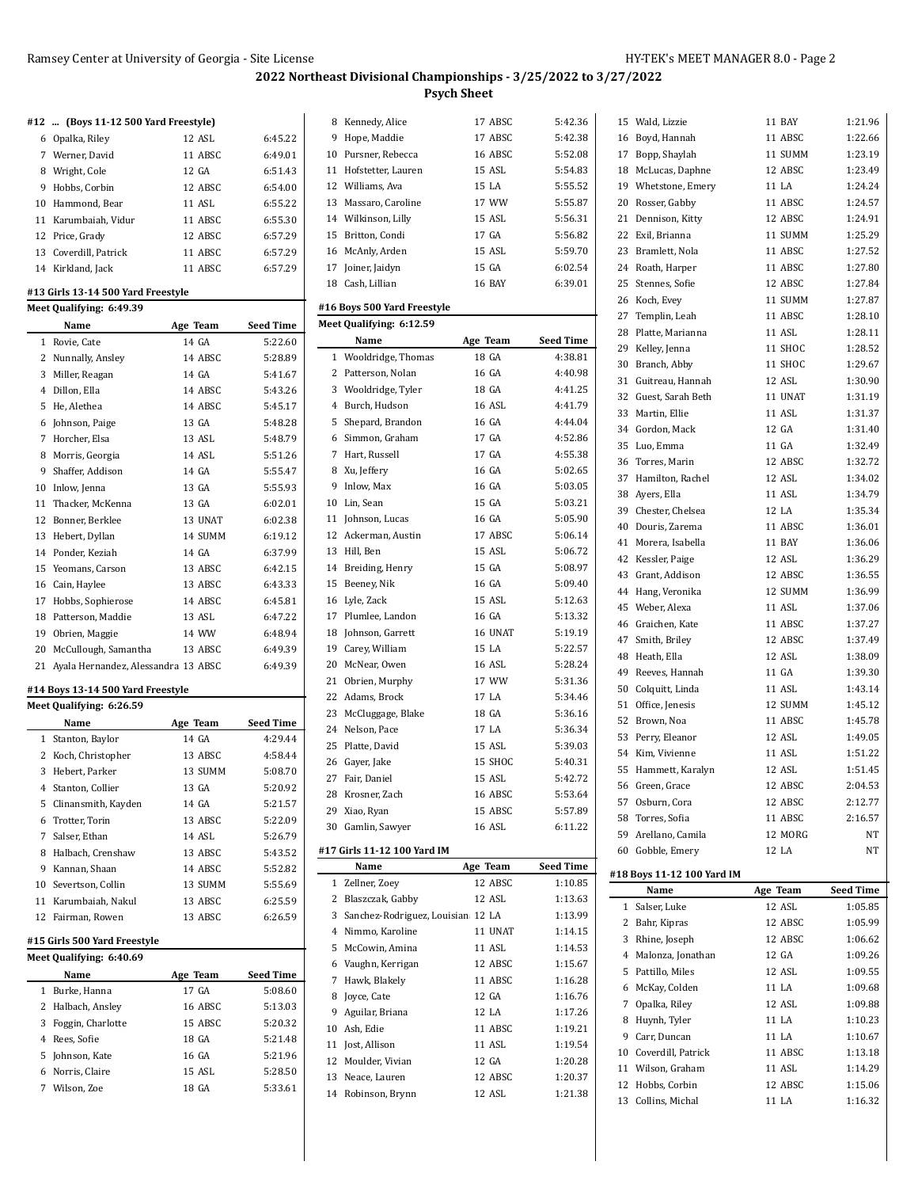## 2022 Northeast Divisional Championships - 3/25/2022 to 3/27/2022

### Psych Sheet

#### #12 ... (Boys 11-12 500 Yard Freestyle)

| | Name | Age | Team | Seed Time |
|---|---|---|---|---|
| 6 | Opalka, Riley | 12 | ASL | 6:45.22 |
| 7 | Werner, David | 11 | ABSC | 6:49.01 |
| 8 | Wright, Cole | 12 | GA | 6:51.43 |
| 9 | Hobbs, Corbin | 12 | ABSC | 6:54.00 |
| 10 | Hammond, Bear | 11 | ASL | 6:55.22 |
| 11 | Karumbaiah, Vidur | 11 | ABSC | 6:55.30 |
| 12 | Price, Grady | 12 | ABSC | 6:57.29 |
| 13 | Coverdill, Patrick | 11 | ABSC | 6:57.29 |
| 14 | Kirkland, Jack | 11 | ABSC | 6:57.29 |

#### #13 Girls 13-14 500 Yard Freestyle

Meet Qualifying: 6:49.39

| | Name | Age | Team | Seed Time |
|---|---|---|---|---|
| 1 | Rovie, Cate | 14 | GA | 5:22.60 |
| 2 | Nunnally, Ansley | 14 | ABSC | 5:28.89 |
| 3 | Miller, Reagan | 14 | GA | 5:41.67 |
| 4 | Dillon, Ella | 14 | ABSC | 5:43.26 |
| 5 | He, Alethea | 14 | ABSC | 5:45.17 |
| 6 | Johnson, Paige | 13 | GA | 5:48.28 |
| 7 | Horcher, Elsa | 13 | ASL | 5:48.79 |
| 8 | Morris, Georgia | 14 | ASL | 5:51.26 |
| 9 | Shaffer, Addison | 14 | GA | 5:55.47 |
| 10 | Inlow, Jenna | 13 | GA | 5:55.93 |
| 11 | Thacker, McKenna | 13 | GA | 6:02.01 |
| 12 | Bonner, Berklee | 13 | UNAT | 6:02.38 |
| 13 | Hebert, Dyllan | 14 | SUMM | 6:19.12 |
| 14 | Ponder, Keziah | 14 | GA | 6:37.99 |
| 15 | Yeomans, Carson | 13 | ABSC | 6:42.15 |
| 16 | Cain, Haylee | 13 | ABSC | 6:43.33 |
| 17 | Hobbs, Sophierose | 14 | ABSC | 6:45.81 |
| 18 | Patterson, Maddie | 13 | ASL | 6:47.22 |
| 19 | Obrien, Maggie | 14 | WW | 6:48.94 |
| 20 | McCullough, Samantha | 13 | ABSC | 6:49.33 |
| 21 | Ayala Hernandez, Alessandra | 13 | ABSC | 6:49.39 |

#### #14 Boys 13-14 500 Yard Freestyle

Meet Qualifying: 6:26.59

| | Name | Age | Team | Seed Time |
|---|---|---|---|---|
| 1 | Stanton, Baylor | 14 | GA | 4:29.44 |
| 2 | Koch, Christopher | 13 | ABSC | 4:58.44 |
| 3 | Hebert, Parker | 13 | SUMM | 5:08.70 |
| 4 | Stanton, Collier | 13 | GA | 5:20.92 |
| 5 | Clinansmith, Kayden | 14 | GA | 5:21.57 |
| 6 | Trotter, Torin | 13 | ABSC | 5:22.09 |
| 7 | Salser, Ethan | 14 | ASL | 5:26.79 |
| 8 | Halbach, Crenshaw | 13 | ABSC | 5:43.52 |
| 9 | Kannan, Shaan | 14 | ABSC | 5:52.82 |
| 10 | Severtson, Collin | 13 | SUMM | 5:55.69 |
| 11 | Karumbaiah, Nakul | 13 | ABSC | 6:25.59 |
| 12 | Fairman, Rowen | 13 | ABSC | 6:26.59 |

#### #15 Girls 500 Yard Freestyle

Meet Qualifying: 6:40.69

| | Name | Age | Team | Seed Time |
|---|---|---|---|---|
| 1 | Burke, Hanna | 17 | GA | 5:08.60 |
| 2 | Halbach, Ansley | 16 | ABSC | 5:13.03 |
| 3 | Foggin, Charlotte | 15 | ABSC | 5:20.32 |
| 4 | Rees, Sofie | 18 | GA | 5:21.48 |
| 5 | Johnson, Kate | 16 | GA | 5:21.96 |
| 6 | Norris, Claire | 15 | ASL | 5:28.50 |
| 7 | Wilson, Zoe | 18 | GA | 5:33.61 |
| 8 | Kennedy, Alice | 17 | ABSC | 5:42.36 |
| 9 | Hope, Maddie | 17 | ABSC | 5:42.38 |
| 10 | Pursner, Rebecca | 16 | ABSC | 5:52.08 |
| 11 | Hofstetter, Lauren | 15 | ASL | 5:54.83 |
| 12 | Williams, Ava | 15 | LA | 5:55.52 |
| 13 | Massaro, Caroline | 17 | WW | 5:55.87 |
| 14 | Wilkinson, Lilly | 15 | ASL | 5:56.31 |
| 15 | Britton, Condi | 17 | GA | 5:56.82 |
| 16 | McAnly, Arden | 15 | ASL | 5:59.70 |
| 17 | Joiner, Jaidyn | 15 | GA | 6:02.54 |
| 18 | Cash, Lillian | 16 | BAY | 6:39.01 |

#### #16 Boys 500 Yard Freestyle

Meet Qualifying: 6:12.59

| | Name | Age | Team | Seed Time |
|---|---|---|---|---|
| 1 | Wooldridge, Thomas | 18 | GA | 4:38.81 |
| 2 | Patterson, Nolan | 16 | GA | 4:40.98 |
| 3 | Wooldridge, Tyler | 18 | GA | 4:41.25 |
| 4 | Burch, Hudson | 16 | ASL | 4:41.79 |
| 5 | Shepard, Brandon | 16 | GA | 4:44.04 |
| 6 | Simmon, Graham | 17 | GA | 4:52.86 |
| 7 | Hart, Russell | 17 | GA | 4:55.38 |
| 8 | Xu, Jeffery | 16 | GA | 5:02.65 |
| 9 | Inlow, Max | 16 | GA | 5:03.05 |
| 10 | Lin, Sean | 15 | GA | 5:03.21 |
| 11 | Johnson, Lucas | 16 | GA | 5:05.90 |
| 12 | Ackerman, Austin | 17 | ABSC | 5:06.14 |
| 13 | Hill, Ben | 15 | ASL | 5:06.72 |
| 14 | Breiding, Henry | 15 | GA | 5:08.97 |
| 15 | Beeney, Nik | 16 | GA | 5:09.40 |
| 16 | Lyle, Zack | 15 | ASL | 5:12.63 |
| 17 | Plumlee, Landon | 16 | GA | 5:13.32 |
| 18 | Johnson, Garrett | 16 | UNAT | 5:19.19 |
| 19 | Carey, William | 15 | LA | 5:22.57 |
| 20 | McNear, Owen | 16 | ASL | 5:28.24 |
| 21 | Obrien, Murphy | 17 | WW | 5:31.36 |
| 22 | Adams, Brock | 17 | LA | 5:34.46 |
| 23 | McCluggage, Blake | 18 | GA | 5:36.16 |
| 24 | Nelson, Pace | 17 | LA | 5:36.34 |
| 25 | Platte, David | 15 | ASL | 5:39.03 |
| 26 | Gayer, Jake | 15 | SHOC | 5:40.31 |
| 27 | Fair, Daniel | 15 | ASL | 5:42.72 |
| 28 | Krosner, Zach | 16 | ABSC | 5:53.64 |
| 29 | Xiao, Ryan | 15 | ABSC | 5:57.89 |
| 30 | Gamlin, Sawyer | 16 | ASL | 6:11.22 |

#### #17 Girls 11-12 100 Yard IM

| | Name | Age | Team | Seed Time |
|---|---|---|---|---|
| 1 | Zellner, Zoey | 12 | ABSC | 1:10.85 |
| 2 | Blaszczak, Gabby | 12 | ASL | 1:13.63 |
| 3 | Sanchez-Rodriguez, Louisian | 12 | LA | 1:13.99 |
| 4 | Nimmo, Karoline | 11 | UNAT | 1:14.15 |
| 5 | McCowin, Amina | 11 | ASL | 1:14.53 |
| 6 | Vaughn, Kerrigan | 12 | ABSC | 1:15.67 |
| 7 | Hawk, Blakely | 11 | ABSC | 1:16.28 |
| 8 | Joyce, Cate | 12 | GA | 1:16.76 |
| 9 | Aguilar, Briana | 12 | LA | 1:17.26 |
| 10 | Ash, Edie | 11 | ABSC | 1:19.21 |
| 11 | Jost, Allison | 11 | ASL | 1:19.54 |
| 12 | Moulder, Vivian | 12 | GA | 1:20.28 |
| 13 | Neace, Lauren | 12 | ABSC | 1:20.37 |
| 14 | Robinson, Brynn | 12 | ASL | 1:21.38 |
| 15 | Wald, Lizzie | 11 | BAY | 1:21.96 |
| 16 | Boyd, Hannah | 11 | ABSC | 1:22.66 |
| 17 | Bopp, Shaylah | 11 | SUMM | 1:23.19 |
| 18 | McLucas, Daphne | 12 | ABSC | 1:23.49 |
| 19 | Whetstone, Emery | 11 | LA | 1:24.24 |
| 20 | Rosser, Gabby | 11 | ABSC | 1:24.57 |
| 21 | Dennison, Kitty | 12 | ABSC | 1:24.91 |
| 22 | Exil, Brianna | 11 | SUMM | 1:25.29 |
| 23 | Bramlett, Nola | 11 | ABSC | 1:27.52 |
| 24 | Roath, Harper | 11 | ABSC | 1:27.80 |
| 25 | Stennes, Sofie | 12 | ABSC | 1:27.84 |
| 26 | Koch, Evey | 11 | SUMM | 1:27.87 |
| 27 | Templin, Leah | 11 | ABSC | 1:28.10 |
| 28 | Platte, Marianna | 11 | ASL | 1:28.11 |
| 29 | Kelley, Jenna | 11 | SHOC | 1:28.52 |
| 30 | Branch, Abby | 11 | SHOC | 1:29.67 |
| 31 | Guitreau, Hannah | 12 | ASL | 1:30.90 |
| 32 | Guest, Sarah Beth | 11 | UNAT | 1:31.19 |
| 33 | Martin, Ellie | 11 | ASL | 1:31.37 |
| 34 | Gordon, Mack | 12 | GA | 1:31.40 |
| 35 | Luo, Emma | 11 | GA | 1:32.49 |
| 36 | Torres, Marin | 12 | ABSC | 1:32.72 |
| 37 | Hamilton, Rachel | 12 | ASL | 1:34.02 |
| 38 | Ayers, Ella | 11 | ASL | 1:34.79 |
| 39 | Chester, Chelsea | 12 | LA | 1:35.34 |
| 40 | Douris, Zarema | 11 | ABSC | 1:36.01 |
| 41 | Morera, Isabella | 11 | BAY | 1:36.06 |
| 42 | Kessler, Paige | 12 | ASL | 1:36.29 |
| 43 | Grant, Addison | 12 | ABSC | 1:36.55 |
| 44 | Hang, Veronika | 12 | SUMM | 1:36.99 |
| 45 | Weber, Alexa | 11 | ASL | 1:37.06 |
| 46 | Graichen, Kate | 11 | ABSC | 1:37.27 |
| 47 | Smith, Briley | 12 | ABSC | 1:37.49 |
| 48 | Heath, Ella | 12 | ASL | 1:38.09 |
| 49 | Reeves, Hannah | 11 | GA | 1:39.30 |
| 50 | Colquitt, Linda | 11 | ASL | 1:43.14 |
| 51 | Office, Jenesis | 12 | SUMM | 1:45.12 |
| 52 | Brown, Noa | 11 | ABSC | 1:45.78 |
| 53 | Perry, Eleanor | 12 | ASL | 1:49.05 |
| 54 | Kim, Vivienne | 11 | ASL | 1:51.22 |
| 55 | Hammett, Karalyn | 12 | ASL | 1:51.45 |
| 56 | Green, Grace | 12 | ABSC | 2:04.53 |
| 57 | Osburn, Cora | 12 | ABSC | 2:12.77 |
| 58 | Torres, Sofia | 11 | ABSC | 2:16.57 |
| 59 | Arellano, Camila | 12 | MORG | NT |
| 60 | Gobble, Emery | 12 | LA | NT |

#### #18 Boys 11-12 100 Yard IM

| | Name | Age | Team | Seed Time |
|---|---|---|---|---|
| 1 | Salser, Luke | 12 | ASL | 1:05.85 |
| 2 | Bahr, Kipras | 12 | ABSC | 1:05.99 |
| 3 | Rhine, Joseph | 12 | ABSC | 1:06.62 |
| 4 | Malonza, Jonathan | 12 | GA | 1:09.26 |
| 5 | Pattillo, Miles | 12 | ASL | 1:09.55 |
| 6 | McKay, Colden | 11 | LA | 1:09.68 |
| 7 | Opalka, Riley | 12 | ASL | 1:09.88 |
| 8 | Huynh, Tyler | 11 | LA | 1:10.23 |
| 9 | Carr, Duncan | 11 | LA | 1:10.67 |
| 10 | Coverdill, Patrick | 11 | ABSC | 1:13.18 |
| 11 | Wilson, Graham | 11 | ASL | 1:14.29 |
| 12 | Hobbs, Corbin | 12 | ABSC | 1:15.06 |
| 13 | Collins, Michal | 11 | LA | 1:16.32 |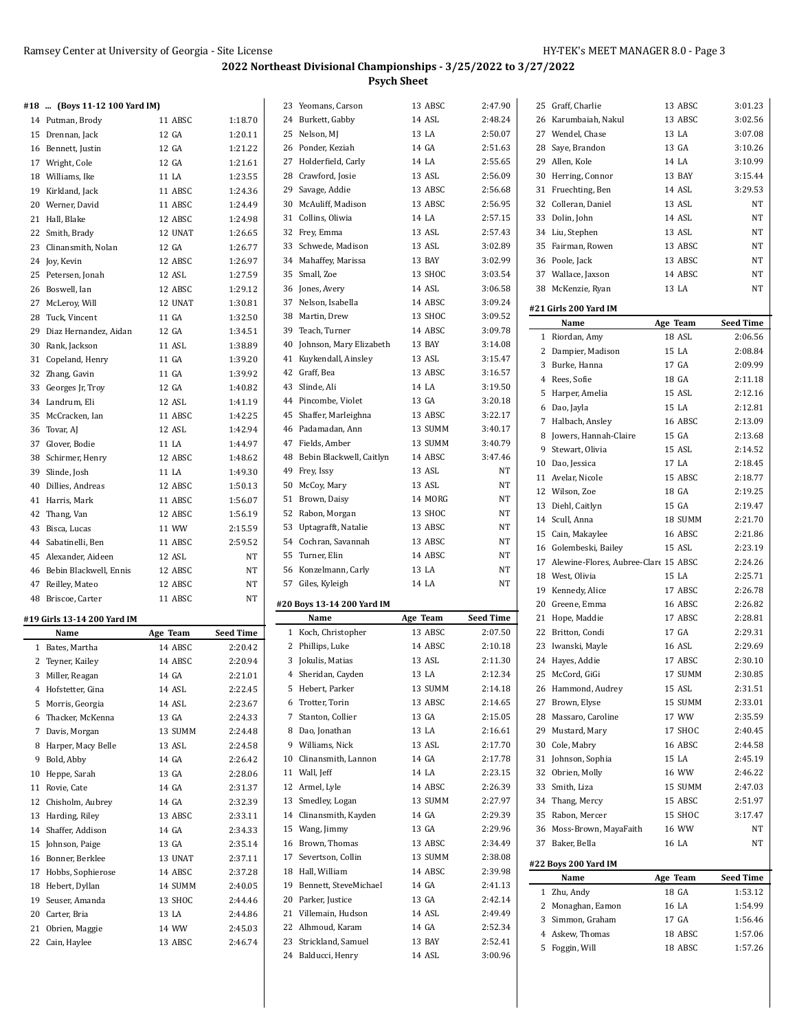## 2022 Northeast Divisional Championships - 3/25/2022 to 3/27/2022

### Psych Sheet

#### #18 ... (Boys 11-12 100 Yard IM)

| | Name | Age | Team | Seed Time |
|---|---|---|---|---|
| 14 | Putman, Brody | 11 | ABSC | 1:18.70 |
| 15 | Drennan, Jack | 12 | GA | 1:20.11 |
| 16 | Bennett, Justin | 12 | GA | 1:21.22 |
| 17 | Wright, Cole | 12 | GA | 1:21.61 |
| 18 | Williams, Ike | 11 | LA | 1:23.55 |
| 19 | Kirkland, Jack | 11 | ABSC | 1:24.36 |
| 20 | Werner, David | 11 | ABSC | 1:24.49 |
| 21 | Hall, Blake | 12 | ABSC | 1:24.98 |
| 22 | Smith, Brady | 12 | UNAT | 1:26.65 |
| 23 | Clinansmith, Nolan | 12 | GA | 1:26.77 |
| 24 | Joy, Kevin | 12 | ABSC | 1:26.97 |
| 25 | Petersen, Jonah | 12 | ASL | 1:27.59 |
| 26 | Boswell, Ian | 12 | ABSC | 1:29.12 |
| 27 | McLeroy, Will | 12 | UNAT | 1:30.81 |
| 28 | Tuck, Vincent | 11 | GA | 1:32.50 |
| 29 | Diaz Hernandez, Aidan | 12 | GA | 1:34.51 |
| 30 | Rank, Jackson | 11 | ASL | 1:38.89 |
| 31 | Copeland, Henry | 11 | GA | 1:39.20 |
| 32 | Zhang, Gavin | 11 | GA | 1:39.92 |
| 33 | Georges Jr, Troy | 12 | GA | 1:40.82 |
| 34 | Landrum, Eli | 12 | ASL | 1:41.19 |
| 35 | McCracken, Ian | 11 | ABSC | 1:42.25 |
| 36 | Tovar, AJ | 12 | ASL | 1:42.94 |
| 37 | Glover, Bodie | 11 | LA | 1:44.97 |
| 38 | Schirmer, Henry | 12 | ABSC | 1:48.62 |
| 39 | Slinde, Josh | 11 | LA | 1:49.30 |
| 40 | Dillies, Andreas | 12 | ABSC | 1:50.13 |
| 41 | Harris, Mark | 11 | ABSC | 1:56.07 |
| 42 | Thang, Van | 12 | ABSC | 1:56.19 |
| 43 | Bisca, Lucas | 11 | WW | 2:15.59 |
| 44 | Sabatinelli, Ben | 11 | ABSC | 2:59.52 |
| 45 | Alexander, Aideen | 12 | ASL | NT |
| 46 | Bebin Blackwell, Ennis | 12 | ABSC | NT |
| 47 | Reilley, Mateo | 12 | ABSC | NT |
| 48 | Briscoe, Carter | 11 | ABSC | NT |

#### #19 Girls 13-14 200 Yard IM

| | Name | Age | Team | Seed Time |
|---|---|---|---|---|
| 1 | Bates, Martha | 14 | ABSC | 2:20.42 |
| 2 | Teyner, Kailey | 14 | ABSC | 2:20.94 |
| 3 | Miller, Reagan | 14 | GA | 2:21.01 |
| 4 | Hofstetter, Gina | 14 | ASL | 2:22.45 |
| 5 | Morris, Georgia | 14 | ASL | 2:23.67 |
| 6 | Thacker, McKenna | 13 | GA | 2:24.33 |
| 7 | Davis, Morgan | 13 | SUMM | 2:24.48 |
| 8 | Harper, Macy Belle | 13 | ASL | 2:24.58 |
| 9 | Bold, Abby | 14 | GA | 2:26.42 |
| 10 | Heppe, Sarah | 13 | GA | 2:28.06 |
| 11 | Rovie, Cate | 14 | GA | 2:31.37 |
| 12 | Chisholm, Aubrey | 14 | GA | 2:32.39 |
| 13 | Harding, Riley | 13 | ABSC | 2:33.11 |
| 14 | Shaffer, Addison | 14 | GA | 2:34.33 |
| 15 | Johnson, Paige | 13 | GA | 2:35.14 |
| 16 | Bonner, Berklee | 13 | UNAT | 2:37.11 |
| 17 | Hobbs, Sophierose | 14 | ABSC | 2:37.28 |
| 18 | Hebert, Dyllan | 14 | SUMM | 2:40.05 |
| 19 | Seuser, Amanda | 13 | SHOC | 2:44.46 |
| 20 | Carter, Bria | 13 | LA | 2:44.86 |
| 21 | Obrien, Maggie | 14 | WW | 2:45.03 |
| 22 | Cain, Haylee | 13 | ABSC | 2:46.74 |
| 23 | Yeomans, Carson | 13 | ABSC | 2:47.90 |
| 24 | Burkett, Gabby | 14 | ASL | 2:48.24 |
| 25 | Nelson, MJ | 13 | LA | 2:50.07 |
| 26 | Ponder, Keziah | 14 | GA | 2:51.63 |
| 27 | Holderfield, Carly | 14 | LA | 2:55.65 |
| 28 | Crawford, Josie | 13 | ASL | 2:56.09 |
| 29 | Savage, Addie | 13 | ABSC | 2:56.68 |
| 30 | McAuliff, Madison | 13 | ABSC | 2:56.95 |
| 31 | Collins, Oliwia | 14 | LA | 2:57.15 |
| 32 | Frey, Emma | 13 | ASL | 2:57.43 |
| 33 | Schwede, Madison | 13 | ASL | 3:02.89 |
| 34 | Mahaffey, Marissa | 13 | BAY | 3:02.99 |
| 35 | Small, Zoe | 13 | SHOC | 3:03.54 |
| 36 | Jones, Avery | 14 | ASL | 3:06.58 |
| 37 | Nelson, Isabella | 14 | ABSC | 3:09.24 |
| 38 | Martin, Drew | 13 | SHOC | 3:09.52 |
| 39 | Teach, Turner | 14 | ABSC | 3:09.78 |
| 40 | Johnson, Mary Elizabeth | 13 | BAY | 3:14.08 |
| 41 | Kuykendall, Ainsley | 13 | ASL | 3:15.47 |
| 42 | Graff, Bea | 13 | ABSC | 3:16.57 |
| 43 | Slinde, Ali | 14 | LA | 3:19.50 |
| 44 | Pincombe, Violet | 13 | GA | 3:20.18 |
| 45 | Shaffer, Marleighna | 13 | ABSC | 3:22.17 |
| 46 | Padamadan, Ann | 13 | SUMM | 3:40.17 |
| 47 | Fields, Amber | 13 | SUMM | 3:40.79 |
| 48 | Bebin Blackwell, Caitlyn | 14 | ABSC | 3:47.46 |
| 49 | Frey, Issy | 13 | ASL | NT |
| 50 | McCoy, Mary | 13 | ASL | NT |
| 51 | Brown, Daisy | 14 | MORG | NT |
| 52 | Rabon, Morgan | 13 | SHOC | NT |
| 53 | Uptagrafft, Natalie | 13 | ABSC | NT |
| 54 | Cochran, Savannah | 13 | ABSC | NT |
| 55 | Turner, Elin | 14 | ABSC | NT |
| 56 | Konzelmann, Carly | 13 | LA | NT |
| 57 | Giles, Kyleigh | 14 | LA | NT |

#### #20 Boys 13-14 200 Yard IM

| | Name | Age | Team | Seed Time |
|---|---|---|---|---|
| 1 | Koch, Christopher | 13 | ABSC | 2:07.50 |
| 2 | Phillips, Luke | 14 | ABSC | 2:10.18 |
| 3 | Jokulis, Matias | 13 | ASL | 2:11.30 |
| 4 | Sheridan, Cayden | 13 | LA | 2:12.34 |
| 5 | Hebert, Parker | 13 | SUMM | 2:14.18 |
| 6 | Trotter, Torin | 13 | ABSC | 2:14.65 |
| 7 | Stanton, Collier | 13 | GA | 2:15.05 |
| 8 | Dao, Jonathan | 13 | LA | 2:16.61 |
| 9 | Williams, Nick | 13 | ASL | 2:17.70 |
| 10 | Clinansmith, Lannon | 14 | GA | 2:17.78 |
| 11 | Wall, Jeff | 14 | LA | 2:23.15 |
| 12 | Armel, Lyle | 14 | ABSC | 2:26.39 |
| 13 | Smedley, Logan | 13 | SUMM | 2:27.97 |
| 14 | Clinansmith, Kayden | 14 | GA | 2:29.39 |
| 15 | Wang, Jimmy | 13 | GA | 2:29.96 |
| 16 | Brown, Thomas | 13 | ABSC | 2:34.49 |
| 17 | Severtson, Collin | 13 | SUMM | 2:38.08 |
| 18 | Hall, William | 14 | ABSC | 2:39.98 |
| 19 | Bennett, SteveMichael | 14 | GA | 2:41.13 |
| 20 | Parker, Justice | 13 | GA | 2:42.14 |
| 21 | Villemain, Hudson | 14 | ASL | 2:49.49 |
| 22 | Alhmoud, Karam | 14 | GA | 2:52.34 |
| 23 | Strickland, Samuel | 13 | BAY | 2:52.41 |
| 24 | Balducci, Henry | 14 | ASL | 3:00.96 |
| 25 | Graff, Charlie | 13 | ABSC | 3:01.23 |
| 26 | Karumbaiah, Nakul | 13 | ABSC | 3:02.56 |
| 27 | Wendel, Chase | 13 | LA | 3:07.08 |
| 28 | Saye, Brandon | 13 | GA | 3:10.26 |
| 29 | Allen, Kole | 14 | LA | 3:10.99 |
| 30 | Herring, Connor | 13 | BAY | 3:15.44 |
| 31 | Fruechting, Ben | 14 | ASL | 3:29.53 |
| 32 | Colleran, Daniel | 13 | ASL | NT |
| 33 | Dolin, John | 14 | ASL | NT |
| 34 | Liu, Stephen | 13 | ASL | NT |
| 35 | Fairman, Rowen | 13 | ABSC | NT |
| 36 | Poole, Jack | 13 | ABSC | NT |
| 37 | Wallace, Jaxson | 14 | ABSC | NT |
| 38 | McKenzie, Ryan | 13 | LA | NT |

#### #21 Girls 200 Yard IM

| | Name | Age | Team | Seed Time |
|---|---|---|---|---|
| 1 | Riordan, Amy | 18 | ASL | 2:06.56 |
| 2 | Dampier, Madison | 15 | LA | 2:08.84 |
| 3 | Burke, Hanna | 17 | GA | 2:09.99 |
| 4 | Rees, Sofie | 18 | GA | 2:11.18 |
| 5 | Harper, Amelia | 15 | ASL | 2:12.16 |
| 6 | Dao, Jayla | 15 | LA | 2:12.81 |
| 7 | Halbach, Ansley | 16 | ABSC | 2:13.09 |
| 8 | Jowers, Hannah-Claire | 15 | GA | 2:13.68 |
| 9 | Stewart, Olivia | 15 | ASL | 2:14.52 |
| 10 | Dao, Jessica | 17 | LA | 2:18.45 |
| 11 | Avelar, Nicole | 15 | ABSC | 2:18.77 |
| 12 | Wilson, Zoe | 18 | GA | 2:19.25 |
| 13 | Diehl, Caitlyn | 15 | GA | 2:19.47 |
| 14 | Scull, Anna | 18 | SUMM | 2:21.70 |
| 15 | Cain, Makaylee | 16 | ABSC | 2:21.86 |
| 16 | Golembeski, Bailey | 15 | ASL | 2:23.19 |
| 17 | Alewine-Flores, Aubree-Clare | 15 | ABSC | 2:24.26 |
| 18 | West, Olivia | 15 | LA | 2:25.71 |
| 19 | Kennedy, Alice | 17 | ABSC | 2:26.78 |
| 20 | Greene, Emma | 16 | ABSC | 2:26.82 |
| 21 | Hope, Maddie | 17 | ABSC | 2:28.81 |
| 22 | Britton, Condi | 17 | GA | 2:29.31 |
| 23 | Iwanski, Mayle | 16 | ASL | 2:29.69 |
| 24 | Hayes, Addie | 17 | ABSC | 2:30.10 |
| 25 | McCord, GiGi | 17 | SUMM | 2:30.85 |
| 26 | Hammond, Audrey | 15 | ASL | 2:31.51 |
| 27 | Brown, Elyse | 15 | SUMM | 2:33.01 |
| 28 | Massaro, Caroline | 17 | WW | 2:35.59 |
| 29 | Mustard, Mary | 17 | SHOC | 2:40.45 |
| 30 | Cole, Mabry | 16 | ABSC | 2:44.58 |
| 31 | Johnson, Sophia | 15 | LA | 2:45.19 |
| 32 | Obrien, Molly | 16 | WW | 2:46.22 |
| 33 | Smith, Liza | 15 | SUMM | 2:47.03 |
| 34 | Thang, Mercy | 15 | ABSC | 2:51.97 |
| 35 | Rabon, Mercer | 15 | SHOC | 3:17.47 |
| 36 | Moss-Brown, MayaFaith | 16 | WW | NT |
| 37 | Baker, Bella | 16 | LA | NT |

#### #22 Boys 200 Yard IM

| | Name | Age | Team | Seed Time |
|---|---|---|---|---|
| 1 | Zhu, Andy | 18 | GA | 1:53.12 |
| 2 | Monaghan, Eamon | 16 | LA | 1:54.99 |
| 3 | Simmon, Graham | 17 | GA | 1:56.46 |
| 4 | Askew, Thomas | 18 | ABSC | 1:57.06 |
| 5 | Foggin, Will | 18 | ABSC | 1:57.26 |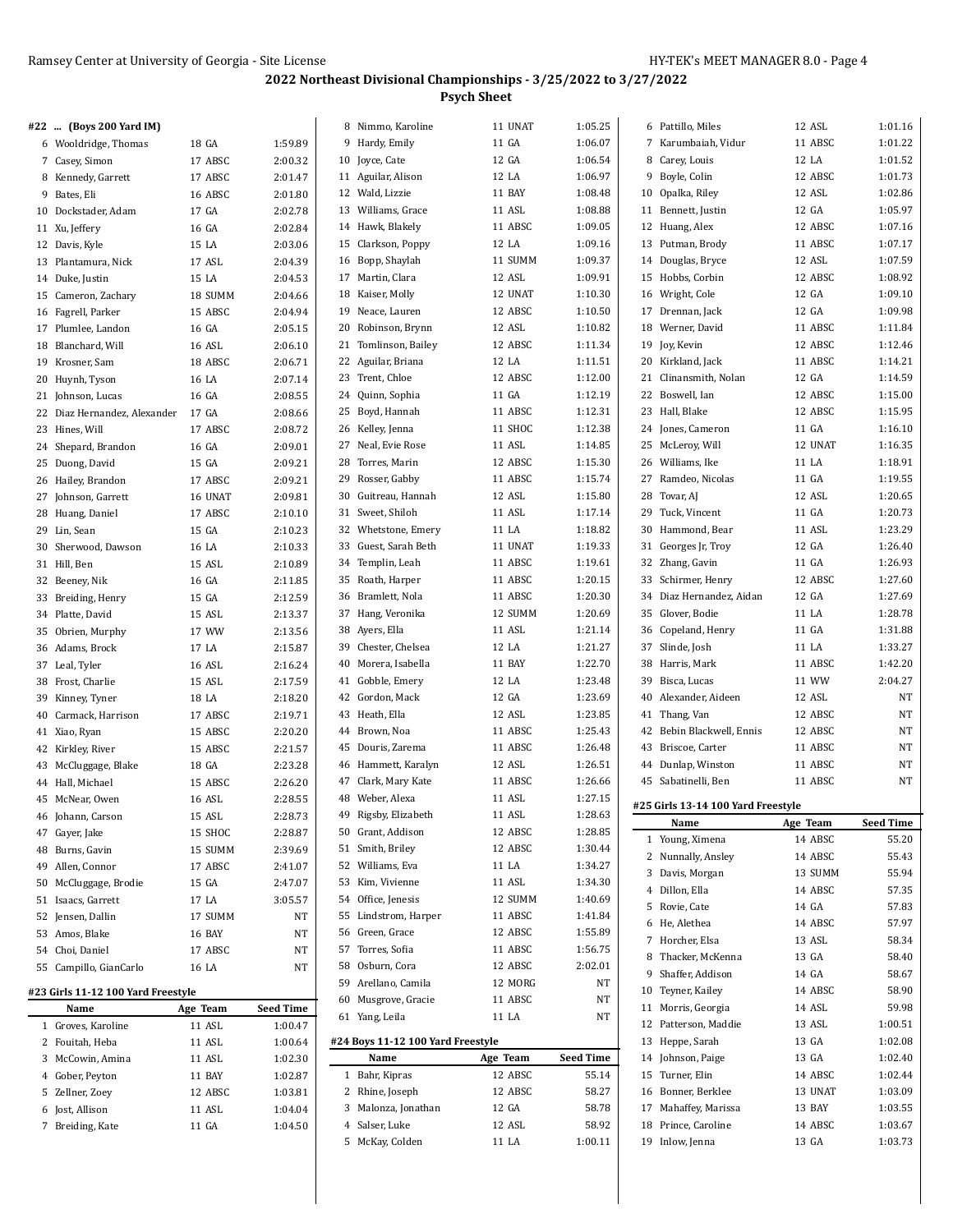## 2022 Northeast Divisional Championships - 3/25/2022 to 3/27/2022

### Psych Sheet

#### #22 ... (Boys 200 Yard IM)

| | Name | Age | Team | Seed Time |
|---|---|---|---|---|
| 6 | Wooldridge, Thomas | 18 | GA | 1:59.89 |
| 7 | Casey, Simon | 17 | ABSC | 2:00.32 |
| 8 | Kennedy, Garrett | 17 | ABSC | 2:01.47 |
| 9 | Bates, Eli | 16 | ABSC | 2:01.80 |
| 10 | Dockstader, Adam | 17 | GA | 2:02.78 |
| 11 | Xu, Jeffery | 16 | GA | 2:02.84 |
| 12 | Davis, Kyle | 15 | LA | 2:03.06 |
| 13 | Plantamura, Nick | 17 | ASL | 2:04.39 |
| 14 | Duke, Justin | 15 | LA | 2:04.53 |
| 15 | Cameron, Zachary | 18 | SUMM | 2:04.66 |
| 16 | Fagrell, Parker | 15 | ABSC | 2:04.94 |
| 17 | Plumlee, Landon | 16 | GA | 2:05.15 |
| 18 | Blanchard, Will | 16 | ASL | 2:06.10 |
| 19 | Krosner, Sam | 18 | ABSC | 2:06.71 |
| 20 | Huynh, Tyson | 16 | LA | 2:07.14 |
| 21 | Johnson, Lucas | 16 | GA | 2:08.55 |
| 22 | Diaz Hernandez, Alexander | 17 | GA | 2:08.66 |
| 23 | Hines, Will | 17 | ABSC | 2:08.72 |
| 24 | Shepard, Brandon | 16 | GA | 2:09.01 |
| 25 | Duong, David | 15 | GA | 2:09.21 |
| 26 | Hailey, Brandon | 17 | ABSC | 2:09.21 |
| 27 | Johnson, Garrett | 16 | UNAT | 2:09.81 |
| 28 | Huang, Daniel | 17 | ABSC | 2:10.10 |
| 29 | Lin, Sean | 15 | GA | 2:10.23 |
| 30 | Sherwood, Dawson | 16 | LA | 2:10.33 |
| 31 | Hill, Ben | 15 | ASL | 2:10.89 |
| 32 | Beeney, Nik | 16 | GA | 2:11.85 |
| 33 | Breiding, Henry | 15 | GA | 2:12.59 |
| 34 | Platte, David | 15 | ASL | 2:13.37 |
| 35 | Obrien, Murphy | 17 | WW | 2:13.56 |
| 36 | Adams, Brock | 17 | LA | 2:15.87 |
| 37 | Leal, Tyler | 16 | ASL | 2:16.24 |
| 38 | Frost, Charlie | 15 | ASL | 2:17.59 |
| 39 | Kinney, Tyner | 18 | LA | 2:18.20 |
| 40 | Carmack, Harrison | 17 | ABSC | 2:19.71 |
| 41 | Xiao, Ryan | 15 | ABSC | 2:20.20 |
| 42 | Kirkley, River | 15 | ABSC | 2:21.57 |
| 43 | McCluggage, Blake | 18 | GA | 2:23.28 |
| 44 | Hall, Michael | 15 | ABSC | 2:26.20 |
| 45 | McNear, Owen | 16 | ASL | 2:28.55 |
| 46 | Johann, Carson | 15 | ASL | 2:28.73 |
| 47 | Gayer, Jake | 15 | SHOC | 2:28.87 |
| 48 | Burns, Gavin | 15 | SUMM | 2:39.69 |
| 49 | Allen, Connor | 17 | ABSC | 2:41.07 |
| 50 | McCluggage, Brodie | 15 | GA | 2:47.07 |
| 51 | Isaacs, Garrett | 17 | LA | 3:05.57 |
| 52 | Jensen, Dallin | 17 | SUMM | NT |
| 53 | Amos, Blake | 16 | BAY | NT |
| 54 | Choi, Daniel | 17 | ABSC | NT |
| 55 | Campillo, GianCarlo | 16 | LA | NT |

#### #23 Girls 11-12 100 Yard Freestyle

| | Name | Age | Team | Seed Time |
|---|---|---|---|---|
| 1 | Groves, Karoline | 11 | ASL | 1:00.47 |
| 2 | Fouitah, Heba | 11 | ASL | 1:00.64 |
| 3 | McCowin, Amina | 11 | ASL | 1:02.30 |
| 4 | Gober, Peyton | 11 | BAY | 1:02.87 |
| 5 | Zellner, Zoey | 12 | ABSC | 1:03.81 |
| 6 | Jost, Allison | 11 | ASL | 1:04.04 |
| 7 | Breiding, Kate | 11 | GA | 1:04.50 |
| 8 | Nimmo, Karoline | 11 | UNAT | 1:05.25 |
| 9 | Hardy, Emily | 11 | GA | 1:06.07 |
| 10 | Joyce, Cate | 12 | GA | 1:06.54 |
| 11 | Aguilar, Alison | 12 | LA | 1:06.97 |
| 12 | Wald, Lizzie | 11 | BAY | 1:08.48 |
| 13 | Williams, Grace | 11 | ASL | 1:08.88 |
| 14 | Hawk, Blakely | 11 | ABSC | 1:09.05 |
| 15 | Clarkson, Poppy | 12 | LA | 1:09.16 |
| 16 | Bopp, Shaylah | 11 | SUMM | 1:09.37 |
| 17 | Martin, Clara | 12 | ASL | 1:09.91 |
| 18 | Kaiser, Molly | 12 | UNAT | 1:10.30 |
| 19 | Neace, Lauren | 12 | ABSC | 1:10.50 |
| 20 | Robinson, Brynn | 12 | ASL | 1:10.82 |
| 21 | Tomlinson, Bailey | 12 | ABSC | 1:11.34 |
| 22 | Aguilar, Briana | 12 | LA | 1:11.51 |
| 23 | Trent, Chloe | 12 | ABSC | 1:12.00 |
| 24 | Quinn, Sophia | 11 | GA | 1:12.19 |
| 25 | Boyd, Hannah | 11 | ABSC | 1:12.31 |
| 26 | Kelley, Jenna | 11 | SHOC | 1:12.38 |
| 27 | Neal, Evie Rose | 11 | ASL | 1:14.85 |
| 28 | Torres, Marin | 12 | ABSC | 1:15.30 |
| 29 | Rosser, Gabby | 11 | ABSC | 1:15.74 |
| 30 | Guitreau, Hannah | 12 | ASL | 1:15.80 |
| 31 | Sweet, Shiloh | 11 | ASL | 1:17.14 |
| 32 | Whetstone, Emery | 11 | LA | 1:18.82 |
| 33 | Guest, Sarah Beth | 11 | UNAT | 1:19.33 |
| 34 | Templin, Leah | 11 | ABSC | 1:19.61 |
| 35 | Roath, Harper | 11 | ABSC | 1:20.15 |
| 36 | Bramlett, Nola | 11 | ABSC | 1:20.30 |
| 37 | Hang, Veronika | 12 | SUMM | 1:20.69 |
| 38 | Ayers, Ella | 11 | ASL | 1:21.14 |
| 39 | Chester, Chelsea | 12 | LA | 1:21.27 |
| 40 | Morera, Isabella | 11 | BAY | 1:22.70 |
| 41 | Gobble, Emery | 12 | LA | 1:23.48 |
| 42 | Gordon, Mack | 12 | GA | 1:23.69 |
| 43 | Heath, Ella | 12 | ASL | 1:23.85 |
| 44 | Brown, Noa | 11 | ABSC | 1:25.43 |
| 45 | Douris, Zarema | 11 | ABSC | 1:26.48 |
| 46 | Hammett, Karalyn | 12 | ASL | 1:26.51 |
| 47 | Clark, Mary Kate | 11 | ABSC | 1:26.66 |
| 48 | Weber, Alexa | 11 | ASL | 1:27.15 |
| 49 | Rigsby, Elizabeth | 11 | ASL | 1:28.63 |
| 50 | Grant, Addison | 12 | ABSC | 1:28.85 |
| 51 | Smith, Briley | 12 | ABSC | 1:30.44 |
| 52 | Williams, Eva | 11 | LA | 1:34.27 |
| 53 | Kim, Vivienne | 11 | ASL | 1:34.30 |
| 54 | Office, Jenesis | 12 | SUMM | 1:40.69 |
| 55 | Lindstrom, Harper | 11 | ABSC | 1:41.84 |
| 56 | Green, Grace | 12 | ABSC | 1:55.89 |
| 57 | Torres, Sofia | 11 | ABSC | 1:56.75 |
| 58 | Osburn, Cora | 12 | ABSC | 2:02.01 |
| 59 | Arellano, Camila | 12 | MORG | NT |
| 60 | Musgrove, Gracie | 11 | ABSC | NT |
| 61 | Yang, Leila | 11 | LA | NT |

#### #24 Boys 11-12 100 Yard Freestyle

| | Name | Age | Team | Seed Time |
|---|---|---|---|---|
| 1 | Bahr, Kipras | 12 | ABSC | 55.14 |
| 2 | Rhine, Joseph | 12 | ABSC | 58.27 |
| 3 | Malonza, Jonathan | 12 | GA | 58.78 |
| 4 | Salser, Luke | 12 | ASL | 58.92 |
| 5 | McKay, Colden | 11 | LA | 1:00.11 |
| 6 | Pattillo, Miles | 12 | ASL | 1:01.16 |
| 7 | Karumbaiah, Vidur | 11 | ABSC | 1:01.22 |
| 8 | Carey, Louis | 12 | LA | 1:01.52 |
| 9 | Boyle, Colin | 12 | ABSC | 1:01.73 |
| 10 | Opalka, Riley | 12 | ASL | 1:02.86 |
| 11 | Bennett, Justin | 12 | GA | 1:05.97 |
| 12 | Huang, Alex | 12 | ABSC | 1:07.16 |
| 13 | Putman, Brody | 11 | ABSC | 1:07.17 |
| 14 | Douglas, Bryce | 12 | ASL | 1:07.59 |
| 15 | Hobbs, Corbin | 12 | ABSC | 1:08.92 |
| 16 | Wright, Cole | 12 | GA | 1:09.10 |
| 17 | Drennan, Jack | 12 | GA | 1:09.98 |
| 18 | Werner, David | 11 | ABSC | 1:11.84 |
| 19 | Joy, Kevin | 12 | ABSC | 1:12.46 |
| 20 | Kirkland, Jack | 11 | ABSC | 1:14.21 |
| 21 | Clinansmith, Nolan | 12 | GA | 1:14.59 |
| 22 | Boswell, Ian | 12 | ABSC | 1:15.00 |
| 23 | Hall, Blake | 12 | ABSC | 1:15.95 |
| 24 | Jones, Cameron | 11 | GA | 1:16.10 |
| 25 | McLeroy, Will | 12 | UNAT | 1:16.35 |
| 26 | Williams, Ike | 11 | LA | 1:18.91 |
| 27 | Ramdeo, Nicolas | 11 | GA | 1:19.55 |
| 28 | Tovar, AJ | 12 | ASL | 1:20.65 |
| 29 | Tuck, Vincent | 11 | GA | 1:20.73 |
| 30 | Hammond, Bear | 11 | ASL | 1:23.29 |
| 31 | Georges Jr, Troy | 12 | GA | 1:26.40 |
| 32 | Zhang, Gavin | 11 | GA | 1:26.93 |
| 33 | Schirmer, Henry | 12 | ABSC | 1:27.60 |
| 34 | Diaz Hernandez, Aidan | 12 | GA | 1:27.69 |
| 35 | Glover, Bodie | 11 | LA | 1:28.78 |
| 36 | Copeland, Henry | 11 | GA | 1:31.88 |
| 37 | Slinde, Josh | 11 | LA | 1:33.27 |
| 38 | Harris, Mark | 11 | ABSC | 1:42.20 |
| 39 | Bisca, Lucas | 11 | WW | 2:04.27 |
| 40 | Alexander, Aideen | 12 | ASL | NT |
| 41 | Thang, Van | 12 | ABSC | NT |
| 42 | Bebin Blackwell, Ennis | 12 | ABSC | NT |
| 43 | Briscoe, Carter | 11 | ABSC | NT |
| 44 | Dunlap, Winston | 11 | ABSC | NT |
| 45 | Sabatinelli, Ben | 11 | ABSC | NT |

#### #25 Girls 13-14 100 Yard Freestyle

| | Name | Age | Team | Seed Time |
|---|---|---|---|---|
| 1 | Young, Ximena | 14 | ABSC | 55.20 |
| 2 | Nunnally, Ansley | 14 | ABSC | 55.43 |
| 3 | Davis, Morgan | 13 | SUMM | 55.94 |
| 4 | Dillon, Ella | 14 | ABSC | 57.35 |
| 5 | Rovie, Cate | 14 | GA | 57.83 |
| 6 | He, Alethea | 14 | ABSC | 57.97 |
| 7 | Horcher, Elsa | 13 | ASL | 58.34 |
| 8 | Thacker, McKenna | 13 | GA | 58.40 |
| 9 | Shaffer, Addison | 14 | GA | 58.67 |
| 10 | Teyner, Kailey | 14 | ABSC | 58.90 |
| 11 | Morris, Georgia | 14 | ASL | 59.98 |
| 12 | Patterson, Maddie | 13 | ASL | 1:00.51 |
| 13 | Heppe, Sarah | 13 | GA | 1:02.08 |
| 14 | Johnson, Paige | 13 | GA | 1:02.40 |
| 15 | Turner, Elin | 14 | ABSC | 1:02.44 |
| 16 | Bonner, Berklee | 13 | UNAT | 1:03.09 |
| 17 | Mahaffey, Marissa | 13 | BAY | 1:03.55 |
| 18 | Prince, Caroline | 14 | ABSC | 1:03.67 |
| 19 | Inlow, Jenna | 13 | GA | 1:03.73 |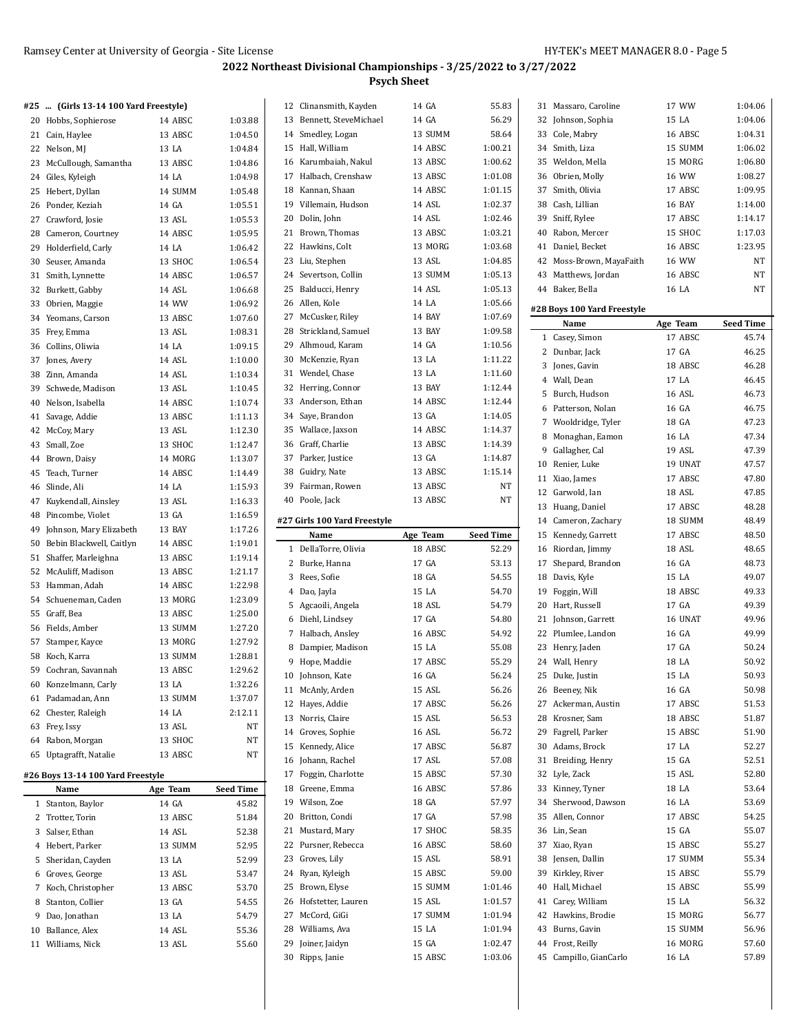## 2022 Northeast Divisional Championships - 3/25/2022 to 3/27/2022

### Psych Sheet

#### #25 ... (Girls 13-14 100 Yard Freestyle)

| | Name | Age | Team | Seed Time |
|---|---|---|---|---|
| 20 | Hobbs, Sophierose | 14 | ABSC | 1:03.88 |
| 21 | Cain, Haylee | 13 | ABSC | 1:04.50 |
| 22 | Nelson, MJ | 13 | LA | 1:04.84 |
| 23 | McCullough, Samantha | 13 | ABSC | 1:04.86 |
| 24 | Giles, Kyleigh | 14 | LA | 1:04.98 |
| 25 | Hebert, Dyllan | 14 | SUMM | 1:05.48 |
| 26 | Ponder, Keziah | 14 | GA | 1:05.51 |
| 27 | Crawford, Josie | 13 | ASL | 1:05.53 |
| 28 | Cameron, Courtney | 14 | ABSC | 1:05.95 |
| 29 | Holderfield, Carly | 14 | LA | 1:06.42 |
| 30 | Seuser, Amanda | 13 | SHOC | 1:06.54 |
| 31 | Smith, Lynnette | 14 | ABSC | 1:06.57 |
| 32 | Burkett, Gabby | 14 | ASL | 1:06.68 |
| 33 | Obrien, Maggie | 14 | WW | 1:06.92 |
| 34 | Yeomans, Carson | 13 | ABSC | 1:07.60 |
| 35 | Frey, Emma | 13 | ASL | 1:08.31 |
| 36 | Collins, Oliwia | 14 | LA | 1:09.15 |
| 37 | Jones, Avery | 14 | ASL | 1:10.00 |
| 38 | Zinn, Amanda | 14 | ASL | 1:10.34 |
| 39 | Schwede, Madison | 13 | ASL | 1:10.45 |
| 40 | Nelson, Isabella | 14 | ABSC | 1:10.74 |
| 41 | Savage, Addie | 13 | ABSC | 1:11.13 |
| 42 | McCoy, Mary | 13 | ASL | 1:12.30 |
| 43 | Small, Zoe | 13 | SHOC | 1:12.47 |
| 44 | Brown, Daisy | 14 | MORG | 1:13.07 |
| 45 | Teach, Turner | 14 | ABSC | 1:14.49 |
| 46 | Slinde, Ali | 14 | LA | 1:15.93 |
| 47 | Kuykendall, Ainsley | 13 | ASL | 1:16.33 |
| 48 | Pincombe, Violet | 13 | GA | 1:16.59 |
| 49 | Johnson, Mary Elizabeth | 13 | BAY | 1:17.26 |
| 50 | Bebin Blackwell, Caitlyn | 14 | ABSC | 1:19.01 |
| 51 | Shaffer, Marleighna | 13 | ABSC | 1:19.14 |
| 52 | McAuliff, Madison | 13 | ABSC | 1:21.17 |
| 53 | Hamman, Adah | 14 | ABSC | 1:22.98 |
| 54 | Schueneman, Caden | 13 | MORG | 1:23.09 |
| 55 | Graff, Bea | 13 | ABSC | 1:25.00 |
| 56 | Fields, Amber | 13 | SUMM | 1:27.20 |
| 57 | Stamper, Kayce | 13 | MORG | 1:27.92 |
| 58 | Koch, Karra | 13 | SUMM | 1:28.81 |
| 59 | Cochran, Savannah | 13 | ABSC | 1:29.62 |
| 60 | Konzelmann, Carly | 13 | LA | 1:32.26 |
| 61 | Padamadan, Ann | 13 | SUMM | 1:37.07 |
| 62 | Chester, Raleigh | 14 | LA | 2:12.11 |
| 63 | Frey, Issy | 13 | ASL | NT |
| 64 | Rabon, Morgan | 13 | SHOC | NT |
| 65 | Uptagrafft, Natalie | 13 | ABSC | NT |

#### #26 Boys 13-14 100 Yard Freestyle

| | Name | Age | Team | Seed Time |
|---|---|---|---|---|
| 1 | Stanton, Baylor | 14 | GA | 45.82 |
| 2 | Trotter, Torin | 13 | ABSC | 51.84 |
| 3 | Salser, Ethan | 14 | ASL | 52.38 |
| 4 | Hebert, Parker | 13 | SUMM | 52.95 |
| 5 | Sheridan, Cayden | 13 | LA | 52.99 |
| 6 | Groves, George | 13 | ASL | 53.47 |
| 7 | Koch, Christopher | 13 | ABSC | 53.70 |
| 8 | Stanton, Collier | 13 | GA | 54.55 |
| 9 | Dao, Jonathan | 13 | LA | 54.79 |
| 10 | Ballance, Alex | 14 | ASL | 55.36 |
| 11 | Williams, Nick | 13 | ASL | 55.60 |
| 12 | Clinansmith, Kayden | 14 | GA | 55.83 |
| 13 | Bennett, SteveMichael | 14 | GA | 56.29 |
| 14 | Smedley, Logan | 13 | SUMM | 58.64 |
| 15 | Hall, William | 14 | ABSC | 1:00.21 |
| 16 | Karumbaiah, Nakul | 13 | ABSC | 1:00.62 |
| 17 | Halbach, Crenshaw | 13 | ABSC | 1:01.08 |
| 18 | Kannan, Shaan | 14 | ABSC | 1:01.15 |
| 19 | Villemain, Hudson | 14 | ASL | 1:02.37 |
| 20 | Dolin, John | 14 | ASL | 1:02.46 |
| 21 | Brown, Thomas | 13 | ABSC | 1:03.21 |
| 22 | Hawkins, Colt | 13 | MORG | 1:03.68 |
| 23 | Liu, Stephen | 13 | ASL | 1:04.85 |
| 24 | Severtson, Collin | 13 | SUMM | 1:05.13 |
| 25 | Balducci, Henry | 14 | ASL | 1:05.13 |
| 26 | Allen, Kole | 14 | LA | 1:05.66 |
| 27 | McCusker, Riley | 14 | BAY | 1:07.69 |
| 28 | Strickland, Samuel | 13 | BAY | 1:09.58 |
| 29 | Alhmoud, Karam | 14 | GA | 1:10.56 |
| 30 | McKenzie, Ryan | 13 | LA | 1:11.22 |
| 31 | Wendel, Chase | 13 | LA | 1:11.60 |
| 32 | Herring, Connor | 13 | BAY | 1:12.44 |
| 33 | Anderson, Ethan | 14 | ABSC | 1:12.44 |
| 34 | Saye, Brandon | 13 | GA | 1:14.05 |
| 35 | Wallace, Jaxson | 14 | ABSC | 1:14.37 |
| 36 | Graff, Charlie | 13 | ABSC | 1:14.39 |
| 37 | Parker, Justice | 13 | GA | 1:14.87 |
| 38 | Guidry, Nate | 13 | ABSC | 1:15.14 |
| 39 | Fairman, Rowen | 13 | ABSC | NT |
| 40 | Poole, Jack | 13 | ABSC | NT |

#### #27 Girls 100 Yard Freestyle

| | Name | Age | Team | Seed Time |
|---|---|---|---|---|
| 1 | DellaTorre, Olivia | 18 | ABSC | 52.29 |
| 2 | Burke, Hanna | 17 | GA | 53.13 |
| 3 | Rees, Sofie | 18 | GA | 54.55 |
| 4 | Dao, Jayla | 15 | LA | 54.70 |
| 5 | Agcaoili, Angela | 18 | ASL | 54.79 |
| 6 | Diehl, Lindsey | 17 | GA | 54.80 |
| 7 | Halbach, Ansley | 16 | ABSC | 54.92 |
| 8 | Dampier, Madison | 15 | LA | 55.08 |
| 9 | Hope, Maddie | 17 | ABSC | 55.29 |
| 10 | Johnson, Kate | 16 | GA | 56.24 |
| 11 | McAnly, Arden | 15 | ASL | 56.26 |
| 12 | Hayes, Addie | 17 | ABSC | 56.26 |
| 13 | Norris, Claire | 15 | ASL | 56.53 |
| 14 | Groves, Sophie | 16 | ASL | 56.72 |
| 15 | Kennedy, Alice | 17 | ABSC | 56.87 |
| 16 | Johann, Rachel | 17 | ASL | 57.08 |
| 17 | Foggin, Charlotte | 15 | ABSC | 57.30 |
| 18 | Greene, Emma | 16 | ABSC | 57.86 |
| 19 | Wilson, Zoe | 18 | GA | 57.97 |
| 20 | Britton, Condi | 17 | GA | 57.98 |
| 21 | Mustard, Mary | 17 | SHOC | 58.35 |
| 22 | Pursner, Rebecca | 16 | ABSC | 58.60 |
| 23 | Groves, Lily | 15 | ASL | 58.91 |
| 24 | Ryan, Kyleigh | 15 | ABSC | 59.00 |
| 25 | Brown, Elyse | 15 | SUMM | 1:01.46 |
| 26 | Hofstetter, Lauren | 15 | ASL | 1:01.57 |
| 27 | McCord, GiGi | 17 | SUMM | 1:01.94 |
| 28 | Williams, Ava | 15 | LA | 1:01.94 |
| 29 | Joiner, Jaidyn | 15 | GA | 1:02.47 |
| 30 | Ripps, Janie | 15 | ABSC | 1:03.06 |
| 31 | Massaro, Caroline | 17 | WW | 1:04.06 |
| 32 | Johnson, Sophia | 15 | LA | 1:04.06 |
| 33 | Cole, Mabry | 16 | ABSC | 1:04.31 |
| 34 | Smith, Liza | 15 | SUMM | 1:06.02 |
| 35 | Weldon, Mella | 15 | MORG | 1:06.80 |
| 36 | Obrien, Molly | 16 | WW | 1:08.27 |
| 37 | Smith, Olivia | 17 | ABSC | 1:09.95 |
| 38 | Cash, Lillian | 16 | BAY | 1:14.00 |
| 39 | Sniff, Rylee | 17 | ABSC | 1:14.17 |
| 40 | Rabon, Mercer | 15 | SHOC | 1:17.03 |
| 41 | Daniel, Becket | 16 | ABSC | 1:23.95 |
| 42 | Moss-Brown, MayaFaith | 16 | WW | NT |
| 43 | Matthews, Jordan | 16 | ABSC | NT |
| 44 | Baker, Bella | 16 | LA | NT |

#### #28 Boys 100 Yard Freestyle

| | Name | Age | Team | Seed Time |
|---|---|---|---|---|
| 1 | Casey, Simon | 17 | ABSC | 45.74 |
| 2 | Dunbar, Jack | 17 | GA | 46.25 |
| 3 | Jones, Gavin | 18 | ABSC | 46.28 |
| 4 | Wall, Dean | 17 | LA | 46.45 |
| 5 | Burch, Hudson | 16 | ASL | 46.73 |
| 6 | Patterson, Nolan | 16 | GA | 46.75 |
| 7 | Wooldridge, Tyler | 18 | GA | 47.23 |
| 8 | Monaghan, Eamon | 16 | LA | 47.34 |
| 9 | Gallagher, Cal | 19 | ASL | 47.39 |
| 10 | Renier, Luke | 19 | UNAT | 47.57 |
| 11 | Xiao, James | 17 | ABSC | 47.80 |
| 12 | Garwold, Ian | 18 | ASL | 47.85 |
| 13 | Huang, Daniel | 17 | ABSC | 48.28 |
| 14 | Cameron, Zachary | 18 | SUMM | 48.49 |
| 15 | Kennedy, Garrett | 17 | ABSC | 48.50 |
| 16 | Riordan, Jimmy | 18 | ASL | 48.65 |
| 17 | Shepard, Brandon | 16 | GA | 48.73 |
| 18 | Davis, Kyle | 15 | LA | 49.07 |
| 19 | Foggin, Will | 18 | ABSC | 49.33 |
| 20 | Hart, Russell | 17 | GA | 49.39 |
| 21 | Johnson, Garrett | 16 | UNAT | 49.96 |
| 22 | Plumlee, Landon | 16 | GA | 49.99 |
| 23 | Henry, Jaden | 17 | GA | 50.24 |
| 24 | Wall, Henry | 18 | LA | 50.92 |
| 25 | Duke, Justin | 15 | LA | 50.93 |
| 26 | Beeney, Nik | 16 | GA | 50.98 |
| 27 | Ackerman, Austin | 17 | ABSC | 51.53 |
| 28 | Krosner, Sam | 18 | ABSC | 51.87 |
| 29 | Fagrell, Parker | 15 | ABSC | 51.90 |
| 30 | Adams, Brock | 17 | LA | 52.27 |
| 31 | Breiding, Henry | 15 | GA | 52.51 |
| 32 | Lyle, Zack | 15 | ASL | 52.80 |
| 33 | Kinney, Tyner | 18 | LA | 53.64 |
| 34 | Sherwood, Dawson | 16 | LA | 53.69 |
| 35 | Allen, Connor | 17 | ABSC | 54.25 |
| 36 | Lin, Sean | 15 | GA | 55.07 |
| 37 | Xiao, Ryan | 15 | ABSC | 55.27 |
| 38 | Jensen, Dallin | 17 | SUMM | 55.34 |
| 39 | Kirkley, River | 15 | ABSC | 55.79 |
| 40 | Hall, Michael | 15 | ABSC | 55.99 |
| 41 | Carey, William | 15 | LA | 56.32 |
| 42 | Hawkins, Brodie | 15 | MORG | 56.77 |
| 43 | Burns, Gavin | 15 | SUMM | 56.96 |
| 44 | Frost, Reilly | 16 | MORG | 57.60 |
| 45 | Campillo, GianCarlo | 16 | LA | 57.89 |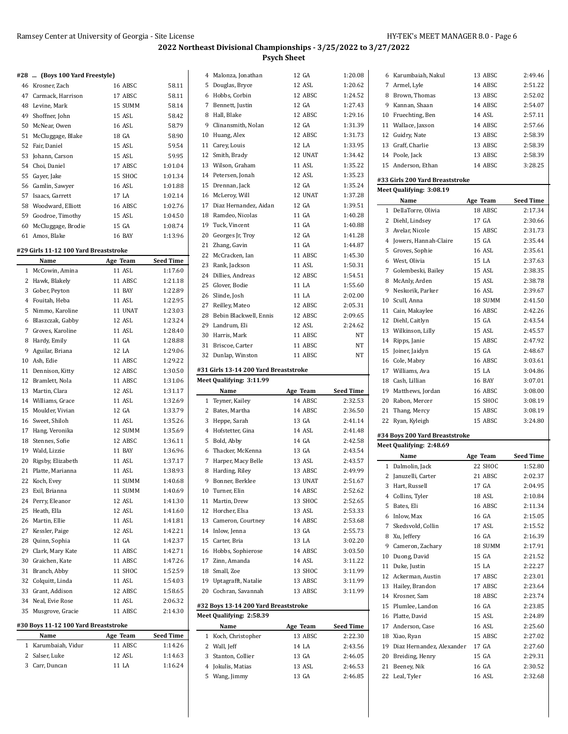## 2022 Northeast Divisional Championships - 3/25/2022 to 3/27/2022

### Psych Sheet

**#28 ... (Boys 100 Yard Freestyle)**

| | Name | Age | Team | Seed Time |
|---|---|---|---|---|
| 46 | Krosner, Zach | 16 | ABSC | 58.11 |
| 47 | Carmack, Harrison | 17 | ABSC | 58.11 |
| 48 | Levine, Mark | 15 | SUMM | 58.14 |
| 49 | Shoffner, John | 15 | ASL | 58.42 |
| 50 | McNear, Owen | 16 | ASL | 58.79 |
| 51 | McCluggage, Blake | 18 | GA | 58.90 |
| 52 | Fair, Daniel | 15 | ASL | 59.54 |
| 53 | Johann, Carson | 15 | ASL | 59.95 |
| 54 | Choi, Daniel | 17 | ABSC | 1:01.04 |
| 55 | Gayer, Jake | 15 | SHOC | 1:01.34 |
| 56 | Gamlin, Sawyer | 16 | ASL | 1:01.88 |
| 57 | Isaacs, Garrett | 17 | LA | 1:02.14 |
| 58 | Woodward, Elliott | 16 | ABSC | 1:02.76 |
| 59 | Goodroe, Timothy | 15 | ASL | 1:04.50 |
| 60 | McCluggage, Brodie | 15 | GA | 1:08.74 |
| 61 | Amos, Blake | 16 | BAY | 1:13.96 |

**#29 Girls 11-12 100 Yard Breaststroke**

| | Name | Age | Team | Seed Time |
|---|---|---|---|---|
| 1 | McCowin, Amina | 11 | ASL | 1:17.60 |
| 2 | Hawk, Blakely | 11 | ABSC | 1:21.18 |
| 3 | Gober, Peyton | 11 | BAY | 1:22.89 |
| 4 | Fouitah, Heba | 11 | ASL | 1:22.95 |
| 5 | Nimmo, Karoline | 11 | UNAT | 1:23.03 |
| 6 | Blaszczak, Gabby | 12 | ASL | 1:23.24 |
| 7 | Groves, Karoline | 11 | ASL | 1:28.40 |
| 8 | Hardy, Emily | 11 | GA | 1:28.88 |
| 9 | Aguilar, Briana | 12 | LA | 1:29.06 |
| 10 | Ash, Edie | 11 | ABSC | 1:29.22 |
| 11 | Dennison, Kitty | 12 | ABSC | 1:30.50 |
| 12 | Bramlett, Nola | 11 | ABSC | 1:31.06 |
| 13 | Martin, Clara | 12 | ASL | 1:31.17 |
| 14 | Williams, Grace | 11 | ASL | 1:32.69 |
| 15 | Moulder, Vivian | 12 | GA | 1:33.79 |
| 16 | Sweet, Shiloh | 11 | ASL | 1:35.26 |
| 17 | Hang, Veronika | 12 | SUMM | 1:35.69 |
| 18 | Stennes, Sofie | 12 | ABSC | 1:36.11 |
| 19 | Wald, Lizzie | 11 | BAY | 1:36.96 |
| 20 | Rigsby, Elizabeth | 11 | ASL | 1:37.17 |
| 21 | Platte, Marianna | 11 | ASL | 1:38.93 |
| 22 | Koch, Evey | 11 | SUMM | 1:40.68 |
| 23 | Exil, Brianna | 11 | SUMM | 1:40.69 |
| 24 | Perry, Eleanor | 12 | ASL | 1:41.30 |
| 25 | Heath, Ella | 12 | ASL | 1:41.60 |
| 26 | Martin, Ellie | 11 | ASL | 1:41.81 |
| 27 | Kessler, Paige | 12 | ASL | 1:42.21 |
| 28 | Quinn, Sophia | 11 | GA | 1:42.37 |
| 29 | Clark, Mary Kate | 11 | ABSC | 1:42.71 |
| 30 | Graichen, Kate | 11 | ABSC | 1:47.26 |
| 31 | Branch, Abby | 11 | SHOC | 1:52.59 |
| 32 | Colquitt, Linda | 11 | ASL | 1:54.03 |
| 33 | Grant, Addison | 12 | ABSC | 1:58.65 |
| 34 | Neal, Evie Rose | 11 | ASL | 2:06.32 |
| 35 | Musgrove, Gracie | 11 | ABSC | 2:14.30 |

**#30 Boys 11-12 100 Yard Breaststroke**

| | Name | Age | Team | Seed Time |
|---|---|---|---|---|
| 1 | Karumbaiah, Vidur | 11 | ABSC | 1:14.26 |
| 2 | Salser, Luke | 12 | ASL | 1:14.63 |
| 3 | Carr, Duncan | 11 | LA | 1:16.24 |
| 4 | Malonza, Jonathan | 12 | GA | 1:20.08 |
| 5 | Douglas, Bryce | 12 | ASL | 1:20.62 |
| 6 | Hobbs, Corbin | 12 | ABSC | 1:24.52 |
| 7 | Bennett, Justin | 12 | GA | 1:27.43 |
| 8 | Hall, Blake | 12 | ABSC | 1:29.16 |
| 9 | Clinansmith, Nolan | 12 | GA | 1:31.39 |
| 10 | Huang, Alex | 12 | ABSC | 1:31.73 |
| 11 | Carey, Louis | 12 | LA | 1:33.95 |
| 12 | Smith, Brady | 12 | UNAT | 1:34.42 |
| 13 | Wilson, Graham | 11 | ASL | 1:35.22 |
| 14 | Petersen, Jonah | 12 | ASL | 1:35.23 |
| 15 | Drennan, Jack | 12 | GA | 1:35.24 |
| 16 | McLeroy, Will | 12 | UNAT | 1:37.28 |
| 17 | Diaz Hernandez, Aidan | 12 | GA | 1:39.51 |
| 18 | Ramdeo, Nicolas | 11 | GA | 1:40.28 |
| 19 | Tuck, Vincent | 11 | GA | 1:40.88 |
| 20 | Georges Jr, Troy | 12 | GA | 1:41.28 |
| 21 | Zhang, Gavin | 11 | GA | 1:44.87 |
| 22 | McCracken, Ian | 11 | ABSC | 1:45.30 |
| 23 | Rank, Jackson | 11 | ASL | 1:50.31 |
| 24 | Dillies, Andreas | 12 | ABSC | 1:54.51 |
| 25 | Glover, Bodie | 11 | LA | 1:55.60 |
| 26 | Slinde, Josh | 11 | LA | 2:02.00 |
| 27 | Reilley, Mateo | 12 | ABSC | 2:05.31 |
| 28 | Bebin Blackwell, Ennis | 12 | ABSC | 2:09.65 |
| 29 | Landrum, Eli | 12 | ASL | 2:24.62 |
| 30 | Harris, Mark | 11 | ABSC | NT |
| 31 | Briscoe, Carter | 11 | ABSC | NT |
| 32 | Dunlap, Winston | 11 | ABSC | NT |

**#31 Girls 13-14 200 Yard Breaststroke**

Meet Qualifying: 3:11.99

| | Name | Age | Team | Seed Time |
|---|---|---|---|---|
| 1 | Teyner, Kailey | 14 | ABSC | 2:32.53 |
| 2 | Bates, Martha | 14 | ABSC | 2:36.50 |
| 3 | Heppe, Sarah | 13 | GA | 2:41.14 |
| 4 | Hofstetter, Gina | 14 | ASL | 2:41.48 |
| 5 | Bold, Abby | 14 | GA | 2:42.58 |
| 6 | Thacker, McKenna | 13 | GA | 2:43.54 |
| 7 | Harper, Macy Belle | 13 | ASL | 2:43.57 |
| 8 | Harding, Riley | 13 | ABSC | 2:49.99 |
| 9 | Bonner, Berklee | 13 | UNAT | 2:51.67 |
| 10 | Turner, Elin | 14 | ABSC | 2:52.62 |
| 11 | Martin, Drew | 13 | SHOC | 2:52.65 |
| 12 | Horcher, Elsa | 13 | ASL | 2:53.33 |
| 13 | Cameron, Courtney | 14 | ABSC | 2:53.68 |
| 14 | Inlow, Jenna | 13 | GA | 2:55.73 |
| 15 | Carter, Bria | 13 | LA | 3:02.20 |
| 16 | Hobbs, Sophierose | 14 | ABSC | 3:03.50 |
| 17 | Zinn, Amanda | 14 | ASL | 3:11.22 |
| 18 | Small, Zoe | 13 | SHOC | 3:11.99 |
| 19 | Uptagrafft, Natalie | 13 | ABSC | 3:11.99 |
| 20 | Cochran, Savannah | 13 | ABSC | 3:11.99 |

**#32 Boys 13-14 200 Yard Breaststroke**

Meet Qualifying: 2:58.39

| | Name | Age | Team | Seed Time |
|---|---|---|---|---|
| 1 | Koch, Christopher | 13 | ABSC | 2:22.30 |
| 2 | Wall, Jeff | 14 | LA | 2:43.56 |
| 3 | Stanton, Collier | 13 | GA | 2:46.05 |
| 4 | Jokulis, Matias | 13 | ASL | 2:46.53 |
| 5 | Wang, Jimmy | 13 | GA | 2:46.85 |
| 6 | Karumbaiah, Nakul | 13 | ABSC | 2:49.46 |
| 7 | Armel, Lyle | 14 | ABSC | 2:51.22 |
| 8 | Brown, Thomas | 13 | ABSC | 2:52.02 |
| 9 | Kannan, Shaan | 14 | ABSC | 2:54.07 |
| 10 | Fruechting, Ben | 14 | ASL | 2:57.11 |
| 11 | Wallace, Jaxson | 14 | ABSC | 2:57.66 |
| 12 | Guidry, Nate | 13 | ABSC | 2:58.39 |
| 13 | Graff, Charlie | 13 | ABSC | 2:58.39 |
| 14 | Poole, Jack | 13 | ABSC | 2:58.39 |
| 15 | Anderson, Ethan | 14 | ABSC | 3:28.25 |

**#33 Girls 200 Yard Breaststroke**

Meet Qualifying: 3:08.19

| | Name | Age | Team | Seed Time |
|---|---|---|---|---|
| 1 | DellaTorre, Olivia | 18 | ABSC | 2:17.34 |
| 2 | Diehl, Lindsey | 17 | GA | 2:30.66 |
| 3 | Avelar, Nicole | 15 | ABSC | 2:31.73 |
| 4 | Jowers, Hannah-Claire | 15 | GA | 2:35.44 |
| 5 | Groves, Sophie | 16 | ASL | 2:35.61 |
| 6 | West, Olivia | 15 | LA | 2:37.63 |
| 7 | Golembeski, Bailey | 15 | ASL | 2:38.35 |
| 8 | McAfee, Arden | 15 | ASL | 2:38.78 |
| 9 | Neskorik, Parker | 16 | ASL | 2:39.67 |
| 10 | Scull, Anna | 18 | SUMM | 2:41.50 |
| 11 | Cain, Makaylee | 16 | ABSC | 2:42.26 |
| 12 | Diehl, Caitlyn | 15 | GA | 2:43.54 |
| 13 | Wilkinson, Lilly | 15 | ASL | 2:45.57 |
| 14 | Ripps, Janie | 15 | ABSC | 2:47.92 |
| 15 | Joiner, Jaidyn | 15 | GA | 2:48.67 |
| 16 | Cole, Mabry | 16 | ABSC | 3:03.61 |
| 17 | Williams, Ava | 15 | LA | 3:04.86 |
| 18 | Cash, Lillian | 16 | BAY | 3:07.01 |
| 19 | Matthews, Jordan | 16 | ABSC | 3:08.00 |
| 20 | Rabon, Mercer | 15 | SHOC | 3:08.19 |
| 21 | Thang, Mercy | 15 | ABSC | 3:08.19 |
| 22 | Ryan, Kyleigh | 15 | ABSC | 3:24.80 |

**#34 Boys 200 Yard Breaststroke**

Meet Qualifying: 2:48.69

| | Name | Age | Team | Seed Time |
|---|---|---|---|---|
| 1 | Dalmolin, Jack | 22 | SHOC | 1:52.80 |
| 2 | Januzelli, Carter | 21 | ABSC | 2:02.37 |
| 3 | Hart, Russell | 17 | GA | 2:04.95 |
| 4 | Collins, Tyler | 18 | ASL | 2:10.84 |
| 5 | Bates, Eli | 16 | ABSC | 2:11.34 |
| 6 | Inlow, Max | 16 | GA | 2:15.05 |
| 7 | Skedsvold, Collin | 17 | ASL | 2:15.52 |
| 8 | Xu, Jeffery | 16 | GA | 2:16.39 |
| 9 | Cameron, Zachary | 18 | SUMM | 2:17.91 |
| 10 | Duong, David | 15 | GA | 2:21.52 |
| 11 | Duke, Justin | 15 | LA | 2:22.27 |
| 12 | Ackerman, Austin | 17 | ABSC | 2:23.01 |
| 13 | Hailey, Brandon | 17 | ABSC | 2:23.64 |
| 14 | Krosner, Sam | 18 | ABSC | 2:23.74 |
| 15 | Plumlee, Landon | 16 | GA | 2:23.85 |
| 16 | Platte, David | 15 | ASL | 2:24.89 |
| 17 | Anderson, Case | 16 | ASL | 2:25.60 |
| 18 | Xiao, Ryan | 15 | ABSC | 2:27.02 |
| 19 | Diaz Hernandez, Alexander | 17 | GA | 2:27.60 |
| 20 | Breiding, Henry | 15 | GA | 2:29.31 |
| 21 | Beeney, Nik | 16 | GA | 2:30.52 |
| 22 | Leal, Tyler | 16 | ASL | 2:32.68 |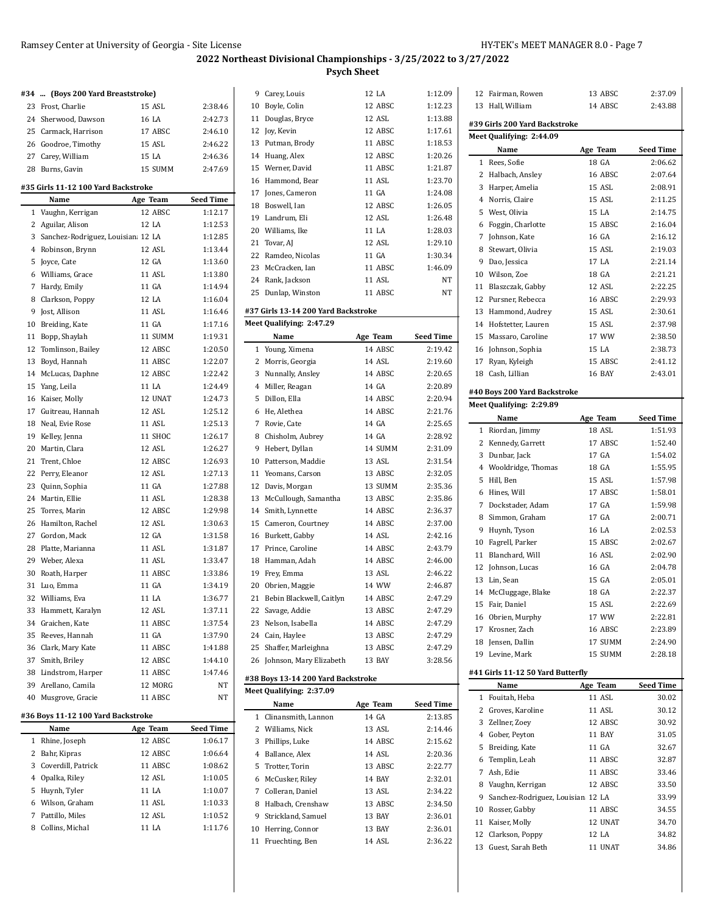# 2022 Northeast Divisional Championships - 3/25/2022 to 3/27/2022

## Psych Sheet

### #34 ... (Boys 200 Yard Breaststroke)

| # | Name | Age | Team | Seed Time |
|---|---|---|---|---|
| 23 | Frost, Charlie | 15 | ASL | 2:38.46 |
| 24 | Sherwood, Dawson | 16 | LA | 2:42.73 |
| 25 | Carmack, Harrison | 17 | ABSC | 2:46.10 |
| 26 | Goodroe, Timothy | 15 | ASL | 2:46.22 |
| 27 | Carey, William | 15 | LA | 2:46.36 |
| 28 | Burns, Gavin | 15 | SUMM | 2:47.69 |

### #35 Girls 11-12 100 Yard Backstroke

| # | Name | Age | Team | Seed Time |
|---|---|---|---|---|
| 1 | Vaughn, Kerrigan | 12 | ABSC | 1:12.17 |
| 2 | Aguilar, Alison | 12 | LA | 1:12.53 |
| 3 | Sanchez-Rodriguez, Louisiana | 12 | LA | 1:12.85 |
| 4 | Robinson, Brynn | 12 | ASL | 1:13.44 |
| 5 | Joyce, Cate | 12 | GA | 1:13.60 |
| 6 | Williams, Grace | 11 | ASL | 1:13.80 |
| 7 | Hardy, Emily | 11 | GA | 1:14.94 |
| 8 | Clarkson, Poppy | 12 | LA | 1:16.04 |
| 9 | Jost, Allison | 11 | ASL | 1:16.46 |
| 10 | Breiding, Kate | 11 | GA | 1:17.16 |
| 11 | Bopp, Shaylah | 11 | SUMM | 1:19.31 |
| 12 | Tomlinson, Bailey | 12 | ABSC | 1:20.50 |
| 13 | Boyd, Hannah | 11 | ABSC | 1:22.07 |
| 14 | McLucas, Daphne | 12 | ABSC | 1:22.42 |
| 15 | Yang, Leila | 11 | LA | 1:24.49 |
| 16 | Kaiser, Molly | 12 | UNAT | 1:24.73 |
| 17 | Guitreau, Hannah | 12 | ASL | 1:25.12 |
| 18 | Neal, Evie Rose | 11 | ASL | 1:25.13 |
| 19 | Kelley, Jenna | 11 | SHOC | 1:26.17 |
| 20 | Martin, Clara | 12 | ASL | 1:26.27 |
| 21 | Trent, Chloe | 12 | ABSC | 1:26.93 |
| 22 | Perry, Eleanor | 12 | ASL | 1:27.13 |
| 23 | Quinn, Sophia | 11 | GA | 1:27.88 |
| 24 | Martin, Ellie | 11 | ASL | 1:28.38 |
| 25 | Torres, Marin | 12 | ABSC | 1:29.98 |
| 26 | Hamilton, Rachel | 12 | ASL | 1:30.63 |
| 27 | Gordon, Mack | 12 | GA | 1:31.58 |
| 28 | Platte, Marianna | 11 | ASL | 1:31.87 |
| 29 | Weber, Alexa | 11 | ASL | 1:33.47 |
| 30 | Roath, Harper | 11 | ABSC | 1:33.86 |
| 31 | Luo, Emma | 11 | GA | 1:34.19 |
| 32 | Williams, Eva | 11 | LA | 1:36.77 |
| 33 | Hammett, Karalyn | 12 | ASL | 1:37.11 |
| 34 | Graichen, Kate | 11 | ABSC | 1:37.54 |
| 35 | Reeves, Hannah | 11 | GA | 1:37.90 |
| 36 | Clark, Mary Kate | 11 | ABSC | 1:41.88 |
| 37 | Smith, Briley | 12 | ABSC | 1:44.10 |
| 38 | Lindstrom, Harper | 11 | ABSC | 1:47.46 |
| 39 | Arellano, Camila | 12 | MORG | NT |
| 40 | Musgrove, Gracie | 11 | ABSC | NT |

### #36 Boys 11-12 100 Yard Backstroke

| # | Name | Age | Team | Seed Time |
|---|---|---|---|---|
| 1 | Rhine, Joseph | 12 | ABSC | 1:06.17 |
| 2 | Bahr, Kipras | 12 | ABSC | 1:06.64 |
| 3 | Coverdill, Patrick | 11 | ABSC | 1:08.62 |
| 4 | Opalka, Riley | 12 | ASL | 1:10.05 |
| 5 | Huynh, Tyler | 11 | LA | 1:10.07 |
| 6 | Wilson, Graham | 11 | ASL | 1:10.33 |
| 7 | Pattillo, Miles | 12 | ASL | 1:10.52 |
| 8 | Collins, Michal | 11 | LA | 1:11.76 |
| 9 | Carey, Louis | 12 | LA | 1:12.09 |
| 10 | Boyle, Colin | 12 | ABSC | 1:12.23 |
| 11 | Douglas, Bryce | 12 | ASL | 1:13.88 |
| 12 | Joy, Kevin | 12 | ABSC | 1:17.61 |
| 13 | Putman, Brody | 11 | ABSC | 1:18.53 |
| 14 | Huang, Alex | 12 | ABSC | 1:20.26 |
| 15 | Werner, David | 11 | ABSC | 1:21.87 |
| 16 | Hammond, Bear | 11 | ASL | 1:23.70 |
| 17 | Jones, Cameron | 11 | GA | 1:24.08 |
| 18 | Boswell, Ian | 12 | ABSC | 1:26.05 |
| 19 | Landrum, Eli | 12 | ASL | 1:26.48 |
| 20 | Williams, Ike | 11 | LA | 1:28.03 |
| 21 | Tovar, AJ | 12 | ASL | 1:29.10 |
| 22 | Ramdeo, Nicolas | 11 | GA | 1:30.34 |
| 23 | McCracken, Ian | 11 | ABSC | 1:46.09 |
| 24 | Rank, Jackson | 11 | ASL | NT |
| 25 | Dunlap, Winston | 11 | ABSC | NT |

### #37 Girls 13-14 200 Yard Backstroke

Meet Qualifying: 2:47.29

| # | Name | Age | Team | Seed Time |
|---|---|---|---|---|
| 1 | Young, Ximena | 14 | ABSC | 2:19.42 |
| 2 | Morris, Georgia | 14 | ASL | 2:19.60 |
| 3 | Nunnally, Ansley | 14 | ABSC | 2:20.65 |
| 4 | Miller, Reagan | 14 | GA | 2:20.89 |
| 5 | Dillon, Ella | 14 | ABSC | 2:20.94 |
| 6 | He, Alethea | 14 | ABSC | 2:21.76 |
| 7 | Rovie, Cate | 14 | GA | 2:25.65 |
| 8 | Chisholm, Aubrey | 14 | GA | 2:28.92 |
| 9 | Hebert, Dyllan | 14 | SUMM | 2:31.09 |
| 10 | Patterson, Maddie | 13 | ASL | 2:31.54 |
| 11 | Yeomans, Carson | 13 | ABSC | 2:32.05 |
| 12 | Davis, Morgan | 13 | SUMM | 2:35.36 |
| 13 | McCullough, Samantha | 13 | ABSC | 2:35.86 |
| 14 | Smith, Lynnette | 14 | ABSC | 2:36.37 |
| 15 | Cameron, Courtney | 14 | ABSC | 2:37.00 |
| 16 | Burkett, Gabby | 14 | ASL | 2:42.16 |
| 17 | Prince, Caroline | 14 | ABSC | 2:43.79 |
| 18 | Hamman, Adah | 14 | ABSC | 2:46.00 |
| 19 | Frey, Emma | 13 | ASL | 2:46.22 |
| 20 | Obrien, Maggie | 14 | WW | 2:46.87 |
| 21 | Bebin Blackwell, Caitlyn | 14 | ABSC | 2:47.29 |
| 22 | Savage, Addie | 13 | ABSC | 2:47.29 |
| 23 | Nelson, Isabella | 14 | ABSC | 2:47.29 |
| 24 | Cain, Haylee | 13 | ABSC | 2:47.29 |
| 25 | Shaffer, Marleighna | 13 | ABSC | 2:47.29 |
| 26 | Johnson, Mary Elizabeth | 13 | BAY | 3:28.56 |

### #38 Boys 13-14 200 Yard Backstroke

Meet Qualifying: 2:37.09

| # | Name | Age | Team | Seed Time |
|---|---|---|---|---|
| 1 | Clinansmith, Lannon | 14 | GA | 2:13.85 |
| 2 | Williams, Nick | 13 | ASL | 2:14.46 |
| 3 | Phillips, Luke | 14 | ABSC | 2:15.62 |
| 4 | Ballance, Alex | 14 | ASL | 2:20.36 |
| 5 | Trotter, Torin | 13 | ABSC | 2:22.77 |
| 6 | McCusker, Riley | 14 | BAY | 2:32.01 |
| 7 | Colleran, Daniel | 13 | ASL | 2:34.22 |
| 8 | Halbach, Crenshaw | 13 | ABSC | 2:34.50 |
| 9 | Strickland, Samuel | 13 | BAY | 2:36.01 |
| 10 | Herring, Connor | 13 | BAY | 2:36.01 |
| 11 | Fruechting, Ben | 14 | ASL | 2:36.22 |
| 12 | Fairman, Rowen | 13 | ABSC | 2:37.09 |
| 13 | Hall, William | 14 | ABSC | 2:43.88 |

### #39 Girls 200 Yard Backstroke

Meet Qualifying: 2:44.09

| # | Name | Age | Team | Seed Time |
|---|---|---|---|---|
| 1 | Rees, Sofie | 18 | GA | 2:06.62 |
| 2 | Halbach, Ansley | 16 | ABSC | 2:07.64 |
| 3 | Harper, Amelia | 15 | ASL | 2:08.91 |
| 4 | Norris, Claire | 15 | ASL | 2:11.25 |
| 5 | West, Olivia | 15 | LA | 2:14.75 |
| 6 | Foggin, Charlotte | 15 | ABSC | 2:16.04 |
| 7 | Johnson, Kate | 16 | GA | 2:16.12 |
| 8 | Stewart, Olivia | 15 | ASL | 2:19.03 |
| 9 | Dao, Jessica | 17 | LA | 2:21.14 |
| 10 | Wilson, Zoe | 18 | GA | 2:21.21 |
| 11 | Blaszczak, Gabby | 12 | ASL | 2:22.25 |
| 12 | Pursner, Rebecca | 16 | ABSC | 2:29.93 |
| 13 | Hammond, Audrey | 15 | ASL | 2:30.61 |
| 14 | Hofstetter, Lauren | 15 | ASL | 2:37.98 |
| 15 | Massaro, Caroline | 17 | WW | 2:38.50 |
| 16 | Johnson, Sophia | 15 | LA | 2:38.73 |
| 17 | Ryan, Kyleigh | 15 | ABSC | 2:41.12 |
| 18 | Cash, Lillian | 16 | BAY | 2:43.01 |

### #40 Boys 200 Yard Backstroke

Meet Qualifying: 2:29.89

| # | Name | Age | Team | Seed Time |
|---|---|---|---|---|
| 1 | Riordan, Jimmy | 18 | ASL | 1:51.93 |
| 2 | Kennedy, Garrett | 17 | ABSC | 1:52.40 |
| 3 | Dunbar, Jack | 17 | GA | 1:54.02 |
| 4 | Wooldridge, Thomas | 18 | GA | 1:55.95 |
| 5 | Hill, Ben | 15 | ASL | 1:57.98 |
| 6 | Hines, Will | 17 | ABSC | 1:58.01 |
| 7 | Dockstader, Adam | 17 | GA | 1:59.98 |
| 8 | Simmon, Graham | 17 | GA | 2:00.71 |
| 9 | Huynh, Tyson | 16 | LA | 2:02.53 |
| 10 | Fagrell, Parker | 15 | ABSC | 2:02.67 |
| 11 | Blanchard, Will | 16 | ASL | 2:02.90 |
| 12 | Johnson, Lucas | 16 | GA | 2:04.78 |
| 13 | Lin, Sean | 15 | GA | 2:05.01 |
| 14 | McCluggage, Blake | 18 | GA | 2:22.37 |
| 15 | Fair, Daniel | 15 | ASL | 2:22.69 |
| 16 | Obrien, Murphy | 17 | WW | 2:22.81 |
| 17 | Krosner, Zach | 16 | ABSC | 2:23.89 |
| 18 | Jensen, Dallin | 17 | SUMM | 2:24.90 |
| 19 | Levine, Mark | 15 | SUMM | 2:28.18 |

### #41 Girls 11-12 50 Yard Butterfly

| # | Name | Age | Team | Seed Time |
|---|---|---|---|---|
| 1 | Fouitah, Heba | 11 | ASL | 30.02 |
| 2 | Groves, Karoline | 11 | ASL | 30.12 |
| 3 | Zellner, Zoey | 12 | ABSC | 30.92 |
| 4 | Gober, Peyton | 11 | BAY | 31.05 |
| 5 | Breiding, Kate | 11 | GA | 32.67 |
| 6 | Templin, Leah | 11 | ABSC | 32.87 |
| 7 | Ash, Edie | 11 | ABSC | 33.46 |
| 8 | Vaughn, Kerrigan | 12 | ABSC | 33.50 |
| 9 | Sanchez-Rodriguez, Louisian | 12 | LA | 33.99 |
| 10 | Rosser, Gabby | 11 | ABSC | 34.55 |
| 11 | Kaiser, Molly | 12 | UNAT | 34.70 |
| 12 | Clarkson, Poppy | 12 | LA | 34.82 |
| 13 | Guest, Sarah Beth | 11 | UNAT | 34.86 |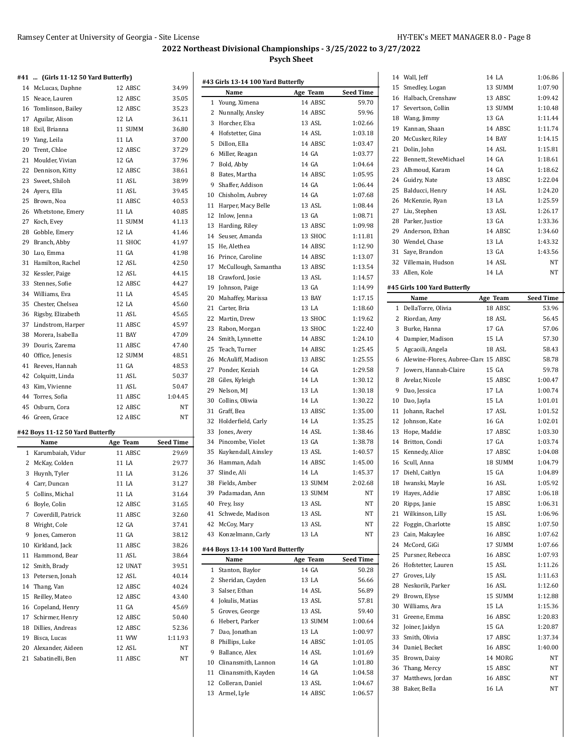## 2022 Northeast Divisional Championships - 3/25/2022 to 3/27/2022

### Psych Sheet

#### #41 ... (Girls 11-12 50 Yard Butterfly)

| | Name | Age | Team | Seed Time |
|---|---|---|---|---|
| 14 | McLucas, Daphne | 12 | ABSC | 34.99 |
| 15 | Neace, Lauren | 12 | ABSC | 35.05 |
| 16 | Tomlinson, Bailey | 12 | ABSC | 35.23 |
| 17 | Aguilar, Alison | 12 | LA | 36.11 |
| 18 | Exil, Brianna | 11 | SUMM | 36.80 |
| 19 | Yang, Leila | 11 | LA | 37.00 |
| 20 | Trent, Chloe | 12 | ABSC | 37.29 |
| 21 | Moulder, Vivian | 12 | GA | 37.96 |
| 22 | Dennison, Kitty | 12 | ABSC | 38.61 |
| 23 | Sweet, Shiloh | 11 | ASL | 38.99 |
| 24 | Ayers, Ella | 11 | ASL | 39.45 |
| 25 | Brown, Noa | 11 | ABSC | 40.53 |
| 26 | Whetstone, Emery | 11 | LA | 40.85 |
| 27 | Koch, Evey | 11 | SUMM | 41.13 |
| 28 | Gobble, Emery | 12 | LA | 41.46 |
| 29 | Branch, Abby | 11 | SHOC | 41.97 |
| 30 | Luo, Emma | 11 | GA | 41.98 |
| 31 | Hamilton, Rachel | 12 | ASL | 42.50 |
| 32 | Kessler, Paige | 12 | ASL | 44.15 |
| 33 | Stennes, Sofie | 12 | ABSC | 44.27 |
| 34 | Williams, Eva | 11 | LA | 45.45 |
| 35 | Chester, Chelsea | 12 | LA | 45.60 |
| 36 | Rigsby, Elizabeth | 11 | ASL | 45.65 |
| 37 | Lindstrom, Harper | 11 | ABSC | 45.97 |
| 38 | Morera, Isabella | 11 | BAY | 47.09 |
| 39 | Douris, Zarema | 11 | ABSC | 47.40 |
| 40 | Office, Jenesis | 12 | SUMM | 48.51 |
| 41 | Reeves, Hannah | 11 | GA | 48.53 |
| 42 | Colquitt, Linda | 11 | ASL | 50.37 |
| 43 | Kim, Vivienne | 11 | ASL | 50.47 |
| 44 | Torres, Sofia | 11 | ABSC | 1:04.45 |
| 45 | Osburn, Cora | 12 | ABSC | NT |
| 46 | Green, Grace | 12 | ABSC | NT |

#### #42 Boys 11-12 50 Yard Butterfly

| | Name | Age | Team | Seed Time |
|---|---|---|---|---|
| 1 | Karumbaiah, Vidur | 11 | ABSC | 29.69 |
| 2 | McKay, Colden | 11 | LA | 29.77 |
| 3 | Huynh, Tyler | 11 | LA | 31.26 |
| 4 | Carr, Duncan | 11 | LA | 31.27 |
| 5 | Collins, Michal | 11 | LA | 31.64 |
| 6 | Boyle, Colin | 12 | ABSC | 31.65 |
| 7 | Coverdill, Patrick | 11 | ABSC | 32.60 |
| 8 | Wright, Cole | 12 | GA | 37.41 |
| 9 | Jones, Cameron | 11 | GA | 38.12 |
| 10 | Kirkland, Jack | 11 | ABSC | 38.26 |
| 11 | Hammond, Bear | 11 | ASL | 38.64 |
| 12 | Smith, Brady | 12 | UNAT | 39.51 |
| 13 | Petersen, Jonah | 12 | ASL | 40.14 |
| 14 | Thang, Van | 12 | ABSC | 40.24 |
| 15 | Reilley, Mateo | 12 | ABSC | 43.40 |
| 16 | Copeland, Henry | 11 | GA | 45.69 |
| 17 | Schirmer, Henry | 12 | ABSC | 50.40 |
| 18 | Dillies, Andreas | 12 | ABSC | 52.36 |
| 19 | Bisca, Lucas | 11 | WW | 1:11.93 |
| 20 | Alexander, Aideen | 12 | ASL | NT |
| 21 | Sabatinelli, Ben | 11 | ABSC | NT |

#### #43 Girls 13-14 100 Yard Butterfly

| | Name | Age | Team | Seed Time |
|---|---|---|---|---|
| 1 | Young, Ximena | 14 | ABSC | 59.70 |
| 2 | Nunnally, Ansley | 14 | ABSC | 59.96 |
| 3 | Horcher, Elsa | 13 | ASL | 1:02.66 |
| 4 | Hofstetter, Gina | 14 | ASL | 1:03.18 |
| 5 | Dillon, Ella | 14 | ABSC | 1:03.47 |
| 6 | Miller, Reagan | 14 | GA | 1:03.77 |
| 7 | Bold, Abby | 14 | GA | 1:04.64 |
| 8 | Bates, Martha | 14 | ABSC | 1:05.95 |
| 9 | Shaffer, Addison | 14 | GA | 1:06.44 |
| 10 | Chisholm, Aubrey | 14 | GA | 1:07.68 |
| 11 | Harper, Macy Belle | 13 | ASL | 1:08.44 |
| 12 | Inlow, Jenna | 13 | GA | 1:08.71 |
| 13 | Harding, Riley | 13 | ABSC | 1:09.98 |
| 14 | Seuser, Amanda | 13 | SHOC | 1:11.81 |
| 15 | He, Alethea | 14 | ABSC | 1:12.90 |
| 16 | Prince, Caroline | 14 | ABSC | 1:13.07 |
| 17 | McCullough, Samantha | 13 | ABSC | 1:13.54 |
| 18 | Crawford, Josie | 13 | ASL | 1:14.57 |
| 19 | Johnson, Paige | 13 | GA | 1:14.99 |
| 20 | Mahaffey, Marissa | 13 | BAY | 1:17.15 |
| 21 | Carter, Bria | 13 | LA | 1:18.60 |
| 22 | Martin, Drew | 13 | SHOC | 1:19.62 |
| 23 | Rabon, Morgan | 13 | SHOC | 1:22.40 |
| 24 | Smith, Lynnette | 14 | ABSC | 1:24.10 |
| 25 | Teach, Turner | 14 | ABSC | 1:25.45 |
| 26 | McAuliff, Madison | 13 | ABSC | 1:25.55 |
| 27 | Ponder, Keziah | 14 | GA | 1:29.58 |
| 28 | Giles, Kyleigh | 14 | LA | 1:30.12 |
| 29 | Nelson, MJ | 13 | LA | 1:30.18 |
| 30 | Collins, Oliwia | 14 | LA | 1:30.22 |
| 31 | Graff, Bea | 13 | ABSC | 1:35.00 |
| 32 | Holderfield, Carly | 14 | LA | 1:35.25 |
| 33 | Jones, Avery | 14 | ASL | 1:38.46 |
| 34 | Pincombe, Violet | 13 | GA | 1:38.78 |
| 35 | Kuykendall, Ainsley | 13 | ASL | 1:40.57 |
| 36 | Hamman, Adah | 14 | ABSC | 1:45.00 |
| 37 | Slinde, Ali | 14 | LA | 1:45.37 |
| 38 | Fields, Amber | 13 | SUMM | 2:02.68 |
| 39 | Padamadan, Ann | 13 | SUMM | NT |
| 40 | Frey, Issy | 13 | ASL | NT |
| 41 | Schwede, Madison | 13 | ASL | NT |
| 42 | McCoy, Mary | 13 | ASL | NT |
| 43 | Konzelmann, Carly | 13 | LA | NT |

#### #44 Boys 13-14 100 Yard Butterfly

| | Name | Age | Team | Seed Time |
|---|---|---|---|---|
| 1 | Stanton, Baylor | 14 | GA | 50.28 |
| 2 | Sheridan, Cayden | 13 | LA | 56.66 |
| 3 | Salser, Ethan | 14 | ASL | 56.89 |
| 4 | Jokulis, Matias | 13 | ASL | 57.81 |
| 5 | Groves, George | 13 | ASL | 59.40 |
| 6 | Hebert, Parker | 13 | SUMM | 1:00.64 |
| 7 | Dao, Jonathan | 13 | LA | 1:00.97 |
| 8 | Phillips, Luke | 14 | ABSC | 1:01.05 |
| 9 | Ballance, Alex | 14 | ASL | 1:01.69 |
| 10 | Clinansmith, Lannon | 14 | GA | 1:01.80 |
| 11 | Clinansmith, Kayden | 14 | GA | 1:04.58 |
| 12 | Colleran, Daniel | 13 | ASL | 1:04.67 |
| 13 | Armel, Lyle | 14 | ABSC | 1:06.57 |
| 14 | Wall, Jeff | 14 | LA | 1:06.86 |
| 15 | Smedley, Logan | 13 | SUMM | 1:07.90 |
| 16 | Halbach, Crenshaw | 13 | ABSC | 1:09.42 |
| 17 | Severtson, Collin | 13 | SUMM | 1:10.48 |
| 18 | Wang, Jimmy | 13 | GA | 1:11.44 |
| 19 | Kannan, Shaan | 14 | ABSC | 1:11.74 |
| 20 | McCusker, Riley | 14 | BAY | 1:14.15 |
| 21 | Dolin, John | 14 | ASL | 1:15.81 |
| 22 | Bennett, SteveMichael | 14 | GA | 1:18.61 |
| 23 | Alhmoud, Karam | 14 | GA | 1:18.62 |
| 24 | Guidry, Nate | 13 | ABSC | 1:22.04 |
| 25 | Balducci, Henry | 14 | ASL | 1:24.20 |
| 26 | McKenzie, Ryan | 13 | LA | 1:25.59 |
| 27 | Liu, Stephen | 13 | ASL | 1:26.17 |
| 28 | Parker, Justice | 13 | GA | 1:33.36 |
| 29 | Anderson, Ethan | 14 | ABSC | 1:34.60 |
| 30 | Wendel, Chase | 13 | LA | 1:43.32 |
| 31 | Saye, Brandon | 13 | GA | 1:43.56 |
| 32 | Villemain, Hudson | 14 | ASL | NT |
| 33 | Allen, Kole | 14 | LA | NT |

#### #45 Girls 100 Yard Butterfly

| | Name | Age | Team | Seed Time |
|---|---|---|---|---|
| 1 | DellaTorre, Olivia | 18 | ABSC | 53.96 |
| 2 | Riordan, Amy | 18 | ASL | 56.45 |
| 3 | Burke, Hanna | 17 | GA | 57.06 |
| 4 | Dampier, Madison | 15 | LA | 57.30 |
| 5 | Agcaoili, Angela | 18 | ASL | 58.43 |
| 6 | Alewine-Flores, Aubree-Clare | 15 | ABSC | 58.78 |
| 7 | Jowers, Hannah-Claire | 15 | GA | 59.78 |
| 8 | Avelar, Nicole | 15 | ABSC | 1:00.47 |
| 9 | Dao, Jessica | 17 | LA | 1:00.74 |
| 10 | Dao, Jayla | 15 | LA | 1:01.01 |
| 11 | Johann, Rachel | 17 | ASL | 1:01.52 |
| 12 | Johnson, Kate | 16 | GA | 1:02.01 |
| 13 | Hope, Maddie | 17 | ABSC | 1:03.30 |
| 14 | Britton, Condi | 17 | GA | 1:03.74 |
| 15 | Kennedy, Alice | 17 | ABSC | 1:04.08 |
| 16 | Scull, Anna | 18 | SUMM | 1:04.79 |
| 17 | Diehl, Caitlyn | 15 | GA | 1:04.89 |
| 18 | Iwanski, Mayle | 16 | ASL | 1:05.92 |
| 19 | Hayes, Addie | 17 | ABSC | 1:06.18 |
| 20 | Ripps, Janie | 15 | ABSC | 1:06.31 |
| 21 | Wilkinson, Lilly | 15 | ASL | 1:06.96 |
| 22 | Foggin, Charlotte | 15 | ABSC | 1:07.50 |
| 23 | Cain, Makaylee | 16 | ABSC | 1:07.62 |
| 24 | McCord, GiGi | 17 | SUMM | 1:07.66 |
| 25 | Pursner, Rebecca | 16 | ABSC | 1:07.93 |
| 26 | Hofstetter, Lauren | 15 | ASL | 1:11.26 |
| 27 | Groves, Lily | 15 | ASL | 1:11.63 |
| 28 | Neskorik, Parker | 16 | ASL | 1:12.60 |
| 29 | Brown, Elyse | 15 | SUMM | 1:12.88 |
| 30 | Williams, Ava | 15 | LA | 1:15.36 |
| 31 | Greene, Emma | 16 | ABSC | 1:20.83 |
| 32 | Joiner, Jaidyn | 15 | GA | 1:20.87 |
| 33 | Smith, Olivia | 17 | ABSC | 1:37.34 |
| 34 | Daniel, Becket | 16 | ABSC | 1:40.00 |
| 35 | Brown, Daisy | 14 | MORG | NT |
| 36 | Thang, Mercy | 15 | ABSC | NT |
| 37 | Matthews, Jordan | 16 | ABSC | NT |
| 38 | Baker, Bella | 16 | LA | NT |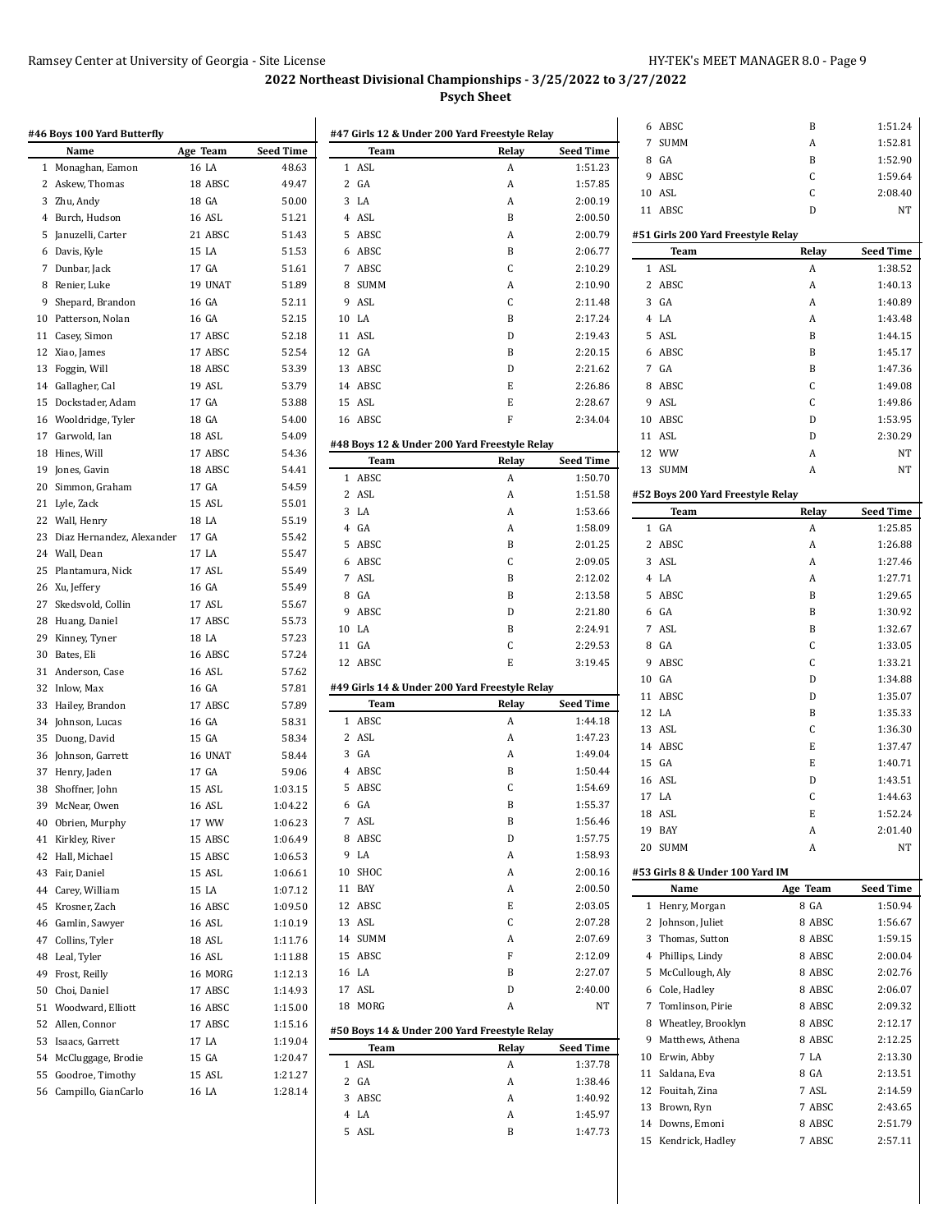## 2022 Northeast Divisional Championships - 3/25/2022 to 3/27/2022

### Psych Sheet

#### #46 Boys 100 Yard Butterfly

| | Name | Age | Team | Seed Time |
|---|---|---|---|---|
| 1 | Monaghan, Eamon | 16 | LA | 48.63 |
| 2 | Askew, Thomas | 18 | ABSC | 49.47 |
| 3 | Zhu, Andy | 18 | GA | 50.00 |
| 4 | Burch, Hudson | 16 | ASL | 51.21 |
| 5 | Januzelli, Carter | 21 | ABSC | 51.43 |
| 6 | Davis, Kyle | 15 | LA | 51.53 |
| 7 | Dunbar, Jack | 17 | GA | 51.61 |
| 8 | Renier, Luke | 19 | UNAT | 51.89 |
| 9 | Shepard, Brandon | 16 | GA | 52.11 |
| 10 | Patterson, Nolan | 16 | GA | 52.15 |
| 11 | Casey, Simon | 17 | ABSC | 52.18 |
| 12 | Xiao, James | 17 | ABSC | 52.54 |
| 13 | Foggin, Will | 18 | ABSC | 53.39 |
| 14 | Gallagher, Cal | 19 | ASL | 53.79 |
| 15 | Dockstader, Adam | 17 | GA | 53.88 |
| 16 | Wooldridge, Tyler | 18 | GA | 54.00 |
| 17 | Garwold, Ian | 18 | ASL | 54.09 |
| 18 | Hines, Will | 17 | ABSC | 54.36 |
| 19 | Jones, Gavin | 18 | ABSC | 54.41 |
| 20 | Simmon, Graham | 17 | GA | 54.59 |
| 21 | Lyle, Zack | 15 | ASL | 55.01 |
| 22 | Wall, Henry | 18 | LA | 55.19 |
| 23 | Diaz Hernandez, Alexander | 17 | GA | 55.42 |
| 24 | Wall, Dean | 17 | LA | 55.47 |
| 25 | Plantamura, Nick | 17 | ASL | 55.49 |
| 26 | Xu, Jeffery | 16 | GA | 55.49 |
| 27 | Skedsvold, Collin | 17 | ASL | 55.67 |
| 28 | Huang, Daniel | 17 | ABSC | 55.73 |
| 29 | Kinney, Tyner | 18 | LA | 57.23 |
| 30 | Bates, Eli | 16 | ABSC | 57.24 |
| 31 | Anderson, Case | 16 | ASL | 57.62 |
| 32 | Inlow, Max | 16 | GA | 57.81 |
| 33 | Hailey, Brandon | 17 | ABSC | 57.89 |
| 34 | Johnson, Lucas | 16 | GA | 58.31 |
| 35 | Duong, David | 15 | GA | 58.34 |
| 36 | Johnson, Garrett | 16 | UNAT | 58.44 |
| 37 | Henry, Jaden | 17 | GA | 59.06 |
| 38 | Shoffner, John | 15 | ASL | 1:03.15 |
| 39 | McNear, Owen | 16 | ASL | 1:04.22 |
| 40 | Obrien, Murphy | 17 | WW | 1:06.23 |
| 41 | Kirkley, River | 15 | ABSC | 1:06.49 |
| 42 | Hall, Michael | 15 | ABSC | 1:06.53 |
| 43 | Fair, Daniel | 15 | ASL | 1:06.61 |
| 44 | Carey, William | 15 | LA | 1:07.12 |
| 45 | Krosner, Zach | 16 | ABSC | 1:09.50 |
| 46 | Gamlin, Sawyer | 16 | ASL | 1:10.19 |
| 47 | Collins, Tyler | 18 | ASL | 1:11.76 |
| 48 | Leal, Tyler | 16 | ASL | 1:11.88 |
| 49 | Frost, Reilly | 16 | MORG | 1:12.13 |
| 50 | Choi, Daniel | 17 | ABSC | 1:14.93 |
| 51 | Woodward, Elliott | 16 | ABSC | 1:15.00 |
| 52 | Allen, Connor | 17 | ABSC | 1:15.16 |
| 53 | Isaacs, Garrett | 17 | LA | 1:19.04 |
| 54 | McCluggage, Brodie | 15 | GA | 1:20.47 |
| 55 | Goodroe, Timothy | 15 | ASL | 1:21.27 |
| 56 | Campillo, GianCarlo | 16 | LA | 1:28.14 |

#### #47 Girls 12 & Under 200 Yard Freestyle Relay

| | Team | Relay | Seed Time |
|---|---|---|---|
| 1 | ASL | A | 1:51.23 |
| 2 | GA | A | 1:57.85 |
| 3 | LA | A | 2:00.19 |
| 4 | ASL | B | 2:00.50 |
| 5 | ABSC | A | 2:00.79 |
| 6 | ABSC | B | 2:06.77 |
| 7 | ABSC | C | 2:10.29 |
| 8 | SUMM | A | 2:10.90 |
| 9 | ASL | C | 2:11.48 |
| 10 | LA | B | 2:17.24 |
| 11 | ASL | D | 2:19.43 |
| 12 | GA | B | 2:20.15 |
| 13 | ABSC | D | 2:21.62 |
| 14 | ABSC | E | 2:26.86 |
| 15 | ASL | E | 2:28.67 |
| 16 | ABSC | F | 2:34.04 |

#### #48 Boys 12 & Under 200 Yard Freestyle Relay

| | Team | Relay | Seed Time |
|---|---|---|---|
| 1 | ABSC | A | 1:50.70 |
| 2 | ASL | A | 1:51.58 |
| 3 | LA | A | 1:53.66 |
| 4 | GA | A | 1:58.09 |
| 5 | ABSC | B | 2:01.25 |
| 6 | ABSC | C | 2:09.05 |
| 7 | ASL | B | 2:12.02 |
| 8 | GA | B | 2:13.58 |
| 9 | ABSC | D | 2:21.80 |
| 10 | LA | B | 2:24.91 |
| 11 | GA | C | 2:29.53 |
| 12 | ABSC | E | 3:19.45 |

#### #49 Girls 14 & Under 200 Yard Freestyle Relay

| | Team | Relay | Seed Time |
|---|---|---|---|
| 1 | ABSC | A | 1:44.18 |
| 2 | ASL | A | 1:47.23 |
| 3 | GA | A | 1:49.04 |
| 4 | ABSC | B | 1:50.44 |
| 5 | ABSC | C | 1:54.69 |
| 6 | GA | B | 1:55.37 |
| 7 | ASL | B | 1:56.46 |
| 8 | ABSC | D | 1:57.75 |
| 9 | LA | A | 1:58.93 |
| 10 | SHOC | A | 2:00.16 |
| 11 | BAY | A | 2:00.50 |
| 12 | ABSC | E | 2:03.05 |
| 13 | ASL | C | 2:07.28 |
| 14 | SUMM | A | 2:07.69 |
| 15 | ABSC | F | 2:12.09 |
| 16 | LA | B | 2:27.07 |
| 17 | ASL | D | 2:40.00 |
| 18 | MORG | A | NT |

#### #50 Boys 14 & Under 200 Yard Freestyle Relay

| | Team | Relay | Seed Time |
|---|---|---|---|
| 1 | ASL | A | 1:37.78 |
| 2 | GA | A | 1:38.46 |
| 3 | ABSC | A | 1:40.92 |
| 4 | LA | A | 1:45.97 |
| 5 | ASL | B | 1:47.73 |
| 6 | ABSC | B | 1:51.24 |
| 7 | SUMM | A | 1:52.81 |
| 8 | GA | B | 1:52.90 |
| 9 | ABSC | C | 1:59.64 |
| 10 | ASL | C | 2:08.40 |
| 11 | ABSC | D | NT |

#### #51 Girls 200 Yard Freestyle Relay

| | Team | Relay | Seed Time |
|---|---|---|---|
| 1 | ASL | A | 1:38.52 |
| 2 | ABSC | A | 1:40.13 |
| 3 | GA | A | 1:40.89 |
| 4 | LA | A | 1:43.48 |
| 5 | ASL | B | 1:44.15 |
| 6 | ABSC | B | 1:45.17 |
| 7 | GA | B | 1:47.36 |
| 8 | ABSC | C | 1:49.08 |
| 9 | ASL | C | 1:49.86 |
| 10 | ABSC | D | 1:53.95 |
| 11 | ASL | D | 2:30.29 |
| 12 | WW | A | NT |
| 13 | SUMM | A | NT |

#### #52 Boys 200 Yard Freestyle Relay

| | Team | Relay | Seed Time |
|---|---|---|---|
| 1 | GA | A | 1:25.85 |
| 2 | ABSC | A | 1:26.88 |
| 3 | ASL | A | 1:27.46 |
| 4 | LA | A | 1:27.71 |
| 5 | ABSC | B | 1:29.65 |
| 6 | GA | B | 1:30.92 |
| 7 | ASL | B | 1:32.67 |
| 8 | GA | C | 1:33.05 |
| 9 | ABSC | C | 1:33.21 |
| 10 | GA | D | 1:34.88 |
| 11 | ABSC | D | 1:35.07 |
| 12 | LA | B | 1:35.33 |
| 13 | ASL | C | 1:36.30 |
| 14 | ABSC | E | 1:37.47 |
| 15 | GA | E | 1:40.71 |
| 16 | ASL | D | 1:43.51 |
| 17 | LA | C | 1:44.63 |
| 18 | ASL | E | 1:52.24 |
| 19 | BAY | A | 2:01.40 |
| 20 | SUMM | A | NT |

#### #53 Girls 8 & Under 100 Yard IM

| | Name | Age | Team | Seed Time |
|---|---|---|---|---|
| 1 | Henry, Morgan | 8 | GA | 1:50.94 |
| 2 | Johnson, Juliet | 8 | ABSC | 1:56.67 |
| 3 | Thomas, Sutton | 8 | ABSC | 1:59.15 |
| 4 | Phillips, Lindy | 8 | ABSC | 2:00.04 |
| 5 | McCullough, Aly | 8 | ABSC | 2:02.76 |
| 6 | Cole, Hadley | 8 | ABSC | 2:06.07 |
| 7 | Tomlinson, Pirie | 8 | ABSC | 2:09.32 |
| 8 | Wheatley, Brooklyn | 8 | ABSC | 2:12.17 |
| 9 | Matthews, Athena | 8 | ABSC | 2:12.25 |
| 10 | Erwin, Abby | 7 | LA | 2:13.30 |
| 11 | Saldana, Eva | 8 | GA | 2:13.51 |
| 12 | Fouitah, Zina | 7 | ASL | 2:14.59 |
| 13 | Brown, Ryn | 7 | ABSC | 2:43.65 |
| 14 | Downs, Emoni | 8 | ABSC | 2:51.79 |
| 15 | Kendrick, Hadley | 7 | ABSC | 2:57.11 |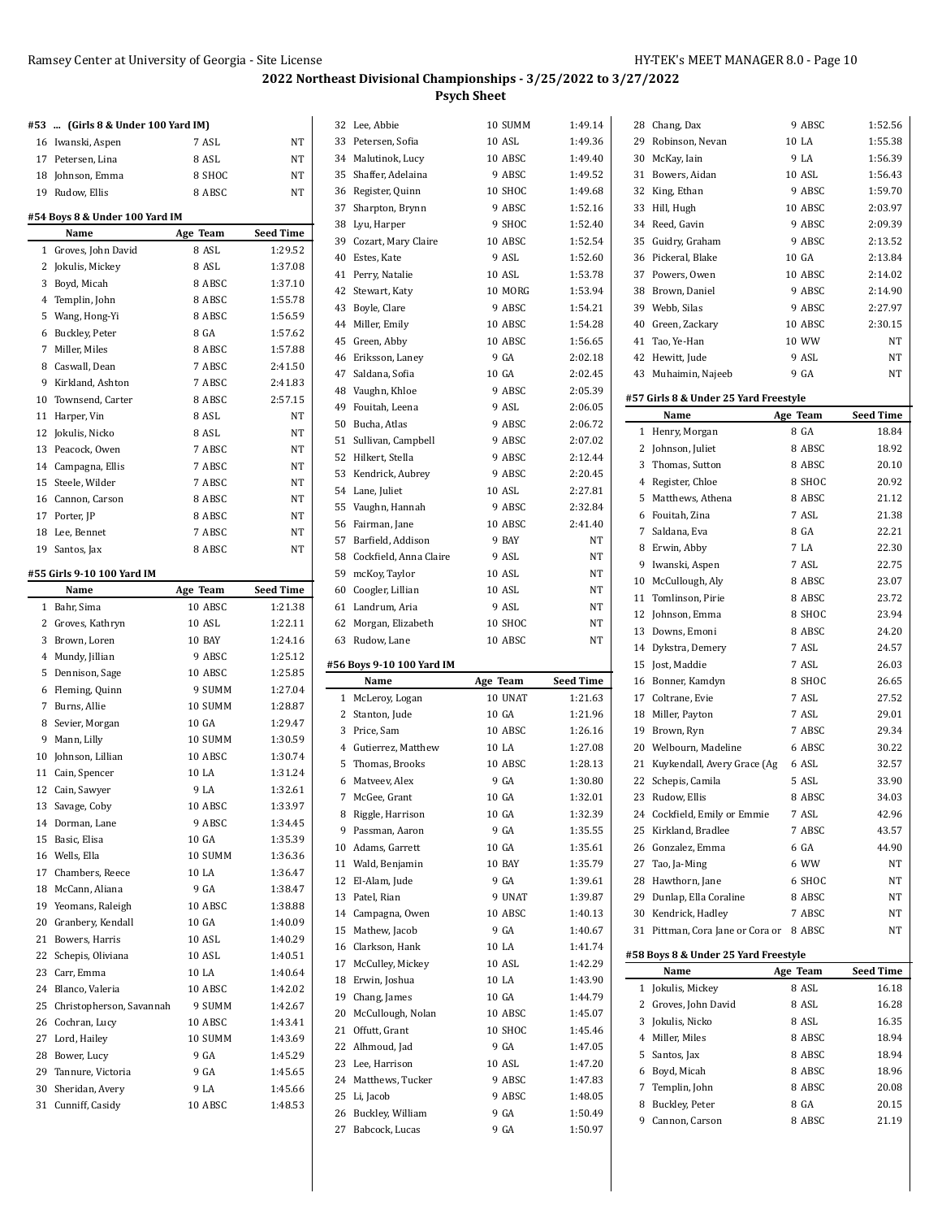## 2022 Northeast Divisional Championships - 3/25/2022 to 3/27/2022

### Psych Sheet

#### #53 ... (Girls 8 & Under 100 Yard IM)

| | Name | Age | Team | Seed Time |
|---|---|---|---|---|
| 16 | Iwanski, Aspen | 7 | ASL | NT |
| 17 | Petersen, Lina | 8 | ASL | NT |
| 18 | Johnson, Emma | 8 | SHOC | NT |
| 19 | Rudow, Ellis | 8 | ABSC | NT |

#### #54 Boys 8 & Under 100 Yard IM

| | Name | Age | Team | Seed Time |
|---|---|---|---|---|
| 1 | Groves, John David | 8 | ASL | 1:29.52 |
| 2 | Jokulis, Mickey | 8 | ASL | 1:37.08 |
| 3 | Boyd, Micah | 8 | ABSC | 1:37.10 |
| 4 | Templin, John | 8 | ABSC | 1:55.78 |
| 5 | Wang, Hong-Yi | 8 | ABSC | 1:56.59 |
| 6 | Buckley, Peter | 8 | GA | 1:57.62 |
| 7 | Miller, Miles | 8 | ABSC | 1:57.88 |
| 8 | Caswall, Dean | 7 | ABSC | 2:41.50 |
| 9 | Kirkland, Ashton | 7 | ABSC | 2:41.83 |
| 10 | Townsend, Carter | 8 | ABSC | 2:57.15 |
| 11 | Harper, Vin | 8 | ASL | NT |
| 12 | Jokulis, Nicko | 8 | ASL | NT |
| 13 | Peacock, Owen | 7 | ABSC | NT |
| 14 | Campagna, Ellis | 7 | ABSC | NT |
| 15 | Steele, Wilder | 7 | ABSC | NT |
| 16 | Cannon, Carson | 8 | ABSC | NT |
| 17 | Porter, JP | 8 | ABSC | NT |
| 18 | Lee, Bennet | 7 | ABSC | NT |
| 19 | Santos, Jax | 8 | ABSC | NT |

#### #55 Girls 9-10 100 Yard IM

| | Name | Age | Team | Seed Time |
|---|---|---|---|---|
| 1 | Bahr, Sima | 10 | ABSC | 1:21.38 |
| 2 | Groves, Kathryn | 10 | ASL | 1:22.11 |
| 3 | Brown, Loren | 10 | BAY | 1:24.16 |
| 4 | Mundy, Jillian | 9 | ABSC | 1:25.12 |
| 5 | Dennison, Sage | 10 | ABSC | 1:25.85 |
| 6 | Fleming, Quinn | 9 | SUMM | 1:27.04 |
| 7 | Burns, Allie | 10 | SUMM | 1:28.87 |
| 8 | Sevier, Morgan | 10 | GA | 1:29.47 |
| 9 | Mann, Lilly | 10 | SUMM | 1:30.59 |
| 10 | Johnson, Lillian | 10 | ABSC | 1:30.74 |
| 11 | Cain, Spencer | 10 | LA | 1:31.24 |
| 12 | Cain, Sawyer | 9 | LA | 1:32.61 |
| 13 | Savage, Coby | 10 | ABSC | 1:33.97 |
| 14 | Dorman, Lane | 9 | ABSC | 1:34.45 |
| 15 | Basic, Elisa | 10 | GA | 1:35.39 |
| 16 | Wells, Ella | 10 | SUMM | 1:36.36 |
| 17 | Chambers, Reece | 10 | LA | 1:36.47 |
| 18 | McCann, Aliana | 9 | GA | 1:38.47 |
| 19 | Yeomans, Raleigh | 10 | ABSC | 1:38.88 |
| 20 | Granbery, Kendall | 10 | GA | 1:40.09 |
| 21 | Bowers, Harris | 10 | ASL | 1:40.29 |
| 22 | Schepis, Oliviana | 10 | ASL | 1:40.51 |
| 23 | Carr, Emma | 10 | LA | 1:40.64 |
| 24 | Blanco, Valeria | 10 | ABSC | 1:42.02 |
| 25 | Christopherson, Savannah | 9 | SUMM | 1:42.67 |
| 26 | Cochran, Lucy | 10 | ABSC | 1:43.41 |
| 27 | Lord, Hailey | 10 | SUMM | 1:43.69 |
| 28 | Bower, Lucy | 9 | GA | 1:45.29 |
| 29 | Tannure, Victoria | 9 | GA | 1:45.65 |
| 30 | Sheridan, Avery | 9 | LA | 1:45.66 |
| 31 | Cunniff, Casidy | 10 | ABSC | 1:48.53 |
| 32 | Lee, Abbie | 10 | SUMM | 1:49.14 |
| 33 | Petersen, Sofia | 10 | ASL | 1:49.36 |
| 34 | Malutinok, Lucy | 10 | ABSC | 1:49.40 |
| 35 | Shaffer, Adelaina | 9 | ABSC | 1:49.52 |
| 36 | Register, Quinn | 10 | SHOC | 1:49.68 |
| 37 | Sharpton, Brynn | 9 | ABSC | 1:52.16 |
| 38 | Lyu, Harper | 9 | SHOC | 1:52.40 |
| 39 | Cozart, Mary Claire | 10 | ABSC | 1:52.54 |
| 40 | Estes, Kate | 9 | ASL | 1:52.60 |
| 41 | Perry, Natalie | 10 | ASL | 1:53.78 |
| 42 | Stewart, Katy | 10 | MORG | 1:53.94 |
| 43 | Boyle, Clare | 9 | ABSC | 1:54.21 |
| 44 | Miller, Emily | 10 | ABSC | 1:54.28 |
| 45 | Green, Abby | 10 | ABSC | 1:56.65 |
| 46 | Eriksson, Laney | 9 | GA | 2:02.18 |
| 47 | Saldana, Sofia | 10 | GA | 2:02.45 |
| 48 | Vaughn, Khloe | 9 | ABSC | 2:05.39 |
| 49 | Fouitah, Leena | 9 | ASL | 2:06.05 |
| 50 | Bucha, Atlas | 9 | ABSC | 2:06.72 |
| 51 | Sullivan, Campbell | 9 | ABSC | 2:07.02 |
| 52 | Hilkert, Stella | 9 | ABSC | 2:12.44 |
| 53 | Kendrick, Aubrey | 9 | ABSC | 2:20.45 |
| 54 | Lane, Juliet | 10 | ASL | 2:27.81 |
| 55 | Vaughn, Hannah | 9 | ABSC | 2:32.84 |
| 56 | Fairman, Jane | 10 | ABSC | 2:41.40 |
| 57 | Barfield, Addison | 9 | BAY | NT |
| 58 | Cockfield, Anna Claire | 9 | ASL | NT |
| 59 | mcKoy, Taylor | 10 | ASL | NT |
| 60 | Coogler, Lillian | 10 | ASL | NT |
| 61 | Landrum, Aria | 9 | ASL | NT |
| 62 | Morgan, Elizabeth | 10 | SHOC | NT |
| 63 | Rudow, Lane | 10 | ABSC | NT |

#### #56 Boys 9-10 100 Yard IM

| | Name | Age | Team | Seed Time |
|---|---|---|---|---|
| 1 | McLeroy, Logan | 10 | UNAT | 1:21.63 |
| 2 | Stanton, Jude | 10 | GA | 1:21.96 |
| 3 | Price, Sam | 10 | ABSC | 1:26.16 |
| 4 | Gutierrez, Matthew | 10 | LA | 1:27.08 |
| 5 | Thomas, Brooks | 10 | ABSC | 1:28.13 |
| 6 | Matveev, Alex | 9 | GA | 1:30.80 |
| 7 | McGee, Grant | 10 | GA | 1:32.01 |
| 8 | Riggle, Harrison | 10 | GA | 1:32.39 |
| 9 | Passman, Aaron | 9 | GA | 1:35.55 |
| 10 | Adams, Garrett | 10 | GA | 1:35.61 |
| 11 | Wald, Benjamin | 10 | BAY | 1:35.79 |
| 12 | El-Alam, Jude | 9 | GA | 1:39.61 |
| 13 | Patel, Rian | 9 | UNAT | 1:39.87 |
| 14 | Campagna, Owen | 10 | ABSC | 1:40.13 |
| 15 | Mathew, Jacob | 9 | GA | 1:40.67 |
| 16 | Clarkson, Hank | 10 | LA | 1:41.74 |
| 17 | McCulley, Mickey | 10 | ASL | 1:42.29 |
| 18 | Erwin, Joshua | 10 | LA | 1:43.90 |
| 19 | Chang, James | 10 | GA | 1:44.79 |
| 20 | McCullough, Nolan | 10 | ABSC | 1:45.07 |
| 21 | Offutt, Grant | 10 | SHOC | 1:45.46 |
| 22 | Alhmoud, Jad | 9 | GA | 1:47.05 |
| 23 | Lee, Harrison | 10 | ASL | 1:47.20 |
| 24 | Matthews, Tucker | 9 | ABSC | 1:47.83 |
| 25 | Li, Jacob | 9 | ABSC | 1:48.05 |
| 26 | Buckley, William | 9 | GA | 1:50.49 |
| 27 | Babcock, Lucas | 9 | GA | 1:50.97 |
| 28 | Chang, Dax | 9 | ABSC | 1:52.56 |
| 29 | Robinson, Nevan | 10 | LA | 1:55.38 |
| 30 | McKay, Iain | 9 | LA | 1:56.39 |
| 31 | Bowers, Aidan | 10 | ASL | 1:56.43 |
| 32 | King, Ethan | 9 | ABSC | 1:59.70 |
| 33 | Hill, Hugh | 10 | ABSC | 2:03.97 |
| 34 | Reed, Gavin | 9 | ABSC | 2:09.39 |
| 35 | Guidry, Graham | 9 | ABSC | 2:13.52 |
| 36 | Pickeral, Blake | 10 | GA | 2:13.84 |
| 37 | Powers, Owen | 10 | ABSC | 2:14.02 |
| 38 | Brown, Daniel | 9 | ABSC | 2:14.90 |
| 39 | Webb, Silas | 9 | ABSC | 2:27.97 |
| 40 | Green, Zackary | 10 | ABSC | 2:30.15 |
| 41 | Tao, Ye-Han | 10 | WW | NT |
| 42 | Hewitt, Jude | 9 | ASL | NT |
| 43 | Muhaimin, Najeeb | 9 | GA | NT |

#### #57 Girls 8 & Under 25 Yard Freestyle

| | Name | Age | Team | Seed Time |
|---|---|---|---|---|
| 1 | Henry, Morgan | 8 | GA | 18.84 |
| 2 | Johnson, Juliet | 8 | ABSC | 18.92 |
| 3 | Thomas, Sutton | 8 | ABSC | 20.10 |
| 4 | Register, Chloe | 8 | SHOC | 20.92 |
| 5 | Matthews, Athena | 8 | ABSC | 21.12 |
| 6 | Fouitah, Zina | 7 | ASL | 21.38 |
| 7 | Saldana, Eva | 8 | GA | 22.21 |
| 8 | Erwin, Abby | 7 | LA | 22.30 |
| 9 | Iwanski, Aspen | 7 | ASL | 22.75 |
| 10 | McCullough, Aly | 8 | ABSC | 23.07 |
| 11 | Tomlinson, Pirie | 8 | ABSC | 23.72 |
| 12 | Johnson, Emma | 8 | SHOC | 23.94 |
| 13 | Downs, Emoni | 8 | ABSC | 24.20 |
| 14 | Dykstra, Demery | 7 | ASL | 24.57 |
| 15 | Jost, Maddie | 7 | ASL | 26.03 |
| 16 | Bonner, Kamdyn | 8 | SHOC | 26.65 |
| 17 | Coltrane, Evie | 7 | ASL | 27.52 |
| 18 | Miller, Payton | 7 | ASL | 29.01 |
| 19 | Brown, Ryn | 7 | ABSC | 29.34 |
| 20 | Welbourn, Madeline | 6 | ABSC | 30.22 |
| 21 | Kuykendall, Avery Grace (Ag | 6 | ASL | 32.57 |
| 22 | Schepis, Camila | 5 | ASL | 33.90 |
| 23 | Rudow, Ellis | 8 | ABSC | 34.03 |
| 24 | Cockfield, Emily or Emmie | 7 | ASL | 42.96 |
| 25 | Kirkland, Bradlee | 7 | ABSC | 43.57 |
| 26 | Gonzalez, Emma | 6 | GA | 44.90 |
| 27 | Tao, Ja-Ming | 6 | WW | NT |
| 28 | Hawthorn, Jane | 6 | SHOC | NT |
| 29 | Dunlap, Ella Coraline | 8 | ABSC | NT |
| 30 | Kendrick, Hadley | 7 | ABSC | NT |
| 31 | Pittman, Cora Jane or Cora or | 8 | ABSC | NT |

#### #58 Boys 8 & Under 25 Yard Freestyle

| | Name | Age | Team | Seed Time |
|---|---|---|---|---|
| 1 | Jokulis, Mickey | 8 | ASL | 16.18 |
| 2 | Groves, John David | 8 | ASL | 16.28 |
| 3 | Jokulis, Nicko | 8 | ASL | 16.35 |
| 4 | Miller, Miles | 8 | ABSC | 18.94 |
| 5 | Santos, Jax | 8 | ABSC | 18.94 |
| 6 | Boyd, Micah | 8 | ABSC | 18.96 |
| 7 | Templin, John | 8 | ABSC | 20.08 |
| 8 | Buckley, Peter | 8 | GA | 20.15 |
| 9 | Cannon, Carson | 8 | ABSC | 21.19 |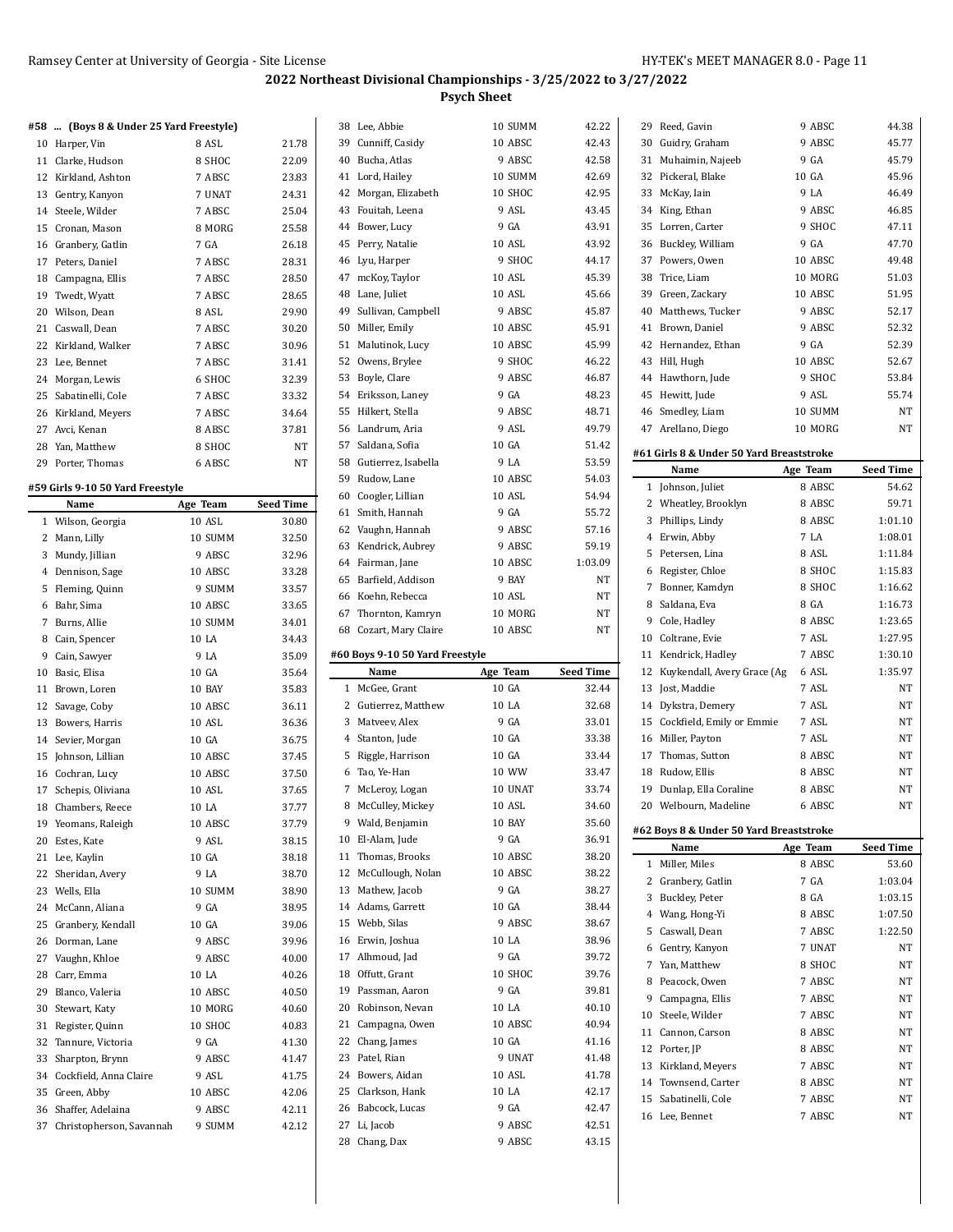## 2022 Northeast Divisional Championships - 3/25/2022 to 3/27/2022

### Psych Sheet

#### #58 ... (Boys 8 & Under 25 Yard Freestyle)

| | Name | Age | Team | Seed Time |
|---|---|---|---|---|
| 10 | Harper, Vin | 8 | ASL | 21.78 |
| 11 | Clarke, Hudson | 8 | SHOC | 22.09 |
| 12 | Kirkland, Ashton | 7 | ABSC | 23.83 |
| 13 | Gentry, Kanyon | 7 | UNAT | 24.31 |
| 14 | Steele, Wilder | 7 | ABSC | 25.04 |
| 15 | Cronan, Mason | 8 | MORG | 25.58 |
| 16 | Granbery, Gatlin | 7 | GA | 26.18 |
| 17 | Peters, Daniel | 7 | ABSC | 28.31 |
| 18 | Campagna, Ellis | 7 | ABSC | 28.50 |
| 19 | Twedt, Wyatt | 7 | ABSC | 28.65 |
| 20 | Wilson, Dean | 8 | ASL | 29.90 |
| 21 | Caswall, Dean | 7 | ABSC | 30.20 |
| 22 | Kirkland, Walker | 7 | ABSC | 30.96 |
| 23 | Lee, Bennet | 7 | ABSC | 31.41 |
| 24 | Morgan, Lewis | 6 | SHOC | 32.39 |
| 25 | Sabatinelli, Cole | 7 | ABSC | 33.32 |
| 26 | Kirkland, Meyers | 7 | ABSC | 34.64 |
| 27 | Avci, Kenan | 8 | ABSC | 37.81 |
| 28 | Yan, Matthew | 8 | SHOC | NT |
| 29 | Porter, Thomas | 6 | ABSC | NT |

#### #59 Girls 9-10 50 Yard Freestyle

| | Name | Age | Team | Seed Time |
|---|---|---|---|---|
| 1 | Wilson, Georgia | 10 | ASL | 30.80 |
| 2 | Mann, Lilly | 10 | SUMM | 32.50 |
| 3 | Mundy, Jillian | 9 | ABSC | 32.96 |
| 4 | Dennison, Sage | 10 | ABSC | 33.28 |
| 5 | Fleming, Quinn | 9 | SUMM | 33.57 |
| 6 | Bahr, Sima | 10 | ABSC | 33.65 |
| 7 | Burns, Allie | 10 | SUMM | 34.01 |
| 8 | Cain, Spencer | 10 | LA | 34.43 |
| 9 | Cain, Sawyer | 9 | LA | 35.09 |
| 10 | Basic, Elisa | 10 | GA | 35.64 |
| 11 | Brown, Loren | 10 | BAY | 35.83 |
| 12 | Savage, Coby | 10 | ABSC | 36.11 |
| 13 | Bowers, Harris | 10 | ASL | 36.36 |
| 14 | Sevier, Morgan | 10 | GA | 36.75 |
| 15 | Johnson, Lillian | 10 | ABSC | 37.45 |
| 16 | Cochran, Lucy | 10 | ABSC | 37.50 |
| 17 | Schepis, Oliviana | 10 | ASL | 37.65 |
| 18 | Chambers, Reece | 10 | LA | 37.77 |
| 19 | Yeomans, Raleigh | 10 | ABSC | 37.79 |
| 20 | Estes, Kate | 9 | ASL | 38.15 |
| 21 | Lee, Kaylin | 10 | GA | 38.18 |
| 22 | Sheridan, Avery | 9 | LA | 38.70 |
| 23 | Wells, Ella | 10 | SUMM | 38.90 |
| 24 | McCann, Aliana | 9 | GA | 38.95 |
| 25 | Granbery, Kendall | 10 | GA | 39.06 |
| 26 | Dorman, Lane | 9 | ABSC | 39.96 |
| 27 | Vaughn, Khloe | 9 | ABSC | 40.00 |
| 28 | Carr, Emma | 10 | LA | 40.26 |
| 29 | Blanco, Valeria | 10 | ABSC | 40.50 |
| 30 | Stewart, Katy | 10 | MORG | 40.60 |
| 31 | Register, Quinn | 10 | SHOC | 40.83 |
| 32 | Tannure, Victoria | 9 | GA | 41.30 |
| 33 | Sharpton, Brynn | 9 | ABSC | 41.47 |
| 34 | Cockfield, Anna Claire | 9 | ASL | 41.75 |
| 35 | Green, Abby | 10 | ABSC | 42.06 |
| 36 | Shaffer, Adelaina | 9 | ABSC | 42.11 |
| 37 | Christopherson, Savannah | 9 | SUMM | 42.12 |
| 38 | Lee, Abbie | 10 | SUMM | 42.22 |
| 39 | Cunniff, Casidy | 10 | ABSC | 42.43 |
| 40 | Bucha, Atlas | 9 | ABSC | 42.58 |
| 41 | Lord, Hailey | 10 | SUMM | 42.69 |
| 42 | Morgan, Elizabeth | 10 | SHOC | 42.95 |
| 43 | Fouitah, Leena | 9 | ASL | 43.45 |
| 44 | Bower, Lucy | 9 | GA | 43.91 |
| 45 | Perry, Natalie | 10 | ASL | 43.92 |
| 46 | Lyu, Harper | 9 | SHOC | 44.17 |
| 47 | mcKoy, Taylor | 10 | ASL | 45.39 |
| 48 | Lane, Juliet | 10 | ASL | 45.66 |
| 49 | Sullivan, Campbell | 9 | ABSC | 45.87 |
| 50 | Miller, Emily | 10 | ABSC | 45.91 |
| 51 | Malutinok, Lucy | 10 | ABSC | 45.99 |
| 52 | Owens, Brylee | 9 | SHOC | 46.22 |
| 53 | Boyle, Clare | 9 | ABSC | 46.87 |
| 54 | Eriksson, Laney | 9 | GA | 48.23 |
| 55 | Hilkert, Stella | 9 | ABSC | 48.71 |
| 56 | Landrum, Aria | 9 | ASL | 49.79 |
| 57 | Saldana, Sofia | 10 | GA | 51.42 |
| 58 | Gutierrez, Isabella | 9 | LA | 53.59 |
| 59 | Rudow, Lane | 10 | ABSC | 54.03 |
| 60 | Coogler, Lillian | 10 | ASL | 54.94 |
| 61 | Smith, Hannah | 9 | GA | 55.72 |
| 62 | Vaughn, Hannah | 9 | ABSC | 57.16 |
| 63 | Kendrick, Aubrey | 9 | ABSC | 59.19 |
| 64 | Fairman, Jane | 10 | ABSC | 1:03.09 |
| 65 | Barfield, Addison | 9 | BAY | NT |
| 66 | Koehn, Rebecca | 10 | ASL | NT |
| 67 | Thornton, Kamryn | 10 | MORG | NT |
| 68 | Cozart, Mary Claire | 10 | ABSC | NT |

#### #60 Boys 9-10 50 Yard Freestyle

| | Name | Age | Team | Seed Time |
|---|---|---|---|---|
| 1 | McGee, Grant | 10 | GA | 32.44 |
| 2 | Gutierrez, Matthew | 10 | LA | 32.68 |
| 3 | Matveev, Alex | 9 | GA | 33.01 |
| 4 | Stanton, Jude | 10 | GA | 33.38 |
| 5 | Riggle, Harrison | 10 | GA | 33.44 |
| 6 | Tao, Ye-Han | 10 | WW | 33.47 |
| 7 | McLeroy, Logan | 10 | UNAT | 33.74 |
| 8 | McCulley, Mickey | 10 | ASL | 34.60 |
| 9 | Wald, Benjamin | 10 | BAY | 35.60 |
| 10 | El-Alam, Jude | 9 | GA | 36.91 |
| 11 | Thomas, Brooks | 10 | ABSC | 38.20 |
| 12 | McCullough, Nolan | 10 | ABSC | 38.22 |
| 13 | Mathew, Jacob | 9 | GA | 38.27 |
| 14 | Adams, Garrett | 10 | GA | 38.44 |
| 15 | Webb, Silas | 9 | ABSC | 38.67 |
| 16 | Erwin, Joshua | 10 | LA | 38.96 |
| 17 | Alhmoud, Jad | 9 | GA | 39.72 |
| 18 | Offutt, Grant | 10 | SHOC | 39.76 |
| 19 | Passman, Aaron | 9 | GA | 39.81 |
| 20 | Robinson, Nevan | 10 | LA | 40.10 |
| 21 | Campagna, Owen | 10 | ABSC | 40.94 |
| 22 | Chang, James | 10 | GA | 41.16 |
| 23 | Patel, Rian | 9 | UNAT | 41.48 |
| 24 | Bowers, Aidan | 10 | ASL | 41.78 |
| 25 | Clarkson, Hank | 10 | LA | 42.17 |
| 26 | Babcock, Lucas | 9 | GA | 42.47 |
| 27 | Li, Jacob | 9 | ABSC | 42.51 |
| 28 | Chang, Dax | 9 | ABSC | 43.15 |
| 29 | Reed, Gavin | 9 | ABSC | 44.38 |
| 30 | Guidry, Graham | 9 | ABSC | 45.77 |
| 31 | Muhaimin, Najeeb | 9 | GA | 45.79 |
| 32 | Pickeral, Blake | 10 | GA | 45.96 |
| 33 | McKay, Iain | 9 | LA | 46.49 |
| 34 | King, Ethan | 9 | ABSC | 46.85 |
| 35 | Lorren, Carter | 9 | SHOC | 47.11 |
| 36 | Buckley, William | 9 | GA | 47.70 |
| 37 | Powers, Owen | 10 | ABSC | 49.48 |
| 38 | Trice, Liam | 10 | MORG | 51.03 |
| 39 | Green, Zackary | 10 | ABSC | 51.95 |
| 40 | Matthews, Tucker | 9 | ABSC | 52.17 |
| 41 | Brown, Daniel | 9 | ABSC | 52.32 |
| 42 | Hernandez, Ethan | 9 | GA | 52.39 |
| 43 | Hill, Hugh | 10 | ABSC | 52.67 |
| 44 | Hawthorn, Jude | 9 | SHOC | 53.84 |
| 45 | Hewitt, Jude | 9 | ASL | 55.74 |
| 46 | Smedley, Liam | 10 | SUMM | NT |
| 47 | Arellano, Diego | 10 | MORG | NT |

#### #61 Girls 8 & Under 50 Yard Breaststroke

| | Name | Age | Team | Seed Time |
|---|---|---|---|---|
| 1 | Johnson, Juliet | 8 | ABSC | 54.62 |
| 2 | Wheatley, Brooklyn | 8 | ABSC | 59.71 |
| 3 | Phillips, Lindy | 8 | ABSC | 1:01.10 |
| 4 | Erwin, Abby | 7 | LA | 1:08.01 |
| 5 | Petersen, Lina | 8 | ASL | 1:11.84 |
| 6 | Register, Chloe | 8 | SHOC | 1:15.83 |
| 7 | Bonner, Kamdyn | 8 | SHOC | 1:16.62 |
| 8 | Saldana, Eva | 8 | GA | 1:16.73 |
| 9 | Cole, Hadley | 8 | ABSC | 1:23.65 |
| 10 | Coltrane, Evie | 7 | ASL | 1:27.95 |
| 11 | Kendrick, Hadley | 7 | ABSC | 1:30.10 |
| 12 | Kuykendall, Avery Grace (Ag | 6 | ASL | 1:35.97 |
| 13 | Jost, Maddie | 7 | ASL | NT |
| 14 | Dykstra, Demery | 7 | ASL | NT |
| 15 | Cockfield, Emily or Emmie | 7 | ASL | NT |
| 16 | Miller, Payton | 7 | ASL | NT |
| 17 | Thomas, Sutton | 8 | ABSC | NT |
| 18 | Rudow, Ellis | 8 | ABSC | NT |
| 19 | Dunlap, Ella Coraline | 8 | ABSC | NT |
| 20 | Welbourn, Madeline | 6 | ABSC | NT |

#### #62 Boys 8 & Under 50 Yard Breaststroke

| | Name | Age | Team | Seed Time |
|---|---|---|---|---|
| 1 | Miller, Miles | 8 | ABSC | 53.60 |
| 2 | Granbery, Gatlin | 7 | GA | 1:03.04 |
| 3 | Buckley, Peter | 8 | GA | 1:03.15 |
| 4 | Wang, Hong-Yi | 8 | ABSC | 1:07.50 |
| 5 | Caswall, Dean | 7 | ABSC | 1:22.50 |
| 6 | Gentry, Kanyon | 7 | UNAT | NT |
| 7 | Yan, Matthew | 8 | SHOC | NT |
| 8 | Peacock, Owen | 7 | ABSC | NT |
| 9 | Campagna, Ellis | 7 | ABSC | NT |
| 10 | Steele, Wilder | 7 | ABSC | NT |
| 11 | Cannon, Carson | 8 | ABSC | NT |
| 12 | Porter, JP | 8 | ABSC | NT |
| 13 | Kirkland, Meyers | 7 | ABSC | NT |
| 14 | Townsend, Carter | 8 | ABSC | NT |
| 15 | Sabatinelli, Cole | 7 | ABSC | NT |
| 16 | Lee, Bennet | 7 | ABSC | NT |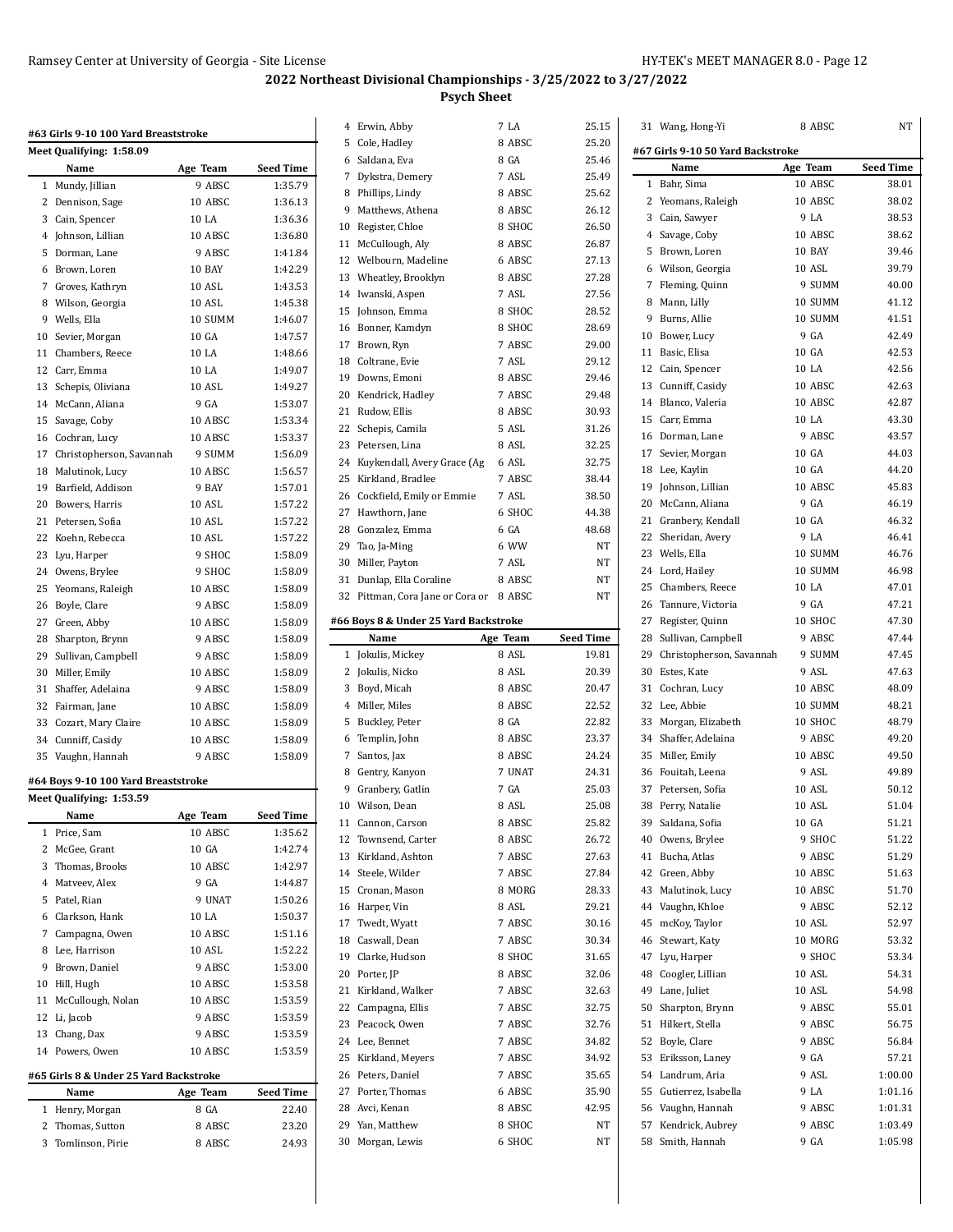## 2022 Northeast Divisional Championships - 3/25/2022 to 3/27/2022

### Psych Sheet

#### #63 Girls 9-10 100 Yard Breaststroke

Meet Qualifying: 1:58.09

| | Name | Age | Team | Seed Time |
|---|---|---|---|---|
| 1 | Mundy, Jillian | 9 | ABSC | 1:35.79 |
| 2 | Dennison, Sage | 10 | ABSC | 1:36.13 |
| 3 | Cain, Spencer | 10 | LA | 1:36.36 |
| 4 | Johnson, Lillian | 10 | ABSC | 1:36.80 |
| 5 | Dorman, Lane | 9 | ABSC | 1:41.84 |
| 6 | Brown, Loren | 10 | BAY | 1:42.29 |
| 7 | Groves, Kathryn | 10 | ASL | 1:43.53 |
| 8 | Wilson, Georgia | 10 | ASL | 1:45.38 |
| 9 | Wells, Ella | 10 | SUMM | 1:46.07 |
| 10 | Sevier, Morgan | 10 | GA | 1:47.57 |
| 11 | Chambers, Reece | 10 | LA | 1:48.66 |
| 12 | Carr, Emma | 10 | LA | 1:49.07 |
| 13 | Schepis, Oliviana | 10 | ASL | 1:49.27 |
| 14 | McCann, Aliana | 9 | GA | 1:53.07 |
| 15 | Savage, Coby | 10 | ABSC | 1:53.34 |
| 16 | Cochran, Lucy | 10 | ABSC | 1:53.37 |
| 17 | Christopherson, Savannah | 9 | SUMM | 1:56.09 |
| 18 | Malutinok, Lucy | 10 | ABSC | 1:56.57 |
| 19 | Barfield, Addison | 9 | BAY | 1:57.01 |
| 20 | Bowers, Harris | 10 | ASL | 1:57.22 |
| 21 | Petersen, Sofia | 10 | ASL | 1:57.22 |
| 22 | Koehn, Rebecca | 10 | ASL | 1:57.22 |
| 23 | Lyu, Harper | 9 | SHOC | 1:58.09 |
| 24 | Owens, Brylee | 9 | SHOC | 1:58.09 |
| 25 | Yeomans, Raleigh | 10 | ABSC | 1:58.09 |
| 26 | Boyle, Clare | 9 | ABSC | 1:58.09 |
| 27 | Green, Abby | 10 | ABSC | 1:58.09 |
| 28 | Sharpton, Brynn | 9 | ABSC | 1:58.09 |
| 29 | Sullivan, Campbell | 9 | ABSC | 1:58.09 |
| 30 | Miller, Emily | 10 | ABSC | 1:58.09 |
| 31 | Shaffer, Adelaina | 9 | ABSC | 1:58.09 |
| 32 | Fairman, Jane | 10 | ABSC | 1:58.09 |
| 33 | Cozart, Mary Claire | 10 | ABSC | 1:58.09 |
| 34 | Cunniff, Casidy | 10 | ABSC | 1:58.09 |
| 35 | Vaughn, Hannah | 9 | ABSC | 1:58.09 |

#### #64 Boys 9-10 100 Yard Breaststroke

Meet Qualifying: 1:53.59

| | Name | Age | Team | Seed Time |
|---|---|---|---|---|
| 1 | Price, Sam | 10 | ABSC | 1:35.62 |
| 2 | McGee, Grant | 10 | GA | 1:42.74 |
| 3 | Thomas, Brooks | 10 | ABSC | 1:42.97 |
| 4 | Matveev, Alex | 9 | GA | 1:44.87 |
| 5 | Patel, Rian | 9 | UNAT | 1:50.26 |
| 6 | Clarkson, Hank | 10 | LA | 1:50.37 |
| 7 | Campagna, Owen | 10 | ABSC | 1:51.16 |
| 8 | Lee, Harrison | 10 | ASL | 1:52.22 |
| 9 | Brown, Daniel | 9 | ABSC | 1:53.00 |
| 10 | Hill, Hugh | 10 | ABSC | 1:53.58 |
| 11 | McCullough, Nolan | 10 | ABSC | 1:53.59 |
| 12 | Li, Jacob | 9 | ABSC | 1:53.59 |
| 13 | Chang, Dax | 9 | ABSC | 1:53.59 |
| 14 | Powers, Owen | 10 | ABSC | 1:53.59 |

#### #65 Girls 8 & Under 25 Yard Backstroke

| | Name | Age | Team | Seed Time |
|---|---|---|---|---|
| 1 | Henry, Morgan | 8 | GA | 22.40 |
| 2 | Thomas, Sutton | 8 | ABSC | 23.20 |
| 3 | Tomlinson, Pirie | 8 | ABSC | 24.93 |
| 4 | Erwin, Abby | 7 | LA | 25.15 |
| 5 | Cole, Hadley | 8 | ABSC | 25.20 |
| 6 | Saldana, Eva | 8 | GA | 25.46 |
| 7 | Dykstra, Demery | 7 | ASL | 25.49 |
| 8 | Phillips, Lindy | 8 | ABSC | 25.62 |
| 9 | Matthews, Athena | 8 | ABSC | 26.12 |
| 10 | Register, Chloe | 8 | SHOC | 26.50 |
| 11 | McCullough, Aly | 8 | ABSC | 26.87 |
| 12 | Welbourn, Madeline | 6 | ABSC | 27.13 |
| 13 | Wheatley, Brooklyn | 8 | ABSC | 27.28 |
| 14 | Iwanski, Aspen | 7 | ASL | 27.56 |
| 15 | Johnson, Emma | 8 | SHOC | 28.52 |
| 16 | Bonner, Kamdyn | 8 | SHOC | 28.69 |
| 17 | Brown, Ryn | 7 | ABSC | 29.00 |
| 18 | Coltrane, Evie | 7 | ASL | 29.12 |
| 19 | Downs, Emoni | 8 | ABSC | 29.46 |
| 20 | Kendrick, Hadley | 7 | ABSC | 29.48 |
| 21 | Rudow, Ellis | 8 | ABSC | 30.93 |
| 22 | Schepis, Camila | 5 | ASL | 31.26 |
| 23 | Petersen, Lina | 8 | ASL | 32.25 |
| 24 | Kuykendall, Avery Grace (Ag | 6 | ASL | 32.75 |
| 25 | Kirkland, Bradlee | 7 | ABSC | 38.44 |
| 26 | Cockfield, Emily or Emmie | 7 | ASL | 38.50 |
| 27 | Hawthorn, Jane | 6 | SHOC | 44.38 |
| 28 | Gonzalez, Emma | 6 | GA | 48.68 |
| 29 | Tao, Ja-Ming | 6 | WW | NT |
| 30 | Miller, Payton | 7 | ASL | NT |
| 31 | Dunlap, Ella Coraline | 8 | ABSC | NT |
| 32 | Pittman, Cora Jane or Cora or | 8 | ABSC | NT |

#### #66 Boys 8 & Under 25 Yard Backstroke

| | Name | Age | Team | Seed Time |
|---|---|---|---|---|
| 1 | Jokulis, Mickey | 8 | ASL | 19.81 |
| 2 | Jokulis, Nicko | 8 | ASL | 20.39 |
| 3 | Boyd, Micah | 8 | ABSC | 20.47 |
| 4 | Miller, Miles | 8 | ABSC | 22.52 |
| 5 | Buckley, Peter | 8 | GA | 22.82 |
| 6 | Templin, John | 8 | ABSC | 23.37 |
| 7 | Santos, Jax | 8 | ABSC | 24.24 |
| 8 | Gentry, Kanyon | 7 | UNAT | 24.31 |
| 9 | Granbery, Gatlin | 7 | GA | 25.03 |
| 10 | Wilson, Dean | 8 | ASL | 25.08 |
| 11 | Cannon, Carson | 8 | ABSC | 25.82 |
| 12 | Townsend, Carter | 8 | ABSC | 26.72 |
| 13 | Kirkland, Ashton | 7 | ABSC | 27.63 |
| 14 | Steele, Wilder | 7 | ABSC | 27.84 |
| 15 | Cronan, Mason | 8 | MORG | 28.33 |
| 16 | Harper, Vin | 8 | ASL | 29.21 |
| 17 | Twedt, Wyatt | 7 | ABSC | 30.16 |
| 18 | Caswall, Dean | 7 | ABSC | 30.34 |
| 19 | Clarke, Hudson | 8 | SHOC | 31.65 |
| 20 | Porter, JP | 8 | ABSC | 32.06 |
| 21 | Kirkland, Walker | 7 | ABSC | 32.63 |
| 22 | Campagna, Ellis | 7 | ABSC | 32.75 |
| 23 | Peacock, Owen | 7 | ABSC | 32.76 |
| 24 | Lee, Bennet | 7 | ABSC | 34.82 |
| 25 | Kirkland, Meyers | 7 | ABSC | 34.92 |
| 26 | Peters, Daniel | 7 | ABSC | 35.65 |
| 27 | Porter, Thomas | 6 | ABSC | 35.90 |
| 28 | Avci, Kenan | 8 | ABSC | 42.95 |
| 29 | Yan, Matthew | 8 | SHOC | NT |
| 30 | Morgan, Lewis | 6 | SHOC | NT |
| 31 | Wang, Hong-Yi | 8 | ABSC | NT |

#### #67 Girls 9-10 50 Yard Backstroke

| | Name | Age | Team | Seed Time |
|---|---|---|---|---|
| 1 | Bahr, Sima | 10 | ABSC | 38.01 |
| 2 | Yeomans, Raleigh | 10 | ABSC | 38.02 |
| 3 | Cain, Sawyer | 9 | LA | 38.53 |
| 4 | Savage, Coby | 10 | ABSC | 38.62 |
| 5 | Brown, Loren | 10 | BAY | 39.46 |
| 6 | Wilson, Georgia | 10 | ASL | 39.79 |
| 7 | Fleming, Quinn | 9 | SUMM | 40.00 |
| 8 | Mann, Lilly | 10 | SUMM | 41.12 |
| 9 | Burns, Allie | 10 | SUMM | 41.51 |
| 10 | Bower, Lucy | 9 | GA | 42.49 |
| 11 | Basic, Elisa | 10 | GA | 42.53 |
| 12 | Cain, Spencer | 10 | LA | 42.56 |
| 13 | Cunniff, Casidy | 10 | ABSC | 42.63 |
| 14 | Blanco, Valeria | 10 | ABSC | 42.87 |
| 15 | Carr, Emma | 10 | LA | 43.30 |
| 16 | Dorman, Lane | 9 | ABSC | 43.57 |
| 17 | Sevier, Morgan | 10 | GA | 44.03 |
| 18 | Lee, Kaylin | 10 | GA | 44.20 |
| 19 | Johnson, Lillian | 10 | ABSC | 45.83 |
| 20 | McCann, Aliana | 9 | GA | 46.19 |
| 21 | Granbery, Kendall | 10 | GA | 46.32 |
| 22 | Sheridan, Avery | 9 | LA | 46.41 |
| 23 | Wells, Ella | 10 | SUMM | 46.76 |
| 24 | Lord, Hailey | 10 | SUMM | 46.98 |
| 25 | Chambers, Reece | 10 | LA | 47.01 |
| 26 | Tannure, Victoria | 9 | GA | 47.21 |
| 27 | Register, Quinn | 10 | SHOC | 47.30 |
| 28 | Sullivan, Campbell | 9 | ABSC | 47.44 |
| 29 | Christopherson, Savannah | 9 | SUMM | 47.45 |
| 30 | Estes, Kate | 9 | ASL | 47.63 |
| 31 | Cochran, Lucy | 10 | ABSC | 48.09 |
| 32 | Lee, Abbie | 10 | SUMM | 48.21 |
| 33 | Morgan, Elizabeth | 10 | SHOC | 48.79 |
| 34 | Shaffer, Adelaina | 9 | ABSC | 49.20 |
| 35 | Miller, Emily | 10 | ABSC | 49.50 |
| 36 | Fouitah, Leena | 9 | ASL | 49.89 |
| 37 | Petersen, Sofia | 10 | ASL | 50.12 |
| 38 | Perry, Natalie | 10 | ASL | 51.04 |
| 39 | Saldana, Sofia | 10 | GA | 51.21 |
| 40 | Owens, Brylee | 9 | SHOC | 51.22 |
| 41 | Bucha, Atlas | 9 | ABSC | 51.29 |
| 42 | Green, Abby | 10 | ABSC | 51.63 |
| 43 | Malutinok, Lucy | 10 | ABSC | 51.70 |
| 44 | Vaughn, Khloe | 9 | ABSC | 52.12 |
| 45 | mcKoy, Taylor | 10 | ASL | 52.97 |
| 46 | Stewart, Katy | 10 | MORG | 53.32 |
| 47 | Lyu, Harper | 9 | SHOC | 53.34 |
| 48 | Coogler, Lillian | 10 | ASL | 54.31 |
| 49 | Lane, Juliet | 10 | ASL | 54.98 |
| 50 | Sharpton, Brynn | 9 | ABSC | 55.01 |
| 51 | Hilkert, Stella | 9 | ABSC | 56.75 |
| 52 | Boyle, Clare | 9 | ABSC | 56.84 |
| 53 | Eriksson, Laney | 9 | GA | 57.21 |
| 54 | Landrum, Aria | 9 | ASL | 1:00.00 |
| 55 | Gutierrez, Isabella | 9 | LA | 1:01.16 |
| 56 | Vaughn, Hannah | 9 | ABSC | 1:01.31 |
| 57 | Kendrick, Aubrey | 9 | ABSC | 1:03.49 |
| 58 | Smith, Hannah | 9 | GA | 1:05.98 |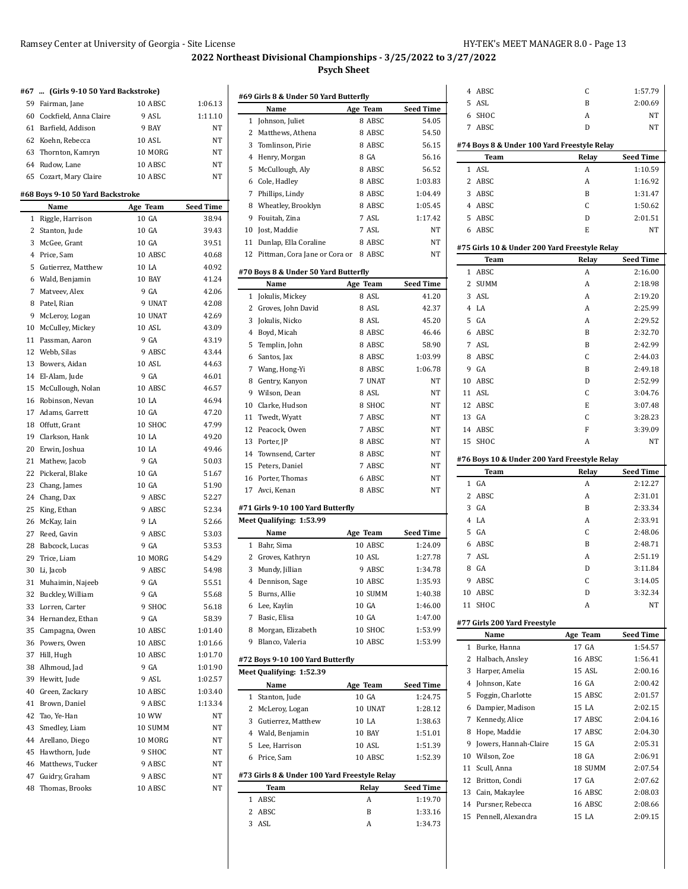## 2022 Northeast Divisional Championships - 3/25/2022 to 3/27/2022

### Psych Sheet

#### #67 ... (Girls 9-10 50 Yard Backstroke)

| # | Name | Age | Team | Seed Time |
|---|---|---|---|---|
| 59 | Fairman, Jane | 10 | ABSC | 1:06.13 |
| 60 | Cockfield, Anna Claire | 9 | ASL | 1:11.10 |
| 61 | Barfield, Addison | 9 | BAY | NT |
| 62 | Koehn, Rebecca | 10 | ASL | NT |
| 63 | Thornton, Kamryn | 10 | MORG | NT |
| 64 | Rudow, Lane | 10 | ABSC | NT |
| 65 | Cozart, Mary Claire | 10 | ABSC | NT |

#### #68 Boys 9-10 50 Yard Backstroke

| # | Name | Age | Team | Seed Time |
|---|---|---|---|---|
| 1 | Riggle, Harrison | 10 | GA | 38.94 |
| 2 | Stanton, Jude | 10 | GA | 39.43 |
| 3 | McGee, Grant | 10 | GA | 39.51 |
| 4 | Price, Sam | 10 | ABSC | 40.68 |
| 5 | Gutierrez, Matthew | 10 | LA | 40.92 |
| 6 | Wald, Benjamin | 10 | BAY | 41.24 |
| 7 | Matveev, Alex | 9 | GA | 42.06 |
| 8 | Patel, Rian | 9 | UNAT | 42.08 |
| 9 | McLeroy, Logan | 10 | UNAT | 42.69 |
| 10 | McCulley, Mickey | 10 | ASL | 43.09 |
| 11 | Passman, Aaron | 9 | GA | 43.19 |
| 12 | Webb, Silas | 9 | ABSC | 43.44 |
| 13 | Bowers, Aidan | 10 | ASL | 44.63 |
| 14 | El-Alam, Jude | 9 | GA | 46.01 |
| 15 | McCullough, Nolan | 10 | ABSC | 46.57 |
| 16 | Robinson, Nevan | 10 | LA | 46.94 |
| 17 | Adams, Garrett | 10 | GA | 47.20 |
| 18 | Offutt, Grant | 10 | SHOC | 47.99 |
| 19 | Clarkson, Hank | 10 | LA | 49.20 |
| 20 | Erwin, Joshua | 10 | LA | 49.46 |
| 21 | Mathew, Jacob | 9 | GA | 50.03 |
| 22 | Pickeral, Blake | 10 | GA | 51.67 |
| 23 | Chang, James | 10 | GA | 51.90 |
| 24 | Chang, Dax | 9 | ABSC | 52.27 |
| 25 | King, Ethan | 9 | ABSC | 52.34 |
| 26 | McKay, Iain | 9 | LA | 52.66 |
| 27 | Reed, Gavin | 9 | ABSC | 53.03 |
| 28 | Babcock, Lucas | 9 | GA | 53.53 |
| 29 | Trice, Liam | 10 | MORG | 54.29 |
| 30 | Li, Jacob | 9 | ABSC | 54.98 |
| 31 | Muhaimin, Najeeb | 9 | GA | 55.51 |
| 32 | Buckley, William | 9 | GA | 55.68 |
| 33 | Lorren, Carter | 9 | SHOC | 56.18 |
| 34 | Hernandez, Ethan | 9 | GA | 58.39 |
| 35 | Campagna, Owen | 10 | ABSC | 1:01.40 |
| 36 | Powers, Owen | 10 | ABSC | 1:01.66 |
| 37 | Hill, Hugh | 10 | ABSC | 1:01.70 |
| 38 | Alhmoud, Jad | 9 | GA | 1:01.90 |
| 39 | Hewitt, Jude | 9 | ASL | 1:02.57 |
| 40 | Green, Zackary | 10 | ABSC | 1:03.40 |
| 41 | Brown, Daniel | 9 | ABSC | 1:13.34 |
| 42 | Tao, Ye-Han | 10 | WW | NT |
| 43 | Smedley, Liam | 10 | SUMM | NT |
| 44 | Arellano, Diego | 10 | MORG | NT |
| 45 | Hawthorn, Jude | 9 | SHOC | NT |
| 46 | Matthews, Tucker | 9 | ABSC | NT |
| 47 | Guidry, Graham | 9 | ABSC | NT |
| 48 | Thomas, Brooks | 10 | ABSC | NT |

#### #69 Girls 8 & Under 50 Yard Butterfly

| # | Name | Age | Team | Seed Time |
|---|---|---|---|---|
| 1 | Johnson, Juliet | 8 | ABSC | 54.05 |
| 2 | Matthews, Athena | 8 | ABSC | 54.50 |
| 3 | Tomlinson, Pirie | 8 | ABSC | 56.15 |
| 4 | Henry, Morgan | 8 | GA | 56.16 |
| 5 | McCullough, Aly | 8 | ABSC | 56.52 |
| 6 | Cole, Hadley | 8 | ABSC | 1:03.83 |
| 7 | Phillips, Lindy | 8 | ABSC | 1:04.49 |
| 8 | Wheatley, Brooklyn | 8 | ABSC | 1:05.45 |
| 9 | Fouitah, Zina | 7 | ASL | 1:17.42 |
| 10 | Jost, Maddie | 7 | ASL | NT |
| 11 | Dunlap, Ella Coraline | 8 | ABSC | NT |
| 12 | Pittman, Cora Jane or Cora or | 8 | ABSC | NT |

#### #70 Boys 8 & Under 50 Yard Butterfly

| # | Name | Age | Team | Seed Time |
|---|---|---|---|---|
| 1 | Jokulis, Mickey | 8 | ASL | 41.20 |
| 2 | Groves, John David | 8 | ASL | 42.37 |
| 3 | Jokulis, Nicko | 8 | ASL | 45.20 |
| 4 | Boyd, Micah | 8 | ABSC | 46.46 |
| 5 | Templin, John | 8 | ABSC | 58.90 |
| 6 | Santos, Jax | 8 | ABSC | 1:03.99 |
| 7 | Wang, Hong-Yi | 8 | ABSC | 1:06.78 |
| 8 | Gentry, Kanyon | 7 | UNAT | NT |
| 9 | Wilson, Dean | 8 | ASL | NT |
| 10 | Clarke, Hudson | 8 | SHOC | NT |
| 11 | Twedt, Wyatt | 7 | ABSC | NT |
| 12 | Peacock, Owen | 7 | ABSC | NT |
| 13 | Porter, JP | 8 | ABSC | NT |
| 14 | Townsend, Carter | 8 | ABSC | NT |
| 15 | Peters, Daniel | 7 | ABSC | NT |
| 16 | Porter, Thomas | 6 | ABSC | NT |
| 17 | Avci, Kenan | 8 | ABSC | NT |

#### #71 Girls 9-10 100 Yard Butterfly

Meet Qualifying: 1:53.99

| # | Name | Age | Team | Seed Time |
|---|---|---|---|---|
| 1 | Bahr, Sima | 10 | ABSC | 1:24.09 |
| 2 | Groves, Kathryn | 10 | ASL | 1:27.78 |
| 3 | Mundy, Jillian | 9 | ABSC | 1:34.78 |
| 4 | Dennison, Sage | 10 | ABSC | 1:35.93 |
| 5 | Burns, Allie | 10 | SUMM | 1:40.38 |
| 6 | Lee, Kaylin | 10 | GA | 1:46.00 |
| 7 | Basic, Elisa | 10 | GA | 1:47.00 |
| 8 | Morgan, Elizabeth | 10 | SHOC | 1:53.99 |
| 9 | Blanco, Valeria | 10 | ABSC | 1:53.99 |

#### #72 Boys 9-10 100 Yard Butterfly

Meet Qualifying: 1:52.39

| # | Name | Age | Team | Seed Time |
|---|---|---|---|---|
| 1 | Stanton, Jude | 10 | GA | 1:24.75 |
| 2 | McLeroy, Logan | 10 | UNAT | 1:28.12 |
| 3 | Gutierrez, Matthew | 10 | LA | 1:38.63 |
| 4 | Wald, Benjamin | 10 | BAY | 1:51.01 |
| 5 | Lee, Harrison | 10 | ASL | 1:51.39 |
| 6 | Price, Sam | 10 | ABSC | 1:52.39 |

#### #73 Girls 8 & Under 100 Yard Freestyle Relay

| # | Team | Relay | Seed Time |
|---|---|---|---|
| 1 | ABSC | A | 1:19.70 |
| 2 | ABSC | B | 1:33.16 |
| 3 | ASL | A | 1:34.73 |
| 4 | ABSC | C | 1:57.79 |
| 5 | ASL | B | 2:00.69 |
| 6 | SHOC | A | NT |
| 7 | ABSC | D | NT |

#### #74 Boys 8 & Under 100 Yard Freestyle Relay

| # | Team | Relay | Seed Time |
|---|---|---|---|
| 1 | ASL | A | 1:10.59 |
| 2 | ABSC | A | 1:16.92 |
| 3 | ABSC | B | 1:31.47 |
| 4 | ABSC | C | 1:50.62 |
| 5 | ABSC | D | 2:01.51 |
| 6 | ABSC | E | NT |

#### #75 Girls 10 & Under 200 Yard Freestyle Relay

| # | Team | Relay | Seed Time |
|---|---|---|---|
| 1 | ABSC | A | 2:16.00 |
| 2 | SUMM | A | 2:18.98 |
| 3 | ASL | A | 2:19.20 |
| 4 | LA | A | 2:25.99 |
| 5 | GA | A | 2:29.52 |
| 6 | ABSC | B | 2:32.70 |
| 7 | ASL | B | 2:42.99 |
| 8 | ABSC | C | 2:44.03 |
| 9 | GA | B | 2:49.18 |
| 10 | ABSC | D | 2:52.99 |
| 11 | ASL | C | 3:04.76 |
| 12 | ABSC | E | 3:07.48 |
| 13 | GA | C | 3:28.23 |
| 14 | ABSC | F | 3:39.09 |
| 15 | SHOC | A | NT |

#### #76 Boys 10 & Under 200 Yard Freestyle Relay

| # | Team | Relay | Seed Time |
|---|---|---|---|
| 1 | GA | A | 2:12.27 |
| 2 | ABSC | A | 2:31.01 |
| 3 | GA | B | 2:33.34 |
| 4 | LA | A | 2:33.91 |
| 5 | GA | C | 2:48.06 |
| 6 | ABSC | B | 2:48.71 |
| 7 | ASL | A | 2:51.19 |
| 8 | GA | D | 3:11.84 |
| 9 | ABSC | C | 3:14.05 |
| 10 | ABSC | D | 3:32.34 |
| 11 | SHOC | A | NT |

#### #77 Girls 200 Yard Freestyle

| # | Name | Age | Team | Seed Time |
|---|---|---|---|---|
| 1 | Burke, Hanna | 17 | GA | 1:54.57 |
| 2 | Halbach, Ansley | 16 | ABSC | 1:56.41 |
| 3 | Harper, Amelia | 15 | ASL | 2:00.16 |
| 4 | Johnson, Kate | 16 | GA | 2:00.42 |
| 5 | Foggin, Charlotte | 15 | ABSC | 2:01.57 |
| 6 | Dampier, Madison | 15 | LA | 2:02.15 |
| 7 | Kennedy, Alice | 17 | ABSC | 2:04.16 |
| 8 | Hope, Maddie | 17 | ABSC | 2:04.30 |
| 9 | Jowers, Hannah-Claire | 15 | GA | 2:05.31 |
| 10 | Wilson, Zoe | 18 | GA | 2:06.91 |
| 11 | Scull, Anna | 18 | SUMM | 2:07.54 |
| 12 | Britton, Condi | 17 | GA | 2:07.62 |
| 13 | Cain, Makaylee | 16 | ABSC | 2:08.03 |
| 14 | Pursner, Rebecca | 16 | ABSC | 2:08.66 |
| 15 | Pennell, Alexandra | 15 | LA | 2:09.15 |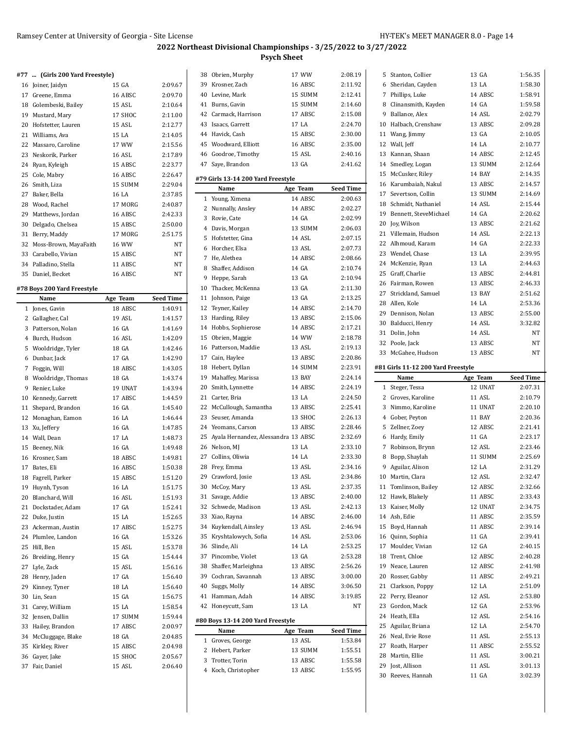## 2022 Northeast Divisional Championships - 3/25/2022 to 3/27/2022

### Psych Sheet

#### #77 ... (Girls 200 Yard Freestyle)

| | Name | Age | Team | Seed Time |
|---|---|---|---|---|
| 16 | Joiner, Jaidyn | 15 | GA | 2:09.67 |
| 17 | Greene, Emma | 16 | ABSC | 2:09.70 |
| 18 | Golembeski, Bailey | 15 | ASL | 2:10.64 |
| 19 | Mustard, Mary | 17 | SHOC | 2:11.00 |
| 20 | Hofstetter, Lauren | 15 | ASL | 2:12.77 |
| 21 | Williams, Ava | 15 | LA | 2:14.05 |
| 22 | Massaro, Caroline | 17 | WW | 2:15.56 |
| 23 | Neskorik, Parker | 16 | ASL | 2:17.89 |
| 24 | Ryan, Kyleigh | 15 | ABSC | 2:23.77 |
| 25 | Cole, Mabry | 16 | ABSC | 2:26.47 |
| 26 | Smith, Liza | 15 | SUMM | 2:29.04 |
| 27 | Baker, Bella | 16 | LA | 2:37.85 |
| 28 | Wood, Rachel | 17 | MORG | 2:40.87 |
| 29 | Matthews, Jordan | 16 | ABSC | 2:42.33 |
| 30 | Delgado, Chelsea | 15 | ABSC | 2:50.00 |
| 31 | Berry, Maddy | 17 | MORG | 2:51.75 |
| 32 | Moss-Brown, MayaFaith | 16 | WW | NT |
| 33 | Carabello, Vivian | 15 | ABSC | NT |
| 34 | Palladino, Stella | 11 | ABSC | NT |
| 35 | Daniel, Becket | 16 | ABSC | NT |

#### #78 Boys 200 Yard Freestyle

| | Name | Age | Team | Seed Time |
|---|---|---|---|---|
| 1 | Jones, Gavin | 18 | ABSC | 1:40.91 |
| 2 | Gallagher, Cal | 19 | ASL | 1:41.57 |
| 3 | Patterson, Nolan | 16 | GA | 1:41.69 |
| 4 | Burch, Hudson | 16 | ASL | 1:42.09 |
| 5 | Wooldridge, Tyler | 18 | GA | 1:42.46 |
| 6 | Dunbar, Jack | 17 | GA | 1:42.90 |
| 7 | Foggin, Will | 18 | ABSC | 1:43.05 |
| 8 | Wooldridge, Thomas | 18 | GA | 1:43.74 |
| 9 | Renier, Luke | 19 | UNAT | 1:43.94 |
| 10 | Kennedy, Garrett | 17 | ABSC | 1:44.59 |
| 11 | Shepard, Brandon | 16 | GA | 1:45.40 |
| 12 | Monaghan, Eamon | 16 | LA | 1:46.44 |
| 13 | Xu, Jeffery | 16 | GA | 1:47.85 |
| 14 | Wall, Dean | 17 | LA | 1:48.73 |
| 15 | Beeney, Nik | 16 | GA | 1:49.48 |
| 16 | Krosner, Sam | 18 | ABSC | 1:49.81 |
| 17 | Bates, Eli | 16 | ABSC | 1:50.38 |
| 18 | Fagrell, Parker | 15 | ABSC | 1:51.20 |
| 19 | Huynh, Tyson | 16 | LA | 1:51.75 |
| 20 | Blanchard, Will | 16 | ASL | 1:51.93 |
| 21 | Dockstader, Adam | 17 | GA | 1:52.41 |
| 22 | Duke, Justin | 15 | LA | 1:52.65 |
| 23 | Ackerman, Austin | 17 | ABSC | 1:52.75 |
| 24 | Plumlee, Landon | 16 | GA | 1:53.26 |
| 25 | Hill, Ben | 15 | ASL | 1:53.78 |
| 26 | Breiding, Henry | 15 | GA | 1:54.44 |
| 27 | Lyle, Zack | 15 | ASL | 1:56.16 |
| 28 | Henry, Jaden | 17 | GA | 1:56.40 |
| 29 | Kinney, Tyner | 18 | LA | 1:56.40 |
| 30 | Lin, Sean | 15 | GA | 1:56.75 |
| 31 | Carey, William | 15 | LA | 1:58.54 |
| 32 | Jensen, Dallin | 17 | SUMM | 1:59.44 |
| 33 | Hailey, Brandon | 17 | ABSC | 2:00.97 |
| 34 | McCluggage, Blake | 18 | GA | 2:04.85 |
| 35 | Kirkley, River | 15 | ABSC | 2:04.98 |
| 36 | Gayer, Jake | 15 | SHOC | 2:05.67 |
| 37 | Fair, Daniel | 15 | ASL | 2:06.40 |
| 38 | Obrien, Murphy | 17 | WW | 2:08.19 |
| 39 | Krosner, Zach | 16 | ABSC | 2:11.92 |
| 40 | Levine, Mark | 15 | SUMM | 2:12.41 |
| 41 | Burns, Gavin | 15 | SUMM | 2:14.60 |
| 42 | Carmack, Harrison | 17 | ABSC | 2:15.08 |
| 43 | Isaacs, Garrett | 17 | LA | 2:24.70 |
| 44 | Havick, Cash | 15 | ABSC | 2:30.00 |
| 45 | Woodward, Elliott | 16 | ABSC | 2:35.00 |
| 46 | Goodroe, Timothy | 15 | ASL | 2:40.16 |
| 47 | Saye, Brandon | 13 | GA | 2:41.62 |

#### #79 Girls 13-14 200 Yard Freestyle

| | Name | Age | Team | Seed Time |
|---|---|---|---|---|
| 1 | Young, Ximena | 14 | ABSC | 2:00.63 |
| 2 | Nunnally, Ansley | 14 | ABSC | 2:02.27 |
| 3 | Rovie, Cate | 14 | GA | 2:02.99 |
| 4 | Davis, Morgan | 13 | SUMM | 2:06.03 |
| 5 | Hofstetter, Gina | 14 | ASL | 2:07.15 |
| 6 | Horcher, Elsa | 13 | ASL | 2:07.73 |
| 7 | He, Alethea | 14 | ABSC | 2:08.66 |
| 8 | Shaffer, Addison | 14 | GA | 2:10.74 |
| 9 | Heppe, Sarah | 13 | GA | 2:10.94 |
| 10 | Thacker, McKenna | 13 | GA | 2:11.30 |
| 11 | Johnson, Paige | 13 | GA | 2:13.25 |
| 12 | Teyner, Kailey | 14 | ABSC | 2:14.70 |
| 13 | Harding, Riley | 13 | ABSC | 2:15.06 |
| 14 | Hobbs, Sophierose | 14 | ABSC | 2:17.21 |
| 15 | Obrien, Maggie | 14 | WW | 2:18.78 |
| 16 | Patterson, Maddie | 13 | ASL | 2:19.13 |
| 17 | Cain, Haylee | 13 | ABSC | 2:20.86 |
| 18 | Hebert, Dyllan | 14 | SUMM | 2:23.91 |
| 19 | Mahaffey, Marissa | 13 | BAY | 2:24.14 |
| 20 | Smith, Lynnette | 14 | ABSC | 2:24.19 |
| 21 | Carter, Bria | 13 | LA | 2:24.50 |
| 22 | McCullough, Samantha | 13 | ABSC | 2:25.41 |
| 23 | Seuser, Amanda | 13 | SHOC | 2:26.13 |
| 24 | Yeomans, Carson | 13 | ABSC | 2:28.46 |
| 25 | Ayala Hernandez, Alessandra | 13 | ABSC | 2:32.69 |
| 26 | Nelson, MJ | 13 | LA | 2:33.10 |
| 27 | Collins, Oliwia | 14 | LA | 2:33.30 |
| 28 | Frey, Emma | 13 | ASL | 2:34.16 |
| 29 | Crawford, Josie | 13 | ASL | 2:34.86 |
| 30 | McCoy, Mary | 13 | ASL | 2:37.35 |
| 31 | Savage, Addie | 13 | ABSC | 2:40.00 |
| 32 | Schwede, Madison | 13 | ASL | 2:42.13 |
| 33 | Xiao, Rayna | 14 | ABSC | 2:46.00 |
| 34 | Kuykendall, Ainsley | 13 | ASL | 2:46.94 |
| 35 | Kryshtalowych, Sofia | 14 | ASL | 2:53.06 |
| 36 | Slinde, Ali | 14 | LA | 2:53.25 |
| 37 | Pincombe, Violet | 13 | GA | 2:53.28 |
| 38 | Shaffer, Marleighna | 13 | ABSC | 2:56.26 |
| 39 | Cochran, Savannah | 13 | ABSC | 3:00.00 |
| 40 | Suggs, Molly | 14 | ABSC | 3:06.50 |
| 41 | Hamman, Adah | 14 | ABSC | 3:19.85 |
| 42 | Honeycutt, Sam | 13 | LA | NT |

#### #80 Boys 13-14 200 Yard Freestyle

| | Name | Age | Team | Seed Time |
|---|---|---|---|---|
| 1 | Groves, George | 13 | ASL | 1:53.84 |
| 2 | Hebert, Parker | 13 | SUMM | 1:55.51 |
| 3 | Trotter, Torin | 13 | ABSC | 1:55.58 |
| 4 | Koch, Christopher | 13 | ABSC | 1:55.95 |
| 5 | Stanton, Collier | 13 | GA | 1:56.35 |
| 6 | Sheridan, Cayden | 13 | LA | 1:58.30 |
| 7 | Phillips, Luke | 14 | ABSC | 1:58.91 |
| 8 | Clinansmith, Kayden | 14 | GA | 1:59.58 |
| 9 | Ballance, Alex | 14 | ASL | 2:02.79 |
| 10 | Halbach, Crenshaw | 13 | ABSC | 2:09.28 |
| 11 | Wang, Jimmy | 13 | GA | 2:10.05 |
| 12 | Wall, Jeff | 14 | LA | 2:10.77 |
| 13 | Kannan, Shaan | 14 | ABSC | 2:12.45 |
| 14 | Smedley, Logan | 13 | SUMM | 2:12.64 |
| 15 | McCusker, Riley | 14 | BAY | 2:14.35 |
| 16 | Karumbaiah, Nakul | 13 | ABSC | 2:14.57 |
| 17 | Severtson, Collin | 13 | SUMM | 2:14.69 |
| 18 | Schmidt, Nathaniel | 14 | ASL | 2:15.44 |
| 19 | Bennett, SteveMichael | 14 | GA | 2:20.62 |
| 20 | Joy, Wilson | 13 | ABSC | 2:21.62 |
| 21 | Villemain, Hudson | 14 | ASL | 2:22.13 |
| 22 | Alhmoud, Karam | 14 | GA | 2:22.33 |
| 23 | Wendel, Chase | 13 | LA | 2:39.95 |
| 24 | McKenzie, Ryan | 13 | LA | 2:44.63 |
| 25 | Graff, Charlie | 13 | ABSC | 2:44.81 |
| 26 | Fairman, Rowen | 13 | ABSC | 2:46.33 |
| 27 | Strickland, Samuel | 13 | BAY | 2:51.62 |
| 28 | Allen, Kole | 14 | LA | 2:53.36 |
| 29 | Dennison, Nolan | 13 | ABSC | 2:55.00 |
| 30 | Balducci, Henry | 14 | ASL | 3:32.82 |
| 31 | Dolin, John | 14 | ASL | NT |
| 32 | Poole, Jack | 13 | ABSC | NT |
| 33 | McGahee, Hudson | 13 | ABSC | NT |

#### #81 Girls 11-12 200 Yard Freestyle

| | Name | Age | Team | Seed Time |
|---|---|---|---|---|
| 1 | Steger, Tessa | 12 | UNAT | 2:07.31 |
| 2 | Groves, Karoline | 11 | ASL | 2:10.79 |
| 3 | Nimmo, Karoline | 11 | UNAT | 2:20.10 |
| 4 | Gober, Peyton | 11 | BAY | 2:20.36 |
| 5 | Zellner, Zoey | 12 | ABSC | 2:21.41 |
| 6 | Hardy, Emily | 11 | GA | 2:23.17 |
| 7 | Robinson, Brynn | 12 | ASL | 2:23.46 |
| 8 | Bopp, Shaylah | 11 | SUMM | 2:25.69 |
| 9 | Aguilar, Alison | 12 | LA | 2:31.29 |
| 10 | Martin, Clara | 12 | ASL | 2:32.47 |
| 11 | Tomlinson, Bailey | 12 | ABSC | 2:32.66 |
| 12 | Hawk, Blakely | 11 | ABSC | 2:33.43 |
| 13 | Kaiser, Molly | 12 | UNAT | 2:34.75 |
| 14 | Ash, Edie | 11 | ABSC | 2:35.59 |
| 15 | Boyd, Hannah | 11 | ABSC | 2:39.14 |
| 16 | Quinn, Sophia | 11 | GA | 2:39.41 |
| 17 | Moulder, Vivian | 12 | GA | 2:40.15 |
| 18 | Trent, Chloe | 12 | ABSC | 2:40.28 |
| 19 | Neace, Lauren | 12 | ABSC | 2:41.98 |
| 20 | Rosser, Gabby | 11 | ABSC | 2:49.21 |
| 21 | Clarkson, Poppy | 12 | LA | 2:51.09 |
| 22 | Perry, Eleanor | 12 | ASL | 2:53.80 |
| 23 | Gordon, Mack | 12 | GA | 2:53.96 |
| 24 | Heath, Ella | 12 | ASL | 2:54.16 |
| 25 | Aguilar, Briana | 12 | LA | 2:54.70 |
| 26 | Neal, Evie Rose | 11 | ASL | 2:55.13 |
| 27 | Roath, Harper | 11 | ABSC | 2:55.52 |
| 28 | Martin, Ellie | 11 | ASL | 3:00.21 |
| 29 | Jost, Allison | 11 | ASL | 3:01.13 |
| 30 | Reeves, Hannah | 11 | GA | 3:02.39 |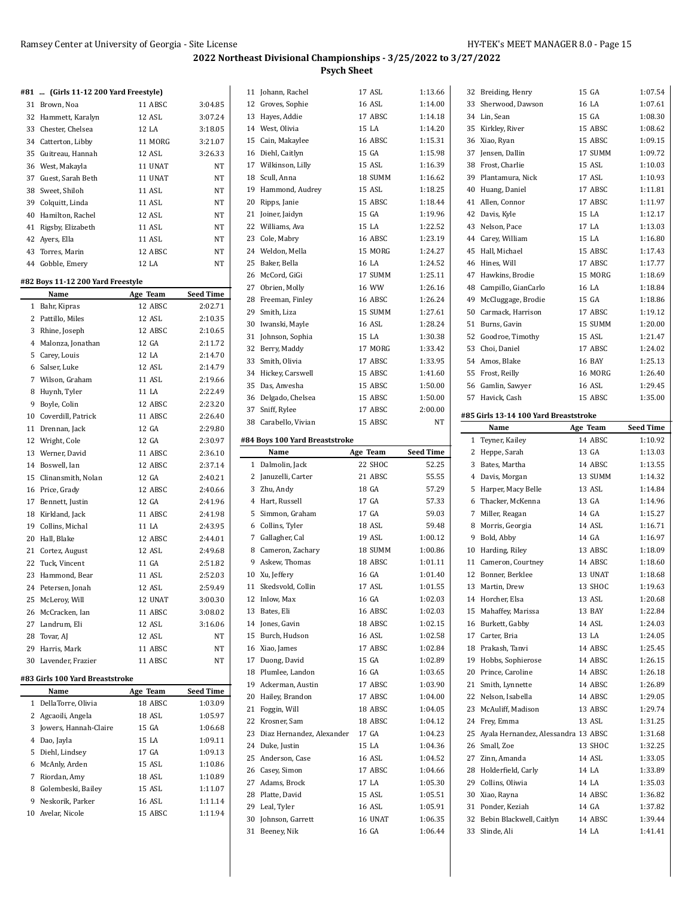## 2022 Northeast Divisional Championships - 3/25/2022 to 3/27/2022

### Psych Sheet

#### #81 ... (Girls 11-12 200 Yard Freestyle)

| | Name | Age Team | Seed Time |
|---|---|---|---|
| 31 | Brown, Noa | 11 ABSC | 3:04.85 |
| 32 | Hammett, Karalyn | 12 ASL | 3:07.24 |
| 33 | Chester, Chelsea | 12 LA | 3:18.05 |
| 34 | Catterton, Libby | 11 MORG | 3:21.07 |
| 35 | Guitreau, Hannah | 12 ASL | 3:26.33 |
| 36 | West, Makayla | 11 UNAT | NT |
| 37 | Guest, Sarah Beth | 11 UNAT | NT |
| 38 | Sweet, Shiloh | 11 ASL | NT |
| 39 | Colquitt, Linda | 11 ASL | NT |
| 40 | Hamilton, Rachel | 12 ASL | NT |
| 41 | Rigsby, Elizabeth | 11 ASL | NT |
| 42 | Ayers, Ella | 11 ASL | NT |
| 43 | Torres, Marin | 12 ABSC | NT |
| 44 | Gobble, Emery | 12 LA | NT |

#### #82 Boys 11-12 200 Yard Freestyle

| | Name | Age Team | Seed Time |
|---|---|---|---|
| 1 | Bahr, Kipras | 12 ABSC | 2:02.71 |
| 2 | Pattillo, Miles | 12 ASL | 2:10.35 |
| 3 | Rhine, Joseph | 12 ABSC | 2:10.65 |
| 4 | Malonza, Jonathan | 12 GA | 2:11.72 |
| 5 | Carey, Louis | 12 LA | 2:14.70 |
| 6 | Salser, Luke | 12 ASL | 2:14.79 |
| 7 | Wilson, Graham | 11 ASL | 2:19.66 |
| 8 | Huynh, Tyler | 11 LA | 2:22.49 |
| 9 | Boyle, Colin | 12 ABSC | 2:23.20 |
| 10 | Coverdill, Patrick | 11 ABSC | 2:26.40 |
| 11 | Drennan, Jack | 12 GA | 2:29.80 |
| 12 | Wright, Cole | 12 GA | 2:30.97 |
| 13 | Werner, David | 11 ABSC | 2:36.10 |
| 14 | Boswell, Ian | 12 ABSC | 2:37.14 |
| 15 | Clinansmith, Nolan | 12 GA | 2:40.21 |
| 16 | Price, Grady | 12 ABSC | 2:40.66 |
| 17 | Bennett, Justin | 12 GA | 2:41.96 |
| 18 | Kirkland, Jack | 11 ABSC | 2:41.98 |
| 19 | Collins, Michal | 11 LA | 2:43.95 |
| 20 | Hall, Blake | 12 ABSC | 2:44.01 |
| 21 | Cortez, August | 12 ASL | 2:49.68 |
| 22 | Tuck, Vincent | 11 GA | 2:51.82 |
| 23 | Hammond, Bear | 11 ASL | 2:52.03 |
| 24 | Petersen, Jonah | 12 ASL | 2:59.49 |
| 25 | McLeroy, Will | 12 UNAT | 3:00.30 |
| 26 | McCracken, Ian | 11 ABSC | 3:08.02 |
| 27 | Landrum, Eli | 12 ASL | 3:16.06 |
| 28 | Tovar, AJ | 12 ASL | NT |
| 29 | Harris, Mark | 11 ABSC | NT |
| 30 | Lavender, Frazier | 11 ABSC | NT |

#### #83 Girls 100 Yard Breaststroke

| | Name | Age Team | Seed Time |
|---|---|---|---|
| 1 | DellaTorre, Olivia | 18 ABSC | 1:03.09 |
| 2 | Agcaoili, Angela | 18 ASL | 1:05.97 |
| 3 | Jowers, Hannah-Claire | 15 GA | 1:06.68 |
| 4 | Dao, Jayla | 15 LA | 1:09.11 |
| 5 | Diehl, Lindsey | 17 GA | 1:09.13 |
| 6 | McAnly, Arden | 15 ASL | 1:10.86 |
| 7 | Riordan, Amy | 18 ASL | 1:10.89 |
| 8 | Golembeski, Bailey | 15 ASL | 1:11.07 |
| 9 | Neskorik, Parker | 16 ASL | 1:11.14 |
| 10 | Avelar, Nicole | 15 ABSC | 1:11.94 |
| 11 | Johann, Rachel | 17 ASL | 1:13.66 |
| 12 | Groves, Sophie | 16 ASL | 1:14.00 |
| 13 | Hayes, Addie | 17 ABSC | 1:14.18 |
| 14 | West, Olivia | 15 LA | 1:14.20 |
| 15 | Cain, Makaylee | 16 ABSC | 1:15.31 |
| 16 | Diehl, Caitlyn | 15 GA | 1:15.98 |
| 17 | Wilkinson, Lilly | 15 ASL | 1:16.39 |
| 18 | Scull, Anna | 18 SUMM | 1:16.62 |
| 19 | Hammond, Audrey | 15 ASL | 1:18.25 |
| 20 | Ripps, Janie | 15 ABSC | 1:18.44 |
| 21 | Joiner, Jaidyn | 15 GA | 1:19.96 |
| 22 | Williams, Ava | 15 LA | 1:22.52 |
| 23 | Cole, Mabry | 16 ABSC | 1:23.19 |
| 24 | Weldon, Mella | 15 MORG | 1:24.27 |
| 25 | Baker, Bella | 16 LA | 1:24.52 |
| 26 | McCord, GiGi | 17 SUMM | 1:25.11 |
| 27 | Obrien, Molly | 16 WW | 1:26.16 |
| 28 | Freeman, Finley | 16 ABSC | 1:26.24 |
| 29 | Smith, Liza | 15 SUMM | 1:27.61 |
| 30 | Iwanski, Mayle | 16 ASL | 1:28.24 |
| 31 | Johnson, Sophia | 15 LA | 1:30.38 |
| 32 | Berry, Maddy | 17 MORG | 1:33.42 |
| 33 | Smith, Olivia | 17 ABSC | 1:33.95 |
| 34 | Hickey, Carswell | 15 ABSC | 1:41.60 |
| 35 | Das, Anvesha | 15 ABSC | 1:50.00 |
| 36 | Delgado, Chelsea | 15 ABSC | 1:50.00 |
| 37 | Sniff, Rylee | 17 ABSC | 2:00.00 |
| 38 | Carabello, Vivian | 15 ABSC | NT |

#### #84 Boys 100 Yard Breaststroke

| | Name | Age Team | Seed Time |
|---|---|---|---|
| 1 | Dalmolin, Jack | 22 SHOC | 52.25 |
| 2 | Januzelli, Carter | 21 ABSC | 55.55 |
| 3 | Zhu, Andy | 18 GA | 57.29 |
| 4 | Hart, Russell | 17 GA | 57.33 |
| 5 | Simmon, Graham | 17 GA | 59.03 |
| 6 | Collins, Tyler | 18 ASL | 59.48 |
| 7 | Gallagher, Cal | 19 ASL | 1:00.12 |
| 8 | Cameron, Zachary | 18 SUMM | 1:00.86 |
| 9 | Askew, Thomas | 18 ABSC | 1:01.11 |
| 10 | Xu, Jeffery | 16 GA | 1:01.40 |
| 11 | Skedsvold, Collin | 17 ASL | 1:01.55 |
| 12 | Inlow, Max | 16 GA | 1:02.03 |
| 13 | Bates, Eli | 16 ABSC | 1:02.03 |
| 14 | Jones, Gavin | 18 ABSC | 1:02.15 |
| 15 | Burch, Hudson | 16 ASL | 1:02.58 |
| 16 | Xiao, James | 17 ABSC | 1:02.84 |
| 17 | Duong, David | 15 GA | 1:02.89 |
| 18 | Plumlee, Landon | 16 GA | 1:03.65 |
| 19 | Ackerman, Austin | 17 ABSC | 1:03.90 |
| 20 | Hailey, Brandon | 17 ABSC | 1:04.00 |
| 21 | Foggin, Will | 18 ABSC | 1:04.05 |
| 22 | Krosner, Sam | 18 ABSC | 1:04.12 |
| 23 | Diaz Hernandez, Alexander | 17 GA | 1:04.23 |
| 24 | Duke, Justin | 15 LA | 1:04.36 |
| 25 | Anderson, Case | 16 ASL | 1:04.52 |
| 26 | Casey, Simon | 17 ABSC | 1:04.66 |
| 27 | Adams, Brock | 17 LA | 1:05.30 |
| 28 | Platte, David | 15 ASL | 1:05.51 |
| 29 | Leal, Tyler | 16 ASL | 1:05.91 |
| 30 | Johnson, Garrett | 16 UNAT | 1:06.35 |
| 31 | Beeney, Nik | 16 GA | 1:06.44 |
| 32 | Breiding, Henry | 15 GA | 1:07.54 |
| 33 | Sherwood, Dawson | 16 LA | 1:07.61 |
| 34 | Lin, Sean | 15 GA | 1:08.30 |
| 35 | Kirkley, River | 15 ABSC | 1:08.62 |
| 36 | Xiao, Ryan | 15 ABSC | 1:09.15 |
| 37 | Jensen, Dallin | 17 SUMM | 1:09.72 |
| 38 | Frost, Charlie | 15 ASL | 1:10.03 |
| 39 | Plantamura, Nick | 17 ASL | 1:10.93 |
| 40 | Huang, Daniel | 17 ABSC | 1:11.81 |
| 41 | Allen, Connor | 17 ABSC | 1:11.97 |
| 42 | Davis, Kyle | 15 LA | 1:12.17 |
| 43 | Nelson, Pace | 17 LA | 1:13.03 |
| 44 | Carey, William | 15 LA | 1:16.80 |
| 45 | Hall, Michael | 15 ABSC | 1:17.43 |
| 46 | Hines, Will | 17 ABSC | 1:17.77 |
| 47 | Hawkins, Brodie | 15 MORG | 1:18.69 |
| 48 | Campillo, GianCarlo | 16 LA | 1:18.84 |
| 49 | McCluggage, Brodie | 15 GA | 1:18.86 |
| 50 | Carmack, Harrison | 17 ABSC | 1:19.12 |
| 51 | Burns, Gavin | 15 SUMM | 1:20.00 |
| 52 | Goodroe, Timothy | 15 ASL | 1:21.47 |
| 53 | Choi, Daniel | 17 ABSC | 1:24.02 |
| 54 | Amos, Blake | 16 BAY | 1:25.13 |
| 55 | Frost, Reilly | 16 MORG | 1:26.40 |
| 56 | Gamlin, Sawyer | 16 ASL | 1:29.45 |
| 57 | Havick, Cash | 15 ABSC | 1:35.00 |

#### #85 Girls 13-14 100 Yard Breaststroke

| | Name | Age Team | Seed Time |
|---|---|---|---|
| 1 | Teyner, Kailey | 14 ABSC | 1:10.92 |
| 2 | Heppe, Sarah | 13 GA | 1:13.03 |
| 3 | Bates, Martha | 14 ABSC | 1:13.55 |
| 4 | Davis, Morgan | 13 SUMM | 1:14.32 |
| 5 | Harper, Macy Belle | 13 ASL | 1:14.84 |
| 6 | Thacker, McKenna | 13 GA | 1:14.96 |
| 7 | Miller, Reagan | 14 GA | 1:15.27 |
| 8 | Morris, Georgia | 14 ASL | 1:16.71 |
| 9 | Bold, Abby | 14 GA | 1:16.97 |
| 10 | Harding, Riley | 13 ABSC | 1:18.09 |
| 11 | Cameron, Courtney | 14 ABSC | 1:18.60 |
| 12 | Bonner, Berklee | 13 UNAT | 1:18.68 |
| 13 | Martin, Drew | 13 SHOC | 1:19.63 |
| 14 | Horcher, Elsa | 13 ASL | 1:20.68 |
| 15 | Mahaffey, Marissa | 13 BAY | 1:22.84 |
| 16 | Burkett, Gabby | 14 ASL | 1:24.03 |
| 17 | Carter, Bria | 13 LA | 1:24.05 |
| 18 | Prakash, Tanvi | 14 ABSC | 1:25.45 |
| 19 | Hobbs, Sophierose | 14 ABSC | 1:26.15 |
| 20 | Prince, Caroline | 14 ABSC | 1:26.18 |
| 21 | Smith, Lynnette | 14 ABSC | 1:26.89 |
| 22 | Nelson, Isabella | 14 ABSC | 1:29.05 |
| 23 | McAuliff, Madison | 13 ABSC | 1:29.74 |
| 24 | Frey, Emma | 13 ASL | 1:31.25 |
| 25 | Ayala Hernandez, Alessandra | 13 ABSC | 1:31.68 |
| 26 | Small, Zoe | 13 SHOC | 1:32.25 |
| 27 | Zinn, Amanda | 14 ASL | 1:33.05 |
| 28 | Holderfield, Carly | 14 LA | 1:33.89 |
| 29 | Collins, Oliwia | 14 LA | 1:35.03 |
| 30 | Xiao, Rayna | 14 ABSC | 1:36.82 |
| 31 | Ponder, Keziah | 14 GA | 1:37.82 |
| 32 | Bebin Blackwell, Caitlyn | 14 ABSC | 1:39.44 |
| 33 | Slinde, Ali | 14 LA | 1:41.41 |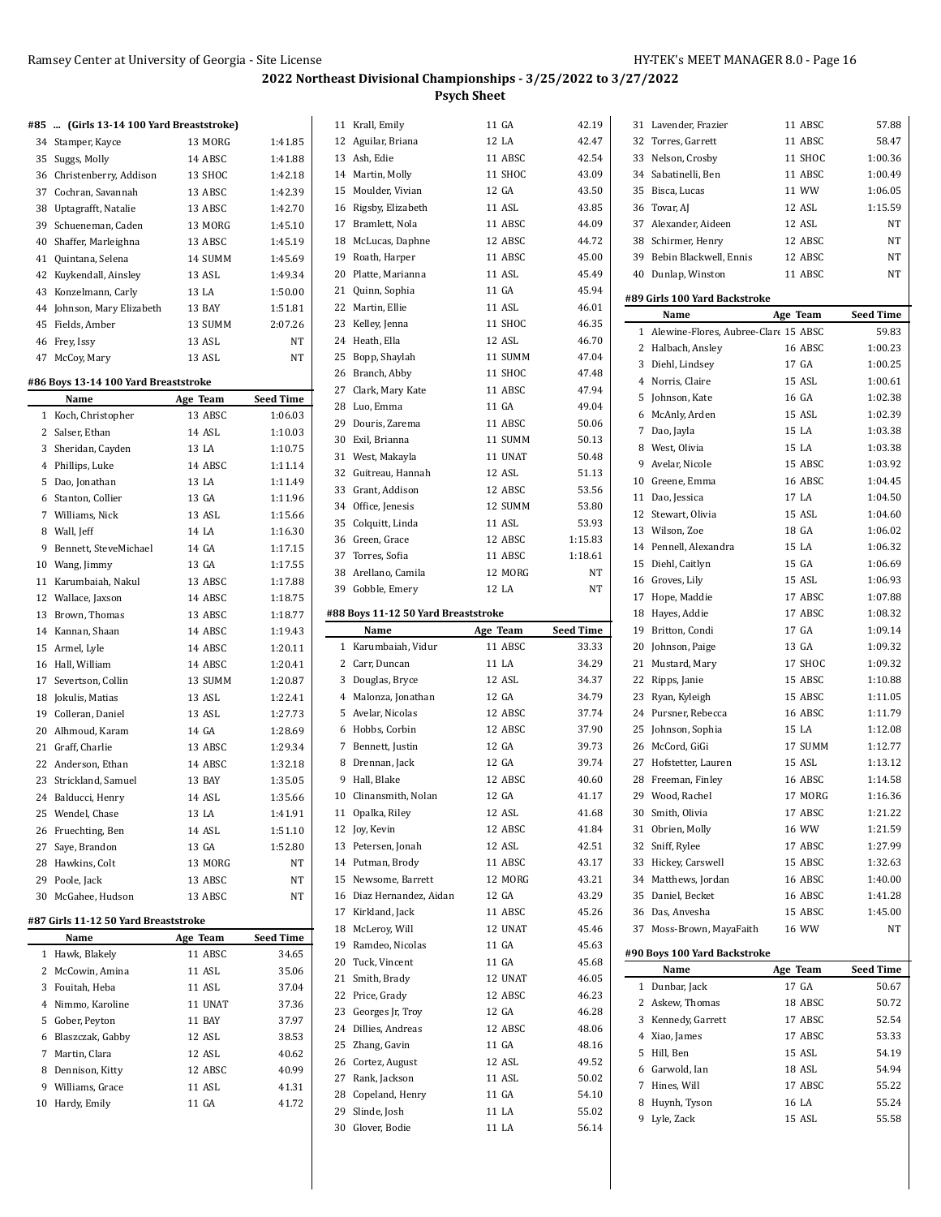## 2022 Northeast Divisional Championships - 3/25/2022 to 3/27/2022

### Psych Sheet

#### #85 ... (Girls 13-14 100 Yard Breaststroke)

| | Name | Age | Team | Seed Time |
|---|---|---|---|---|
| 34 | Stamper, Kayce | 13 | MORG | 1:41.85 |
| 35 | Suggs, Molly | 14 | ABSC | 1:41.88 |
| 36 | Christenberry, Addison | 13 | SHOC | 1:42.18 |
| 37 | Cochran, Savannah | 13 | ABSC | 1:42.39 |
| 38 | Uptagrafft, Natalie | 13 | ABSC | 1:42.70 |
| 39 | Schueneman, Caden | 13 | MORG | 1:45.10 |
| 40 | Shaffer, Marleighna | 13 | ABSC | 1:45.19 |
| 41 | Quintana, Selena | 14 | SUMM | 1:45.69 |
| 42 | Kuykendall, Ainsley | 13 | ASL | 1:49.34 |
| 43 | Konzelmann, Carly | 13 | LA | 1:50.00 |
| 44 | Johnson, Mary Elizabeth | 13 | BAY | 1:51.81 |
| 45 | Fields, Amber | 13 | SUMM | 2:07.26 |
| 46 | Frey, Issy | 13 | ASL | NT |
| 47 | McCoy, Mary | 13 | ASL | NT |

#### #86 Boys 13-14 100 Yard Breaststroke

| | Name | Age | Team | Seed Time |
|---|---|---|---|---|
| 1 | Koch, Christopher | 13 | ABSC | 1:06.03 |
| 2 | Salser, Ethan | 14 | ASL | 1:10.03 |
| 3 | Sheridan, Cayden | 13 | LA | 1:10.75 |
| 4 | Phillips, Luke | 14 | ABSC | 1:11.14 |
| 5 | Dao, Jonathan | 13 | LA | 1:11.49 |
| 6 | Stanton, Collier | 13 | GA | 1:11.96 |
| 7 | Williams, Nick | 13 | ASL | 1:15.66 |
| 8 | Wall, Jeff | 14 | LA | 1:16.30 |
| 9 | Bennett, SteveMichael | 14 | GA | 1:17.15 |
| 10 | Wang, Jimmy | 13 | GA | 1:17.55 |
| 11 | Karumbaiah, Nakul | 13 | ABSC | 1:17.88 |
| 12 | Wallace, Jaxson | 14 | ABSC | 1:18.75 |
| 13 | Brown, Thomas | 13 | ABSC | 1:18.77 |
| 14 | Kannan, Shaan | 14 | ABSC | 1:19.43 |
| 15 | Armel, Lyle | 14 | ABSC | 1:20.11 |
| 16 | Hall, William | 14 | ABSC | 1:20.41 |
| 17 | Severtson, Collin | 13 | SUMM | 1:20.87 |
| 18 | Jokulis, Matias | 13 | ASL | 1:22.41 |
| 19 | Colleran, Daniel | 13 | ASL | 1:27.73 |
| 20 | Alhmoud, Karam | 14 | GA | 1:28.69 |
| 21 | Graff, Charlie | 13 | ABSC | 1:29.34 |
| 22 | Anderson, Ethan | 14 | ABSC | 1:32.18 |
| 23 | Strickland, Samuel | 13 | BAY | 1:35.05 |
| 24 | Balducci, Henry | 14 | ASL | 1:35.66 |
| 25 | Wendel, Chase | 13 | LA | 1:41.91 |
| 26 | Fruechting, Ben | 14 | ASL | 1:51.10 |
| 27 | Saye, Brandon | 13 | GA | 1:52.80 |
| 28 | Hawkins, Colt | 13 | MORG | NT |
| 29 | Poole, Jack | 13 | ABSC | NT |
| 30 | McGahee, Hudson | 13 | ABSC | NT |

#### #87 Girls 11-12 50 Yard Breaststroke

| | Name | Age | Team | Seed Time |
|---|---|---|---|---|
| 1 | Hawk, Blakely | 11 | ABSC | 34.65 |
| 2 | McCowin, Amina | 11 | ASL | 35.06 |
| 3 | Fouitah, Heba | 11 | ASL | 37.04 |
| 4 | Nimmo, Karoline | 11 | UNAT | 37.36 |
| 5 | Gober, Peyton | 11 | BAY | 37.97 |
| 6 | Blaszczak, Gabby | 12 | ASL | 38.53 |
| 7 | Martin, Clara | 12 | ASL | 40.62 |
| 8 | Dennison, Kitty | 12 | ABSC | 40.99 |
| 9 | Williams, Grace | 11 | ASL | 41.31 |
| 10 | Hardy, Emily | 11 | GA | 41.72 |
| 11 | Krall, Emily | 11 | GA | 42.19 |
| 12 | Aguilar, Briana | 12 | LA | 42.47 |
| 13 | Ash, Edie | 11 | ABSC | 42.54 |
| 14 | Martin, Molly | 11 | SHOC | 43.09 |
| 15 | Moulder, Vivian | 12 | GA | 43.50 |
| 16 | Rigsby, Elizabeth | 11 | ASL | 43.85 |
| 17 | Bramlett, Nola | 11 | ABSC | 44.09 |
| 18 | McLucas, Daphne | 12 | ABSC | 44.72 |
| 19 | Roath, Harper | 11 | ABSC | 45.00 |
| 20 | Platte, Marianna | 11 | ASL | 45.49 |
| 21 | Quinn, Sophia | 11 | GA | 45.94 |
| 22 | Martin, Ellie | 11 | ASL | 46.01 |
| 23 | Kelley, Jenna | 11 | SHOC | 46.35 |
| 24 | Heath, Ella | 12 | ASL | 46.70 |
| 25 | Bopp, Shaylah | 11 | SUMM | 47.04 |
| 26 | Branch, Abby | 11 | SHOC | 47.48 |
| 27 | Clark, Mary Kate | 11 | ABSC | 47.94 |
| 28 | Luo, Emma | 11 | GA | 49.04 |
| 29 | Douris, Zarema | 11 | ABSC | 50.06 |
| 30 | Exil, Brianna | 11 | SUMM | 50.13 |
| 31 | West, Makayla | 11 | UNAT | 50.48 |
| 32 | Guitreau, Hannah | 12 | ASL | 51.13 |
| 33 | Grant, Addison | 12 | ABSC | 53.56 |
| 34 | Office, Jenesis | 12 | SUMM | 53.80 |
| 35 | Colquitt, Linda | 11 | ASL | 53.93 |
| 36 | Green, Grace | 12 | ABSC | 1:15.83 |
| 37 | Torres, Sofia | 11 | ABSC | 1:18.61 |
| 38 | Arellano, Camila | 12 | MORG | NT |
| 39 | Gobble, Emery | 12 | LA | NT |

#### #88 Boys 11-12 50 Yard Breaststroke

| | Name | Age | Team | Seed Time |
|---|---|---|---|---|
| 1 | Karumbaiah, Vidur | 11 | ABSC | 33.33 |
| 2 | Carr, Duncan | 11 | LA | 34.29 |
| 3 | Douglas, Bryce | 12 | ASL | 34.37 |
| 4 | Malonza, Jonathan | 12 | GA | 34.79 |
| 5 | Avelar, Nicolas | 12 | ABSC | 37.74 |
| 6 | Hobbs, Corbin | 12 | ABSC | 37.90 |
| 7 | Bennett, Justin | 12 | GA | 39.73 |
| 8 | Drennan, Jack | 12 | GA | 39.74 |
| 9 | Hall, Blake | 12 | ABSC | 40.60 |
| 10 | Clinansmith, Nolan | 12 | GA | 41.17 |
| 11 | Opalka, Riley | 12 | ASL | 41.68 |
| 12 | Joy, Kevin | 12 | ABSC | 41.84 |
| 13 | Petersen, Jonah | 12 | ASL | 42.51 |
| 14 | Putman, Brody | 11 | ABSC | 43.17 |
| 15 | Newsome, Barrett | 12 | MORG | 43.21 |
| 16 | Diaz Hernandez, Aidan | 12 | GA | 43.29 |
| 17 | Kirkland, Jack | 11 | ABSC | 45.26 |
| 18 | McLeroy, Will | 12 | UNAT | 45.46 |
| 19 | Ramdeo, Nicolas | 11 | GA | 45.63 |
| 20 | Tuck, Vincent | 11 | GA | 45.68 |
| 21 | Smith, Brady | 12 | UNAT | 46.05 |
| 22 | Price, Grady | 12 | ABSC | 46.23 |
| 23 | Georges Jr, Troy | 12 | GA | 46.28 |
| 24 | Dillies, Andreas | 12 | ABSC | 48.06 |
| 25 | Zhang, Gavin | 11 | GA | 48.16 |
| 26 | Cortez, August | 12 | ASL | 49.52 |
| 27 | Rank, Jackson | 11 | ASL | 50.02 |
| 28 | Copeland, Henry | 11 | GA | 54.10 |
| 29 | Slinde, Josh | 11 | LA | 55.02 |
| 30 | Glover, Bodie | 11 | LA | 56.14 |
| 31 | Lavender, Frazier | 11 | ABSC | 57.88 |
| 32 | Torres, Garrett | 11 | ABSC | 58.47 |
| 33 | Nelson, Crosby | 11 | SHOC | 1:00.36 |
| 34 | Sabatinelli, Ben | 11 | ABSC | 1:00.49 |
| 35 | Bisca, Lucas | 11 | WW | 1:06.05 |
| 36 | Tovar, AJ | 12 | ASL | 1:15.59 |
| 37 | Alexander, Aideen | 12 | ASL | NT |
| 38 | Schirmer, Henry | 12 | ABSC | NT |
| 39 | Bebin Blackwell, Ennis | 12 | ABSC | NT |
| 40 | Dunlap, Winston | 11 | ABSC | NT |

#### #89 Girls 100 Yard Backstroke

| | Name | Age | Team | Seed Time |
|---|---|---|---|---|
| 1 | Alewine-Flores, Aubree-Clare | 15 | ABSC | 59.83 |
| 2 | Halbach, Ansley | 16 | ABSC | 1:00.23 |
| 3 | Diehl, Lindsey | 17 | GA | 1:00.25 |
| 4 | Norris, Claire | 15 | ASL | 1:00.61 |
| 5 | Johnson, Kate | 16 | GA | 1:02.38 |
| 6 | McAnly, Arden | 15 | ASL | 1:02.39 |
| 7 | Dao, Jayla | 15 | LA | 1:03.38 |
| 8 | West, Olivia | 15 | LA | 1:03.38 |
| 9 | Avelar, Nicole | 15 | ABSC | 1:03.92 |
| 10 | Greene, Emma | 16 | ABSC | 1:04.45 |
| 11 | Dao, Jessica | 17 | LA | 1:04.50 |
| 12 | Stewart, Olivia | 15 | ASL | 1:04.60 |
| 13 | Wilson, Zoe | 18 | GA | 1:06.02 |
| 14 | Pennell, Alexandra | 15 | LA | 1:06.32 |
| 15 | Diehl, Caitlyn | 15 | GA | 1:06.69 |
| 16 | Groves, Lily | 15 | ASL | 1:06.93 |
| 17 | Hope, Maddie | 17 | ABSC | 1:07.88 |
| 18 | Hayes, Addie | 17 | ABSC | 1:08.32 |
| 19 | Britton, Condi | 17 | GA | 1:09.14 |
| 20 | Johnson, Paige | 13 | GA | 1:09.32 |
| 21 | Mustard, Mary | 17 | SHOC | 1:09.32 |
| 22 | Ripps, Janie | 15 | ABSC | 1:10.88 |
| 23 | Ryan, Kyleigh | 15 | ABSC | 1:11.05 |
| 24 | Pursner, Rebecca | 16 | ABSC | 1:11.79 |
| 25 | Johnson, Sophia | 15 | LA | 1:12.08 |
| 26 | McCord, GiGi | 17 | SUMM | 1:12.77 |
| 27 | Hofstetter, Lauren | 15 | ASL | 1:13.12 |
| 28 | Freeman, Finley | 16 | ABSC | 1:14.58 |
| 29 | Wood, Rachel | 17 | MORG | 1:16.36 |
| 30 | Smith, Olivia | 17 | ABSC | 1:21.22 |
| 31 | Obrien, Molly | 16 | WW | 1:21.59 |
| 32 | Sniff, Rylee | 17 | ABSC | 1:29.99 |
| 33 | Hickey, Carswell | 15 | ABSC | 1:32.63 |
| 34 | Matthews, Jordan | 16 | ABSC | 1:40.00 |
| 35 | Daniel, Becket | 16 | ABSC | 1:41.28 |
| 36 | Das, Anvesha | 15 | ABSC | 1:45.00 |
| 37 | Moss-Brown, MayaFaith | 16 | WW | NT |

#### #90 Boys 100 Yard Backstroke

| | Name | Age | Team | Seed Time |
|---|---|---|---|---|
| 1 | Dunbar, Jack | 17 | GA | 50.67 |
| 2 | Askew, Thomas | 18 | ABSC | 50.72 |
| 3 | Kennedy, Garrett | 17 | ABSC | 52.54 |
| 4 | Xiao, James | 17 | ABSC | 53.33 |
| 5 | Hill, Ben | 15 | ASL | 54.19 |
| 6 | Garwold, Ian | 18 | ASL | 54.94 |
| 7 | Hines, Will | 17 | ABSC | 55.22 |
| 8 | Huynh, Tyson | 16 | LA | 55.24 |
| 9 | Lyle, Zack | 15 | ASL | 55.58 |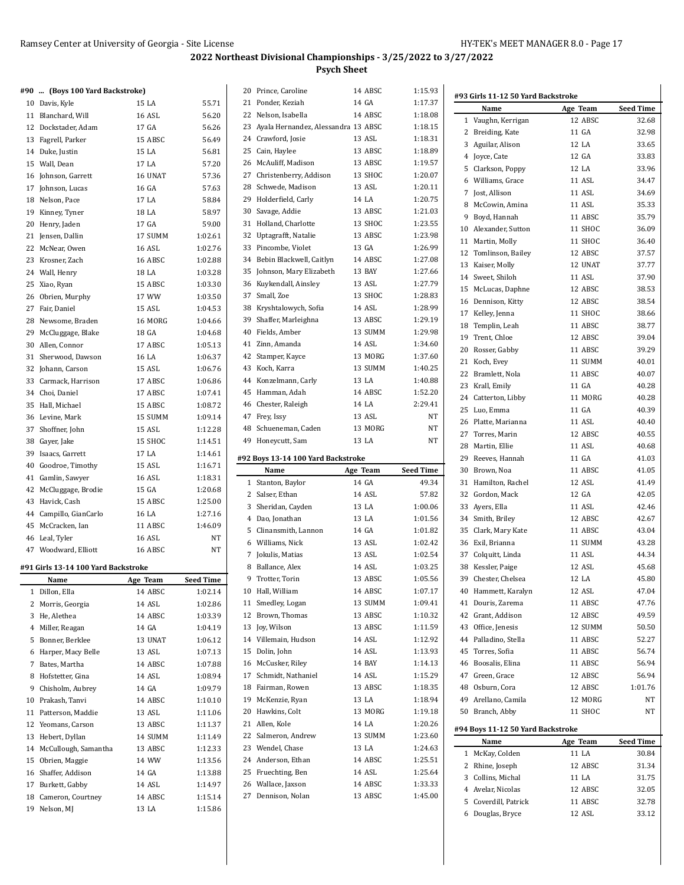## 2022 Northeast Divisional Championships - 3/25/2022 to 3/27/2022

### Psych Sheet

#### #90 ... (Boys 100 Yard Backstroke)

| | Name | Age | Team | Seed Time |
|---|---|---|---|---|
| 10 | Davis, Kyle | 15 | LA | 55.71 |
| 11 | Blanchard, Will | 16 | ASL | 56.20 |
| 12 | Dockstader, Adam | 17 | GA | 56.26 |
| 13 | Fagrell, Parker | 15 | ABSC | 56.49 |
| 14 | Duke, Justin | 15 | LA | 56.81 |
| 15 | Wall, Dean | 17 | LA | 57.20 |
| 16 | Johnson, Garrett | 16 | UNAT | 57.36 |
| 17 | Johnson, Lucas | 16 | GA | 57.63 |
| 18 | Nelson, Pace | 17 | LA | 58.84 |
| 19 | Kinney, Tyner | 18 | LA | 58.97 |
| 20 | Henry, Jaden | 17 | GA | 59.00 |
| 21 | Jensen, Dallin | 17 | SUMM | 1:02.61 |
| 22 | McNear, Owen | 16 | ASL | 1:02.76 |
| 23 | Krosner, Zach | 16 | ABSC | 1:02.88 |
| 24 | Wall, Henry | 18 | LA | 1:03.28 |
| 25 | Xiao, Ryan | 15 | ABSC | 1:03.30 |
| 26 | Obrien, Murphy | 17 | WW | 1:03.50 |
| 27 | Fair, Daniel | 15 | ASL | 1:04.53 |
| 28 | Newsome, Braden | 16 | MORG | 1:04.66 |
| 29 | McCluggage, Blake | 18 | GA | 1:04.68 |
| 30 | Allen, Connor | 17 | ABSC | 1:05.13 |
| 31 | Sherwood, Dawson | 16 | LA | 1:06.37 |
| 32 | Johann, Carson | 15 | ASL | 1:06.76 |
| 33 | Carmack, Harrison | 17 | ABSC | 1:06.86 |
| 34 | Choi, Daniel | 17 | ABSC | 1:07.41 |
| 35 | Hall, Michael | 15 | ABSC | 1:08.72 |
| 36 | Levine, Mark | 15 | SUMM | 1:09.14 |
| 37 | Shoffner, John | 15 | ASL | 1:12.28 |
| 38 | Gayer, Jake | 15 | SHOC | 1:14.51 |
| 39 | Isaacs, Garrett | 17 | LA | 1:14.61 |
| 40 | Goodroe, Timothy | 15 | ASL | 1:16.71 |
| 41 | Gamlin, Sawyer | 16 | ASL | 1:18.31 |
| 42 | McCluggage, Brodie | 15 | GA | 1:20.68 |
| 43 | Havick, Cash | 15 | ABSC | 1:25.00 |
| 44 | Campillo, GianCarlo | 16 | LA | 1:27.16 |
| 45 | McCracken, Ian | 11 | ABSC | 1:46.09 |
| 46 | Leal, Tyler | 16 | ASL | NT |
| 47 | Woodward, Elliott | 16 | ABSC | NT |

#### #91 Girls 13-14 100 Yard Backstroke

| | Name | Age | Team | Seed Time |
|---|---|---|---|---|
| 1 | Dillon, Ella | 14 | ABSC | 1:02.14 |
| 2 | Morris, Georgia | 14 | ASL | 1:02.86 |
| 3 | He, Alethea | 14 | ABSC | 1:03.39 |
| 4 | Miller, Reagan | 14 | GA | 1:04.19 |
| 5 | Bonner, Berklee | 13 | UNAT | 1:06.12 |
| 6 | Harper, Macy Belle | 13 | ASL | 1:07.13 |
| 7 | Bates, Martha | 14 | ABSC | 1:07.88 |
| 8 | Hofstetter, Gina | 14 | ASL | 1:08.94 |
| 9 | Chisholm, Aubrey | 14 | GA | 1:09.79 |
| 10 | Prakash, Tanvi | 14 | ABSC | 1:10.10 |
| 11 | Patterson, Maddie | 13 | ASL | 1:11.06 |
| 12 | Yeomans, Carson | 13 | ABSC | 1:11.37 |
| 13 | Hebert, Dyllan | 14 | SUMM | 1:11.49 |
| 14 | McCullough, Samantha | 13 | ABSC | 1:12.33 |
| 15 | Obrien, Maggie | 14 | WW | 1:13.56 |
| 16 | Shaffer, Addison | 14 | GA | 1:13.88 |
| 17 | Burkett, Gabby | 14 | ASL | 1:14.97 |
| 18 | Cameron, Courtney | 14 | ABSC | 1:15.14 |
| 19 | Nelson, MJ | 13 | LA | 1:15.86 |
| 20 | Prince, Caroline | 14 | ABSC | 1:15.93 |
| 21 | Ponder, Keziah | 14 | GA | 1:17.37 |
| 22 | Nelson, Isabella | 14 | ABSC | 1:18.08 |
| 23 | Ayala Hernandez, Alessandra | 13 | ABSC | 1:18.15 |
| 24 | Crawford, Josie | 13 | ASL | 1:18.31 |
| 25 | Cain, Haylee | 13 | ABSC | 1:18.89 |
| 26 | McAuliff, Madison | 13 | ABSC | 1:19.57 |
| 27 | Christenberry, Addison | 13 | SHOC | 1:20.07 |
| 28 | Schwede, Madison | 13 | ASL | 1:20.11 |
| 29 | Holderfield, Carly | 14 | LA | 1:20.75 |
| 30 | Savage, Addie | 13 | ABSC | 1:21.03 |
| 31 | Holland, Charlotte | 13 | SHOC | 1:23.55 |
| 32 | Uptagrafft, Natalie | 13 | ABSC | 1:23.98 |
| 33 | Pincombe, Violet | 13 | GA | 1:26.99 |
| 34 | Bebin Blackwell, Caitlyn | 14 | ABSC | 1:27.08 |
| 35 | Johnson, Mary Elizabeth | 13 | BAY | 1:27.66 |
| 36 | Kuykendall, Ainsley | 13 | ASL | 1:27.79 |
| 37 | Small, Zoe | 13 | SHOC | 1:28.83 |
| 38 | Kryshtalowych, Sofia | 14 | ASL | 1:28.99 |
| 39 | Shaffer, Marleighna | 13 | ABSC | 1:29.19 |
| 40 | Fields, Amber | 13 | SUMM | 1:29.98 |
| 41 | Zinn, Amanda | 14 | ASL | 1:34.60 |
| 42 | Stamper, Kayce | 13 | MORG | 1:37.60 |
| 43 | Koch, Karra | 13 | SUMM | 1:40.25 |
| 44 | Konzelmann, Carly | 13 | LA | 1:40.88 |
| 45 | Hamman, Adah | 14 | ABSC | 1:52.20 |
| 46 | Chester, Raleigh | 14 | LA | 2:29.41 |
| 47 | Frey, Issy | 13 | ASL | NT |
| 48 | Schueneman, Caden | 13 | MORG | NT |
| 49 | Honeycutt, Sam | 13 | LA | NT |

#### #92 Boys 13-14 100 Yard Backstroke

| | Name | Age | Team | Seed Time |
|---|---|---|---|---|
| 1 | Stanton, Baylor | 14 | GA | 49.34 |
| 2 | Salser, Ethan | 14 | ASL | 57.82 |
| 3 | Sheridan, Cayden | 13 | LA | 1:00.06 |
| 4 | Dao, Jonathan | 13 | LA | 1:01.56 |
| 5 | Clinansmith, Lannon | 14 | GA | 1:01.82 |
| 6 | Williams, Nick | 13 | ASL | 1:02.42 |
| 7 | Jokulis, Matias | 13 | ASL | 1:02.54 |
| 8 | Ballance, Alex | 14 | ASL | 1:03.25 |
| 9 | Trotter, Torin | 13 | ABSC | 1:05.56 |
| 10 | Hall, William | 14 | ABSC | 1:07.17 |
| 11 | Smedley, Logan | 13 | SUMM | 1:09.41 |
| 12 | Brown, Thomas | 13 | ABSC | 1:10.32 |
| 13 | Joy, Wilson | 13 | ABSC | 1:11.59 |
| 14 | Villemain, Hudson | 14 | ASL | 1:12.92 |
| 15 | Dolin, John | 14 | ASL | 1:13.93 |
| 16 | McCusker, Riley | 14 | BAY | 1:14.13 |
| 17 | Schmidt, Nathaniel | 14 | ASL | 1:15.29 |
| 18 | Fairman, Rowen | 13 | ABSC | 1:18.35 |
| 19 | McKenzie, Ryan | 13 | LA | 1:18.94 |
| 20 | Hawkins, Colt | 13 | MORG | 1:19.18 |
| 21 | Allen, Kole | 14 | LA | 1:20.26 |
| 22 | Salmeron, Andrew | 13 | SUMM | 1:23.60 |
| 23 | Wendel, Chase | 13 | LA | 1:24.63 |
| 24 | Anderson, Ethan | 14 | ABSC | 1:25.51 |
| 25 | Fruechting, Ben | 14 | ASL | 1:25.64 |
| 26 | Wallace, Jaxson | 14 | ABSC | 1:33.33 |
| 27 | Dennison, Nolan | 13 | ABSC | 1:45.00 |

#### #93 Girls 11-12 50 Yard Backstroke

| | Name | Age | Team | Seed Time |
|---|---|---|---|---|
| 1 | Vaughn, Kerrigan | 12 | ABSC | 32.68 |
| 2 | Breiding, Kate | 11 | GA | 32.98 |
| 3 | Aguilar, Alison | 12 | LA | 33.65 |
| 4 | Joyce, Cate | 12 | GA | 33.83 |
| 5 | Clarkson, Poppy | 12 | LA | 33.96 |
| 6 | Williams, Grace | 11 | ASL | 34.47 |
| 7 | Jost, Allison | 11 | ASL | 34.69 |
| 8 | McCowin, Amina | 11 | ASL | 35.33 |
| 9 | Boyd, Hannah | 11 | ABSC | 35.79 |
| 10 | Alexander, Sutton | 11 | SHOC | 36.09 |
| 11 | Martin, Molly | 11 | SHOC | 36.40 |
| 12 | Tomlinson, Bailey | 12 | ABSC | 37.57 |
| 13 | Kaiser, Molly | 12 | UNAT | 37.77 |
| 14 | Sweet, Shiloh | 11 | ASL | 37.90 |
| 15 | McLucas, Daphne | 12 | ABSC | 38.53 |
| 16 | Dennison, Kitty | 12 | ABSC | 38.54 |
| 17 | Kelley, Jenna | 11 | SHOC | 38.66 |
| 18 | Templin, Leah | 11 | ABSC | 38.77 |
| 19 | Trent, Chloe | 12 | ABSC | 39.04 |
| 20 | Rosser, Gabby | 11 | ABSC | 39.29 |
| 21 | Koch, Evey | 11 | SUMM | 40.01 |
| 22 | Bramlett, Nola | 11 | ABSC | 40.07 |
| 23 | Krall, Emily | 11 | GA | 40.28 |
| 24 | Catterton, Libby | 11 | MORG | 40.28 |
| 25 | Luo, Emma | 11 | GA | 40.39 |
| 26 | Platte, Marianna | 11 | ASL | 40.40 |
| 27 | Torres, Marin | 12 | ABSC | 40.55 |
| 28 | Martin, Ellie | 11 | ASL | 40.68 |
| 29 | Reeves, Hannah | 11 | GA | 41.03 |
| 30 | Brown, Noa | 11 | ABSC | 41.05 |
| 31 | Hamilton, Rachel | 12 | ASL | 41.49 |
| 32 | Gordon, Mack | 12 | GA | 42.05 |
| 33 | Ayers, Ella | 11 | ASL | 42.46 |
| 34 | Smith, Briley | 12 | ABSC | 42.67 |
| 35 | Clark, Mary Kate | 11 | ABSC | 43.04 |
| 36 | Exil, Brianna | 11 | SUMM | 43.28 |
| 37 | Colquitt, Linda | 11 | ASL | 44.34 |
| 38 | Kessler, Paige | 12 | ASL | 45.68 |
| 39 | Chester, Chelsea | 12 | LA | 45.80 |
| 40 | Hammett, Karalyn | 12 | ASL | 47.04 |
| 41 | Douris, Zarema | 11 | ABSC | 47.76 |
| 42 | Grant, Addison | 12 | ABSC | 49.59 |
| 43 | Office, Jenesis | 12 | SUMM | 50.50 |
| 44 | Palladino, Stella | 11 | ABSC | 52.27 |
| 45 | Torres, Sofia | 11 | ABSC | 56.74 |
| 46 | Boosalis, Elina | 11 | ABSC | 56.94 |
| 47 | Green, Grace | 12 | ABSC | 56.94 |
| 48 | Osburn, Cora | 12 | ABSC | 1:01.76 |
| 49 | Arellano, Camila | 12 | MORG | NT |
| 50 | Branch, Abby | 11 | SHOC | NT |

#### #94 Boys 11-12 50 Yard Backstroke

| | Name | Age | Team | Seed Time |
|---|---|---|---|---|
| 1 | McKay, Colden | 11 | LA | 30.84 |
| 2 | Rhine, Joseph | 12 | ABSC | 31.34 |
| 3 | Collins, Michal | 11 | LA | 31.75 |
| 4 | Avelar, Nicolas | 12 | ABSC | 32.05 |
| 5 | Coverdill, Patrick | 11 | ABSC | 32.78 |
| 6 | Douglas, Bryce | 12 | ASL | 33.12 |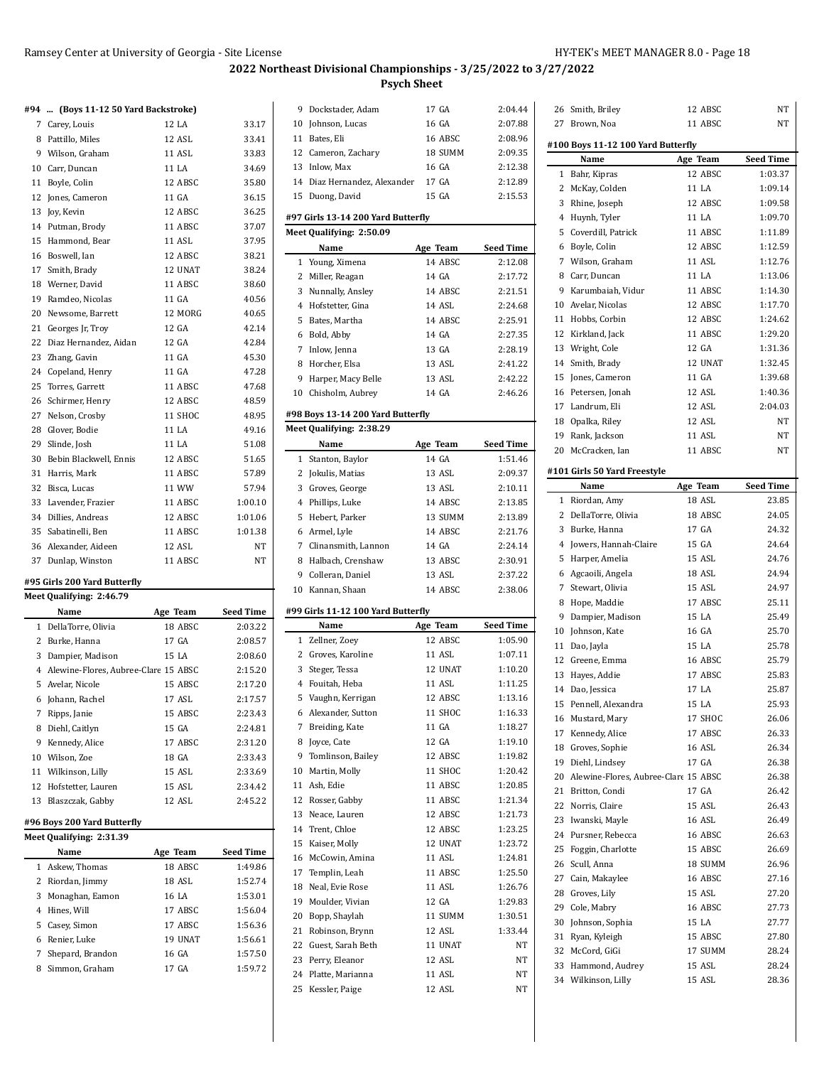## 2022 Northeast Divisional Championships - 3/25/2022 to 3/27/2022

### Psych Sheet

#### #94 ... (Boys 11-12 50 Yard Backstroke)

| | Name | Age | Team | Seed Time |
|---|---|---|---|---|
| 7 | Carey, Louis | 12 | LA | 33.17 |
| 8 | Pattillo, Miles | 12 | ASL | 33.41 |
| 9 | Wilson, Graham | 11 | ASL | 33.83 |
| 10 | Carr, Duncan | 11 | LA | 34.69 |
| 11 | Boyle, Colin | 12 | ABSC | 35.80 |
| 12 | Jones, Cameron | 11 | GA | 36.15 |
| 13 | Joy, Kevin | 12 | ABSC | 36.25 |
| 14 | Putman, Brody | 11 | ABSC | 37.07 |
| 15 | Hammond, Bear | 11 | ASL | 37.95 |
| 16 | Boswell, Ian | 12 | ABSC | 38.21 |
| 17 | Smith, Brady | 12 | UNAT | 38.24 |
| 18 | Werner, David | 11 | ABSC | 38.60 |
| 19 | Ramdeo, Nicolas | 11 | GA | 40.56 |
| 20 | Newsome, Barrett | 12 | MORG | 40.65 |
| 21 | Georges Jr, Troy | 12 | GA | 42.14 |
| 22 | Diaz Hernandez, Aidan | 12 | GA | 42.84 |
| 23 | Zhang, Gavin | 11 | GA | 45.30 |
| 24 | Copeland, Henry | 11 | GA | 47.28 |
| 25 | Torres, Garrett | 11 | ABSC | 47.68 |
| 26 | Schirmer, Henry | 12 | ABSC | 48.59 |
| 27 | Nelson, Crosby | 11 | SHOC | 48.95 |
| 28 | Glover, Bodie | 11 | LA | 49.16 |
| 29 | Slinde, Josh | 11 | LA | 51.08 |
| 30 | Bebin Blackwell, Ennis | 12 | ABSC | 51.65 |
| 31 | Harris, Mark | 11 | ABSC | 57.89 |
| 32 | Bisca, Lucas | 11 | WW | 57.94 |
| 33 | Lavender, Frazier | 11 | ABSC | 1:00.10 |
| 34 | Dillies, Andreas | 12 | ABSC | 1:01.06 |
| 35 | Sabatinelli, Ben | 11 | ABSC | 1:01.38 |
| 36 | Alexander, Aideen | 12 | ASL | NT |
| 37 | Dunlap, Winston | 11 | ABSC | NT |

#### #95 Girls 200 Yard Butterfly

Meet Qualifying: 2:46.79

| | Name | Age | Team | Seed Time |
|---|---|---|---|---|
| 1 | DellaTorre, Olivia | 18 | ABSC | 2:03.22 |
| 2 | Burke, Hanna | 17 | GA | 2:08.57 |
| 3 | Dampier, Madison | 15 | LA | 2:08.60 |
| 4 | Alewine-Flores, Aubree-Clare | 15 | ABSC | 2:15.20 |
| 5 | Avelar, Nicole | 15 | ABSC | 2:17.20 |
| 6 | Johann, Rachel | 17 | ASL | 2:17.57 |
| 7 | Ripps, Janie | 15 | ABSC | 2:23.43 |
| 8 | Diehl, Caitlyn | 15 | GA | 2:24.81 |
| 9 | Kennedy, Alice | 17 | ABSC | 2:31.20 |
| 10 | Wilson, Zoe | 18 | GA | 2:33.43 |
| 11 | Wilkinson, Lilly | 15 | ASL | 2:33.69 |
| 12 | Hofstetter, Lauren | 15 | ASL | 2:34.42 |
| 13 | Blaszczak, Gabby | 12 | ASL | 2:45.22 |

#### #96 Boys 200 Yard Butterfly

Meet Qualifying: 2:31.39

| | Name | Age | Team | Seed Time |
|---|---|---|---|---|
| 1 | Askew, Thomas | 18 | ABSC | 1:49.86 |
| 2 | Riordan, Jimmy | 18 | ASL | 1:52.74 |
| 3 | Monaghan, Eamon | 16 | LA | 1:53.01 |
| 4 | Hines, Will | 17 | ABSC | 1:56.04 |
| 5 | Casey, Simon | 17 | ABSC | 1:56.36 |
| 6 | Renier, Luke | 19 | UNAT | 1:56.61 |
| 7 | Shepard, Brandon | 16 | GA | 1:57.50 |
| 8 | Simmon, Graham | 17 | GA | 1:59.72 |
| 9 | Dockstader, Adam | 17 | GA | 2:04.44 |
| 10 | Johnson, Lucas | 16 | GA | 2:07.88 |
| 11 | Bates, Eli | 16 | ABSC | 2:08.96 |
| 12 | Cameron, Zachary | 18 | SUMM | 2:09.35 |
| 13 | Inlow, Max | 16 | GA | 2:12.38 |
| 14 | Diaz Hernandez, Alexander | 17 | GA | 2:12.89 |
| 15 | Duong, David | 15 | GA | 2:15.53 |

#### #97 Girls 13-14 200 Yard Butterfly

Meet Qualifying: 2:50.09

| | Name | Age | Team | Seed Time |
|---|---|---|---|---|
| 1 | Young, Ximena | 14 | ABSC | 2:12.08 |
| 2 | Miller, Reagan | 14 | GA | 2:17.72 |
| 3 | Nunnally, Ansley | 14 | ABSC | 2:21.51 |
| 4 | Hofstetter, Gina | 14 | ASL | 2:24.68 |
| 5 | Bates, Martha | 14 | ABSC | 2:25.91 |
| 6 | Bold, Abby | 14 | GA | 2:27.35 |
| 7 | Inlow, Jenna | 13 | GA | 2:28.19 |
| 8 | Horcher, Elsa | 13 | ASL | 2:41.22 |
| 9 | Harper, Macy Belle | 13 | ASL | 2:42.22 |
| 10 | Chisholm, Aubrey | 14 | GA | 2:46.26 |

#### #98 Boys 13-14 200 Yard Butterfly

Meet Qualifying: 2:38.29

| | Name | Age | Team | Seed Time |
|---|---|---|---|---|
| 1 | Stanton, Baylor | 14 | GA | 1:51.46 |
| 2 | Jokulis, Matias | 13 | ASL | 2:09.37 |
| 3 | Groves, George | 13 | ASL | 2:10.11 |
| 4 | Phillips, Luke | 14 | ABSC | 2:13.85 |
| 5 | Hebert, Parker | 13 | SUMM | 2:13.89 |
| 6 | Armel, Lyle | 14 | ABSC | 2:21.76 |
| 7 | Clinansmith, Lannon | 14 | GA | 2:24.14 |
| 8 | Halbach, Crenshaw | 13 | ABSC | 2:30.91 |
| 9 | Colleran, Daniel | 13 | ASL | 2:37.22 |
| 10 | Kannan, Shaan | 14 | ABSC | 2:38.06 |

#### #99 Girls 11-12 100 Yard Butterfly

| | Name | Age | Team | Seed Time |
|---|---|---|---|---|
| 1 | Zellner, Zoey | 12 | ABSC | 1:05.90 |
| 2 | Groves, Karoline | 11 | ASL | 1:07.11 |
| 3 | Steger, Tessa | 12 | UNAT | 1:10.20 |
| 4 | Fouitah, Heba | 11 | ASL | 1:11.25 |
| 5 | Vaughn, Kerrigan | 12 | ABSC | 1:13.16 |
| 6 | Alexander, Sutton | 11 | SHOC | 1:16.33 |
| 7 | Breiding, Kate | 11 | GA | 1:18.27 |
| 8 | Joyce, Cate | 12 | GA | 1:19.10 |
| 9 | Tomlinson, Bailey | 12 | ABSC | 1:19.82 |
| 10 | Martin, Molly | 11 | SHOC | 1:20.42 |
| 11 | Ash, Edie | 11 | ABSC | 1:20.85 |
| 12 | Rosser, Gabby | 11 | ABSC | 1:21.34 |
| 13 | Neace, Lauren | 12 | ABSC | 1:21.73 |
| 14 | Trent, Chloe | 12 | ABSC | 1:23.25 |
| 15 | Kaiser, Molly | 12 | UNAT | 1:23.72 |
| 16 | McCowin, Amina | 11 | ASL | 1:24.81 |
| 17 | Templin, Leah | 11 | ABSC | 1:25.50 |
| 18 | Neal, Evie Rose | 11 | ASL | 1:26.76 |
| 19 | Moulder, Vivian | 12 | GA | 1:29.83 |
| 20 | Bopp, Shaylah | 11 | SUMM | 1:30.51 |
| 21 | Robinson, Brynn | 12 | ASL | 1:33.44 |
| 22 | Guest, Sarah Beth | 11 | UNAT | NT |
| 23 | Perry, Eleanor | 12 | ASL | NT |
| 24 | Platte, Marianna | 11 | ASL | NT |
| 25 | Kessler, Paige | 12 | ASL | NT |
| 26 | Smith, Briley | 12 | ABSC | NT |
| 27 | Brown, Noa | 11 | ABSC | NT |

#### #100 Boys 11-12 100 Yard Butterfly

| | Name | Age | Team | Seed Time |
|---|---|---|---|---|
| 1 | Bahr, Kipras | 12 | ABSC | 1:03.37 |
| 2 | McKay, Colden | 11 | LA | 1:09.14 |
| 3 | Rhine, Joseph | 12 | ABSC | 1:09.58 |
| 4 | Huynh, Tyler | 11 | LA | 1:09.70 |
| 5 | Coverdill, Patrick | 11 | ABSC | 1:11.89 |
| 6 | Boyle, Colin | 12 | ABSC | 1:12.59 |
| 7 | Wilson, Graham | 11 | ASL | 1:12.76 |
| 8 | Carr, Duncan | 11 | LA | 1:13.06 |
| 9 | Karumbaiah, Vidur | 11 | ABSC | 1:14.30 |
| 10 | Avelar, Nicolas | 12 | ABSC | 1:17.70 |
| 11 | Hobbs, Corbin | 12 | ABSC | 1:24.62 |
| 12 | Kirkland, Jack | 11 | ABSC | 1:29.20 |
| 13 | Wright, Cole | 12 | GA | 1:31.36 |
| 14 | Smith, Brady | 12 | UNAT | 1:32.45 |
| 15 | Jones, Cameron | 11 | GA | 1:39.68 |
| 16 | Petersen, Jonah | 12 | ASL | 1:40.36 |
| 17 | Landrum, Eli | 12 | ASL | 2:04.03 |
| 18 | Opalka, Riley | 12 | ASL | NT |
| 19 | Rank, Jackson | 11 | ASL | NT |
| 20 | McCracken, Ian | 11 | ABSC | NT |

#### #101 Girls 50 Yard Freestyle

| | Name | Age | Team | Seed Time |
|---|---|---|---|---|
| 1 | Riordan, Amy | 18 | ASL | 23.85 |
| 2 | DellaTorre, Olivia | 18 | ABSC | 24.05 |
| 3 | Burke, Hanna | 17 | GA | 24.32 |
| 4 | Jowers, Hannah-Claire | 15 | GA | 24.64 |
| 5 | Harper, Amelia | 15 | ASL | 24.76 |
| 6 | Agcaoili, Angela | 18 | ASL | 24.94 |
| 7 | Stewart, Olivia | 15 | ASL | 24.97 |
| 8 | Hope, Maddie | 17 | ABSC | 25.11 |
| 9 | Dampier, Madison | 15 | LA | 25.49 |
| 10 | Johnson, Kate | 16 | GA | 25.70 |
| 11 | Dao, Jayla | 15 | LA | 25.78 |
| 12 | Greene, Emma | 16 | ABSC | 25.79 |
| 13 | Hayes, Addie | 17 | ABSC | 25.83 |
| 14 | Dao, Jessica | 17 | LA | 25.87 |
| 15 | Pennell, Alexandra | 15 | LA | 25.93 |
| 16 | Mustard, Mary | 17 | SHOC | 26.06 |
| 17 | Kennedy, Alice | 17 | ABSC | 26.33 |
| 18 | Groves, Sophie | 16 | ASL | 26.34 |
| 19 | Diehl, Lindsey | 17 | GA | 26.38 |
| 20 | Alewine-Flores, Aubree-Clare | 15 | ABSC | 26.38 |
| 21 | Britton, Condi | 17 | GA | 26.42 |
| 22 | Norris, Claire | 15 | ASL | 26.43 |
| 23 | Iwanski, Mayle | 16 | ASL | 26.49 |
| 24 | Pursner, Rebecca | 16 | ABSC | 26.63 |
| 25 | Foggin, Charlotte | 15 | ABSC | 26.69 |
| 26 | Scull, Anna | 18 | SUMM | 26.96 |
| 27 | Cain, Makaylee | 16 | ABSC | 27.16 |
| 28 | Groves, Lily | 15 | ASL | 27.20 |
| 29 | Cole, Mabry | 16 | ABSC | 27.73 |
| 30 | Johnson, Sophia | 15 | LA | 27.77 |
| 31 | Ryan, Kyleigh | 15 | ABSC | 27.80 |
| 32 | McCord, GiGi | 17 | SUMM | 28.24 |
| 33 | Hammond, Audrey | 15 | ASL | 28.24 |
| 34 | Wilkinson, Lilly | 15 | ASL | 28.36 |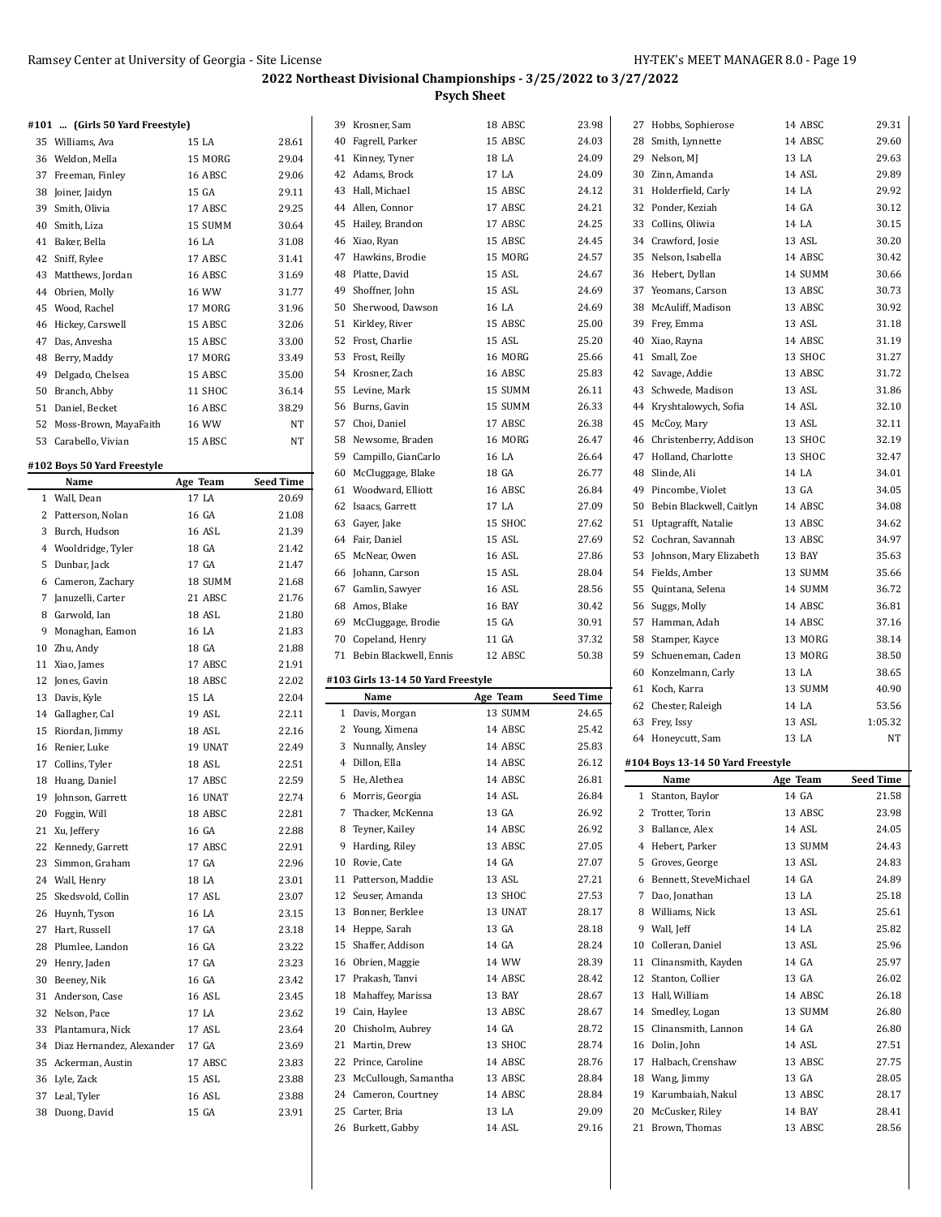# 2022 Northeast Divisional Championships - 3/25/2022 to 3/27/2022

**Psych Sheet**

#### #101 ... (Girls 50 Yard Freestyle)

| | Name | Age Team | Seed Time |
|---|---|---|---|
| 35 | Williams, Ava | 15 LA | 28.61 |
| 36 | Weldon, Mella | 15 MORG | 29.04 |
| 37 | Freeman, Finley | 16 ABSC | 29.06 |
| 38 | Joiner, Jaidyn | 15 GA | 29.11 |
| 39 | Smith, Olivia | 17 ABSC | 29.25 |
| 40 | Smith, Liza | 15 SUMM | 30.64 |
| 41 | Baker, Bella | 16 LA | 31.08 |
| 42 | Sniff, Rylee | 17 ABSC | 31.41 |
| 43 | Matthews, Jordan | 16 ABSC | 31.69 |
| 44 | Obrien, Molly | 16 WW | 31.77 |
| 45 | Wood, Rachel | 17 MORG | 31.96 |
| 46 | Hickey, Carswell | 15 ABSC | 32.06 |
| 47 | Das, Anvesha | 15 ABSC | 33.00 |
| 48 | Berry, Maddy | 17 MORG | 33.49 |
| 49 | Delgado, Chelsea | 15 ABSC | 35.00 |
| 50 | Branch, Abby | 11 SHOC | 36.14 |
| 51 | Daniel, Becket | 16 ABSC | 38.29 |
| 52 | Moss-Brown, MayaFaith | 16 WW | NT |
| 53 | Carabello, Vivian | 15 ABSC | NT |

#### #102 Boys 50 Yard Freestyle

| | Name | Age Team | Seed Time |
|---|---|---|---|
| 1 | Wall, Dean | 17 LA | 20.69 |
| 2 | Patterson, Nolan | 16 GA | 21.08 |
| 3 | Burch, Hudson | 16 ASL | 21.39 |
| 4 | Wooldridge, Tyler | 18 GA | 21.42 |
| 5 | Dunbar, Jack | 17 GA | 21.47 |
| 6 | Cameron, Zachary | 18 SUMM | 21.68 |
| 7 | Januzelli, Carter | 21 ABSC | 21.76 |
| 8 | Garwold, Ian | 18 ASL | 21.80 |
| 9 | Monaghan, Eamon | 16 LA | 21.83 |
| 10 | Zhu, Andy | 18 GA | 21.88 |
| 11 | Xiao, James | 17 ABSC | 21.91 |
| 12 | Jones, Gavin | 18 ABSC | 22.02 |
| 13 | Davis, Kyle | 15 LA | 22.04 |
| 14 | Gallagher, Cal | 19 ASL | 22.11 |
| 15 | Riordan, Jimmy | 18 ASL | 22.16 |
| 16 | Renier, Luke | 19 UNAT | 22.49 |
| 17 | Collins, Tyler | 18 ASL | 22.51 |
| 18 | Huang, Daniel | 17 ABSC | 22.59 |
| 19 | Johnson, Garrett | 16 UNAT | 22.74 |
| 20 | Foggin, Will | 18 ABSC | 22.81 |
| 21 | Xu, Jeffery | 16 GA | 22.88 |
| 22 | Kennedy, Garrett | 17 ABSC | 22.91 |
| 23 | Simmon, Graham | 17 GA | 22.96 |
| 24 | Wall, Henry | 18 LA | 23.01 |
| 25 | Skedsvold, Collin | 17 ASL | 23.07 |
| 26 | Huynh, Tyson | 16 LA | 23.15 |
| 27 | Hart, Russell | 17 GA | 23.18 |
| 28 | Plumlee, Landon | 16 GA | 23.22 |
| 29 | Henry, Jaden | 17 GA | 23.23 |
| 30 | Beeney, Nik | 16 GA | 23.42 |
| 31 | Anderson, Case | 16 ASL | 23.45 |
| 32 | Nelson, Pace | 17 LA | 23.62 |
| 33 | Plantamura, Nick | 17 ASL | 23.64 |
| 34 | Diaz Hernandez, Alexander | 17 GA | 23.69 |
| 35 | Ackerman, Austin | 17 ABSC | 23.83 |
| 36 | Lyle, Zack | 15 ASL | 23.88 |
| 37 | Leal, Tyler | 16 ASL | 23.88 |
| 38 | Duong, David | 15 GA | 23.91 |
| 39 | Krosner, Sam | 18 ABSC | 23.98 |
| 40 | Fagrell, Parker | 15 ABSC | 24.03 |
| 41 | Kinney, Tyner | 18 LA | 24.09 |
| 42 | Adams, Brock | 17 LA | 24.09 |
| 43 | Hall, Michael | 15 ABSC | 24.12 |
| 44 | Allen, Connor | 17 ABSC | 24.21 |
| 45 | Hailey, Brandon | 17 ABSC | 24.25 |
| 46 | Xiao, Ryan | 15 ABSC | 24.45 |
| 47 | Hawkins, Brodie | 15 MORG | 24.57 |
| 48 | Platte, David | 15 ASL | 24.67 |
| 49 | Shoffner, John | 15 ASL | 24.69 |
| 50 | Sherwood, Dawson | 16 LA | 24.69 |
| 51 | Kirkley, River | 15 ABSC | 25.00 |
| 52 | Frost, Charlie | 15 ASL | 25.20 |
| 53 | Frost, Reilly | 16 MORG | 25.66 |
| 54 | Krosner, Zach | 16 ABSC | 25.83 |
| 55 | Levine, Mark | 15 SUMM | 26.11 |
| 56 | Burns, Gavin | 15 SUMM | 26.33 |
| 57 | Choi, Daniel | 17 ABSC | 26.38 |
| 58 | Newsome, Braden | 16 MORG | 26.47 |
| 59 | Campillo, GianCarlo | 16 LA | 26.64 |
| 60 | McCluggage, Blake | 18 GA | 26.77 |
| 61 | Woodward, Elliott | 16 ABSC | 26.84 |
| 62 | Isaacs, Garrett | 17 LA | 27.09 |
| 63 | Gayer, Jake | 15 SHOC | 27.62 |
| 64 | Fair, Daniel | 15 ASL | 27.69 |
| 65 | McNear, Owen | 16 ASL | 27.86 |
| 66 | Johann, Carson | 15 ASL | 28.04 |
| 67 | Gamlin, Sawyer | 16 ASL | 28.56 |
| 68 | Amos, Blake | 16 BAY | 30.42 |
| 69 | McCluggage, Brodie | 15 GA | 30.91 |
| 70 | Copeland, Henry | 11 GA | 37.32 |
| 71 | Bebin Blackwell, Ennis | 12 ABSC | 50.38 |

#### #103 Girls 13-14 50 Yard Freestyle

| | Name | Age Team | Seed Time |
|---|---|---|---|
| 1 | Davis, Morgan | 13 SUMM | 24.65 |
| 2 | Young, Ximena | 14 ABSC | 25.42 |
| 3 | Nunnally, Ansley | 14 ABSC | 25.83 |
| 4 | Dillon, Ella | 14 ABSC | 26.12 |
| 5 | He, Alethea | 14 ABSC | 26.81 |
| 6 | Morris, Georgia | 14 ASL | 26.84 |
| 7 | Thacker, McKenna | 13 GA | 26.92 |
| 8 | Teyner, Kailey | 14 ABSC | 26.92 |
| 9 | Harding, Riley | 13 ABSC | 27.05 |
| 10 | Rovie, Cate | 14 GA | 27.07 |
| 11 | Patterson, Maddie | 13 ASL | 27.21 |
| 12 | Seuser, Amanda | 13 SHOC | 27.53 |
| 13 | Bonner, Berklee | 13 UNAT | 28.17 |
| 14 | Heppe, Sarah | 13 GA | 28.18 |
| 15 | Shaffer, Addison | 14 GA | 28.24 |
| 16 | Obrien, Maggie | 14 WW | 28.39 |
| 17 | Prakash, Tanvi | 14 ABSC | 28.42 |
| 18 | Mahaffey, Marissa | 13 BAY | 28.67 |
| 19 | Cain, Haylee | 13 ABSC | 28.67 |
| 20 | Chisholm, Aubrey | 14 GA | 28.72 |
| 21 | Martin, Drew | 13 SHOC | 28.74 |
| 22 | Prince, Caroline | 14 ABSC | 28.76 |
| 23 | McCullough, Samantha | 13 ABSC | 28.84 |
| 24 | Cameron, Courtney | 14 ABSC | 28.84 |
| 25 | Carter, Bria | 13 LA | 29.09 |
| 26 | Burkett, Gabby | 14 ASL | 29.16 |
| 27 | Hobbs, Sophierose | 14 ABSC | 29.31 |
| 28 | Smith, Lynnette | 14 ABSC | 29.60 |
| 29 | Nelson, MJ | 13 LA | 29.63 |
| 30 | Zinn, Amanda | 14 ASL | 29.89 |
| 31 | Holderfield, Carly | 14 LA | 29.92 |
| 32 | Ponder, Keziah | 14 GA | 30.12 |
| 33 | Collins, Oliwia | 14 LA | 30.15 |
| 34 | Crawford, Josie | 13 ASL | 30.20 |
| 35 | Nelson, Isabella | 14 ABSC | 30.42 |
| 36 | Hebert, Dyllan | 14 SUMM | 30.66 |
| 37 | Yeomans, Carson | 13 ABSC | 30.73 |
| 38 | McAuliff, Madison | 13 ABSC | 30.92 |
| 39 | Frey, Emma | 13 ASL | 31.18 |
| 40 | Xiao, Rayna | 14 ABSC | 31.19 |
| 41 | Small, Zoe | 13 SHOC | 31.27 |
| 42 | Savage, Addie | 13 ABSC | 31.72 |
| 43 | Schwede, Madison | 13 ASL | 31.86 |
| 44 | Kryshtalowych, Sofia | 14 ASL | 32.10 |
| 45 | McCoy, Mary | 13 ASL | 32.11 |
| 46 | Christenberry, Addison | 13 SHOC | 32.19 |
| 47 | Holland, Charlotte | 13 SHOC | 32.47 |
| 48 | Slinde, Ali | 14 LA | 34.01 |
| 49 | Pincombe, Violet | 13 GA | 34.05 |
| 50 | Bebin Blackwell, Caitlyn | 14 ABSC | 34.08 |
| 51 | Uptagrafft, Natalie | 13 ABSC | 34.62 |
| 52 | Cochran, Savannah | 13 ABSC | 34.97 |
| 53 | Johnson, Mary Elizabeth | 13 BAY | 35.63 |
| 54 | Fields, Amber | 13 SUMM | 35.66 |
| 55 | Quintana, Selena | 14 SUMM | 36.72 |
| 56 | Suggs, Molly | 14 ABSC | 36.81 |
| 57 | Hamman, Adah | 14 ABSC | 37.16 |
| 58 | Stamper, Kayce | 13 MORG | 38.14 |
| 59 | Schueneman, Caden | 13 MORG | 38.50 |
| 60 | Konzelmann, Carly | 13 LA | 38.65 |
| 61 | Koch, Karra | 13 SUMM | 40.90 |
| 62 | Chester, Raleigh | 14 LA | 53.56 |
| 63 | Frey, Issy | 13 ASL | 1:05.32 |
| 64 | Honeycutt, Sam | 13 LA | NT |

#### #104 Boys 13-14 50 Yard Freestyle

| | Name | Age Team | Seed Time |
|---|---|---|---|
| 1 | Stanton, Baylor | 14 GA | 21.58 |
| 2 | Trotter, Torin | 13 ABSC | 23.98 |
| 3 | Ballance, Alex | 14 ASL | 24.05 |
| 4 | Hebert, Parker | 13 SUMM | 24.43 |
| 5 | Groves, George | 13 ASL | 24.83 |
| 6 | Bennett, SteveMichael | 14 GA | 24.89 |
| 7 | Dao, Jonathan | 13 LA | 25.18 |
| 8 | Williams, Nick | 13 ASL | 25.61 |
| 9 | Wall, Jeff | 14 LA | 25.82 |
| 10 | Colleran, Daniel | 13 ASL | 25.96 |
| 11 | Clinansmith, Kayden | 14 GA | 25.97 |
| 12 | Stanton, Collier | 13 GA | 26.02 |
| 13 | Hall, William | 14 ABSC | 26.18 |
| 14 | Smedley, Logan | 13 SUMM | 26.80 |
| 15 | Clinansmith, Lannon | 14 GA | 26.80 |
| 16 | Dolin, John | 14 ASL | 27.51 |
| 17 | Halbach, Crenshaw | 13 ABSC | 27.75 |
| 18 | Wang, Jimmy | 13 GA | 28.05 |
| 19 | Karumbaiah, Nakul | 13 ABSC | 28.17 |
| 20 | McCusker, Riley | 14 BAY | 28.41 |
| 21 | Brown, Thomas | 13 ABSC | 28.56 |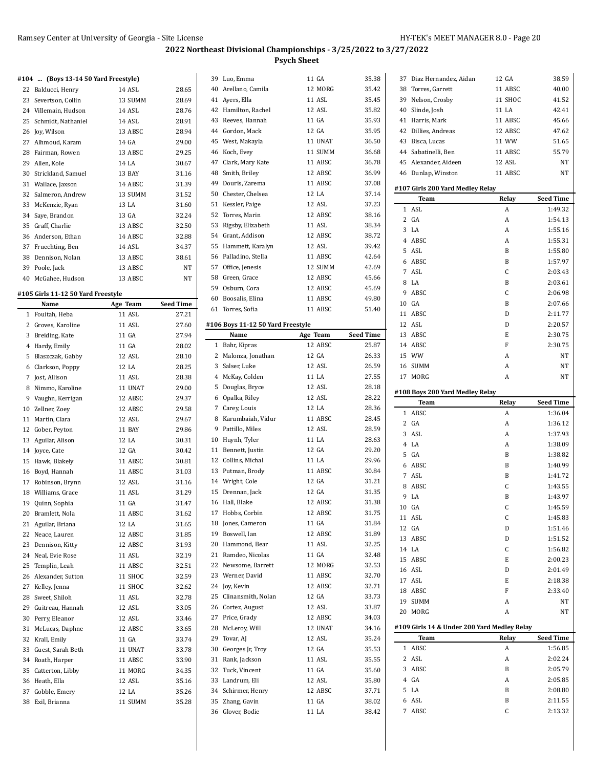## 2022 Northeast Divisional Championships - 3/25/2022 to 3/27/2022

### Psych Sheet

#### #104 ... (Boys 13-14 50 Yard Freestyle)

| | Name | Age Team | Seed Time |
|---|---|---|---|
| 22 | Balducci, Henry | 14 ASL | 28.65 |
| 23 | Severtson, Collin | 13 SUMM | 28.69 |
| 24 | Villemain, Hudson | 14 ASL | 28.76 |
| 25 | Schmidt, Nathaniel | 14 ASL | 28.91 |
| 26 | Joy, Wilson | 13 ABSC | 28.94 |
| 27 | Alhmoud, Karam | 14 GA | 29.00 |
| 28 | Fairman, Rowen | 13 ABSC | 29.25 |
| 29 | Allen, Kole | 14 LA | 30.67 |
| 30 | Strickland, Samuel | 13 BAY | 31.16 |
| 31 | Wallace, Jaxson | 14 ABSC | 31.39 |
| 32 | Salmeron, Andrew | 13 SUMM | 31.52 |
| 33 | McKenzie, Ryan | 13 LA | 31.60 |
| 34 | Saye, Brandon | 13 GA | 32.24 |
| 35 | Graff, Charlie | 13 ABSC | 32.50 |
| 36 | Anderson, Ethan | 14 ABSC | 32.88 |
| 37 | Fruechting, Ben | 14 ASL | 34.37 |
| 38 | Dennison, Nolan | 13 ABSC | 38.61 |
| 39 | Poole, Jack | 13 ABSC | NT |
| 40 | McGahee, Hudson | 13 ABSC | NT |

#### #105 Girls 11-12 50 Yard Freestyle

| | Name | Age Team | Seed Time |
|---|---|---|---|
| 1 | Fouitah, Heba | 11 ASL | 27.21 |
| 2 | Groves, Karoline | 11 ASL | 27.60 |
| 3 | Breiding, Kate | 11 GA | 27.94 |
| 4 | Hardy, Emily | 11 GA | 28.02 |
| 5 | Blaszczak, Gabby | 12 ASL | 28.10 |
| 6 | Clarkson, Poppy | 12 LA | 28.25 |
| 7 | Jost, Allison | 11 ASL | 28.38 |
| 8 | Nimmo, Karoline | 11 UNAT | 29.00 |
| 9 | Vaughn, Kerrigan | 12 ABSC | 29.37 |
| 10 | Zellner, Zoey | 12 ABSC | 29.58 |
| 11 | Martin, Clara | 12 ASL | 29.67 |
| 12 | Gober, Peyton | 11 BAY | 29.86 |
| 13 | Aguilar, Alison | 12 LA | 30.31 |
| 14 | Joyce, Cate | 12 GA | 30.42 |
| 15 | Hawk, Blakely | 11 ABSC | 30.81 |
| 16 | Boyd, Hannah | 11 ABSC | 31.03 |
| 17 | Robinson, Brynn | 12 ASL | 31.16 |
| 18 | Williams, Grace | 11 ASL | 31.29 |
| 19 | Quinn, Sophia | 11 GA | 31.47 |
| 20 | Bramlett, Nola | 11 ABSC | 31.62 |
| 21 | Aguilar, Briana | 12 LA | 31.65 |
| 22 | Neace, Lauren | 12 ABSC | 31.85 |
| 23 | Dennison, Kitty | 12 ABSC | 31.93 |
| 24 | Neal, Evie Rose | 11 ASL | 32.19 |
| 25 | Templin, Leah | 11 ABSC | 32.51 |
| 26 | Alexander, Sutton | 11 SHOC | 32.59 |
| 27 | Kelley, Jenna | 11 SHOC | 32.62 |
| 28 | Sweet, Shiloh | 11 ASL | 32.78 |
| 29 | Guitreau, Hannah | 12 ASL | 33.05 |
| 30 | Perry, Eleanor | 12 ASL | 33.46 |
| 31 | McLucas, Daphne | 12 ABSC | 33.65 |
| 32 | Krall, Emily | 11 GA | 33.74 |
| 33 | Guest, Sarah Beth | 11 UNAT | 33.78 |
| 34 | Roath, Harper | 11 ABSC | 33.90 |
| 35 | Catterton, Libby | 11 MORG | 34.35 |
| 36 | Heath, Ella | 12 ASL | 35.16 |
| 37 | Gobble, Emery | 12 LA | 35.26 |
| 38 | Exil, Brianna | 11 SUMM | 35.28 |
| 39 | Luo, Emma | 11 GA | 35.38 |
| 40 | Arellano, Camila | 12 MORG | 35.42 |
| 41 | Ayers, Ella | 11 ASL | 35.45 |
| 42 | Hamilton, Rachel | 12 ASL | 35.82 |
| 43 | Reeves, Hannah | 11 GA | 35.93 |
| 44 | Gordon, Mack | 12 GA | 35.95 |
| 45 | West, Makayla | 11 UNAT | 36.50 |
| 46 | Koch, Evey | 11 SUMM | 36.68 |
| 47 | Clark, Mary Kate | 11 ABSC | 36.78 |
| 48 | Smith, Briley | 12 ABSC | 36.99 |
| 49 | Douris, Zarema | 11 ABSC | 37.08 |
| 50 | Chester, Chelsea | 12 LA | 37.14 |
| 51 | Kessler, Paige | 12 ASL | 37.23 |
| 52 | Torres, Marin | 12 ABSC | 38.16 |
| 53 | Rigsby, Elizabeth | 11 ASL | 38.34 |
| 54 | Grant, Addison | 12 ABSC | 38.72 |
| 55 | Hammett, Karalyn | 12 ASL | 39.42 |
| 56 | Palladino, Stella | 11 ABSC | 42.64 |
| 57 | Office, Jenesis | 12 SUMM | 42.69 |
| 58 | Green, Grace | 12 ABSC | 45.66 |
| 59 | Osburn, Cora | 12 ABSC | 45.69 |
| 60 | Boosalis, Elina | 11 ABSC | 49.80 |
| 61 | Torres, Sofia | 11 ABSC | 51.40 |

#### #106 Boys 11-12 50 Yard Freestyle

| | Name | Age Team | Seed Time |
|---|---|---|---|
| 1 | Bahr, Kipras | 12 ABSC | 25.87 |
| 2 | Malonza, Jonathan | 12 GA | 26.33 |
| 3 | Salser, Luke | 12 ASL | 26.59 |
| 4 | McKay, Colden | 11 LA | 27.55 |
| 5 | Douglas, Bryce | 12 ASL | 28.18 |
| 6 | Opalka, Riley | 12 ASL | 28.22 |
| 7 | Carey, Louis | 12 LA | 28.36 |
| 8 | Karumbaiah, Vidur | 11 ABSC | 28.45 |
| 9 | Pattillo, Miles | 12 ASL | 28.59 |
| 10 | Huynh, Tyler | 11 LA | 28.63 |
| 11 | Bennett, Justin | 12 GA | 29.20 |
| 12 | Collins, Michal | 11 LA | 29.96 |
| 13 | Putman, Brody | 11 ABSC | 30.84 |
| 14 | Wright, Cole | 12 GA | 31.21 |
| 15 | Drennan, Jack | 12 GA | 31.35 |
| 16 | Hall, Blake | 12 ABSC | 31.38 |
| 17 | Hobbs, Corbin | 12 ABSC | 31.75 |
| 18 | Jones, Cameron | 11 GA | 31.84 |
| 19 | Boswell, Ian | 12 ABSC | 31.89 |
| 20 | Hammond, Bear | 11 ASL | 32.25 |
| 21 | Ramdeo, Nicolas | 11 GA | 32.48 |
| 22 | Newsome, Barrett | 12 MORG | 32.53 |
| 23 | Werner, David | 11 ABSC | 32.70 |
| 24 | Joy, Kevin | 12 ABSC | 32.71 |
| 25 | Clinansmith, Nolan | 12 GA | 33.73 |
| 26 | Cortez, August | 12 ASL | 33.87 |
| 27 | Price, Grady | 12 ABSC | 34.03 |
| 28 | McLeroy, Will | 12 UNAT | 34.16 |
| 29 | Tovar, AJ | 12 ASL | 35.24 |
| 30 | Georges Jr, Troy | 12 GA | 35.53 |
| 31 | Rank, Jackson | 11 ASL | 35.55 |
| 32 | Tuck, Vincent | 11 GA | 35.60 |
| 33 | Landrum, Eli | 12 ASL | 35.80 |
| 34 | Schirmer, Henry | 12 ABSC | 37.71 |
| 35 | Zhang, Gavin | 11 GA | 38.02 |
| 36 | Glover, Bodie | 11 LA | 38.42 |
| 37 | Diaz Hernandez, Aidan | 12 GA | 38.59 |
| 38 | Torres, Garrett | 11 ABSC | 40.00 |
| 39 | Nelson, Crosby | 11 SHOC | 41.52 |
| 40 | Slinde, Josh | 11 LA | 42.41 |
| 41 | Harris, Mark | 11 ABSC | 45.66 |
| 42 | Dillies, Andreas | 12 ABSC | 47.62 |
| 43 | Bisca, Lucas | 11 WW | 51.65 |
| 44 | Sabatinelli, Ben | 11 ABSC | 55.79 |
| 45 | Alexander, Aideen | 12 ASL | NT |
| 46 | Dunlap, Winston | 11 ABSC | NT |

#### #107 Girls 200 Yard Medley Relay

| | Team | Relay | Seed Time |
|---|---|---|---|
| 1 | ASL | A | 1:49.32 |
| 2 | GA | A | 1:54.13 |
| 3 | LA | A | 1:55.16 |
| 4 | ABSC | A | 1:55.31 |
| 5 | ASL | B | 1:55.80 |
| 6 | ABSC | B | 1:57.97 |
| 7 | ASL | C | 2:03.43 |
| 8 | LA | B | 2:03.61 |
| 9 | ABSC | C | 2:06.98 |
| 10 | GA | B | 2:07.66 |
| 11 | ABSC | D | 2:11.77 |
| 12 | ASL | D | 2:20.57 |
| 13 | ABSC | E | 2:30.75 |
| 14 | ABSC | F | 2:30.75 |
| 15 | WW | A | NT |
| 16 | SUMM | A | NT |
| 17 | MORG | A | NT |

#### #108 Boys 200 Yard Medley Relay

| | Team | Relay | Seed Time |
|---|---|---|---|
| 1 | ABSC | A | 1:36.04 |
| 2 | GA | A | 1:36.12 |
| 3 | ASL | A | 1:37.93 |
| 4 | LA | A | 1:38.09 |
| 5 | GA | B | 1:38.82 |
| 6 | ABSC | B | 1:40.99 |
| 7 | ASL | B | 1:41.72 |
| 8 | ABSC | C | 1:43.55 |
| 9 | LA | B | 1:43.97 |
| 10 | GA | C | 1:45.59 |
| 11 | ASL | C | 1:45.83 |
| 12 | GA | D | 1:51.46 |
| 13 | ABSC | D | 1:51.52 |
| 14 | LA | C | 1:56.82 |
| 15 | ABSC | E | 2:00.23 |
| 16 | ASL | D | 2:01.49 |
| 17 | ASL | E | 2:18.38 |
| 18 | ABSC | F | 2:33.40 |
| 19 | SUMM | A | NT |
| 20 | MORG | A | NT |

#### #109 Girls 14 & Under 200 Yard Medley Relay

| | Team | Relay | Seed Time |
|---|---|---|---|
| 1 | ABSC | A | 1:56.85 |
| 2 | ASL | A | 2:02.24 |
| 3 | ABSC | B | 2:05.79 |
| 4 | GA | A | 2:05.85 |
| 5 | LA | B | 2:08.80 |
| 6 | ASL | B | 2:11.55 |
| 7 | ABSC | C | 2:13.32 |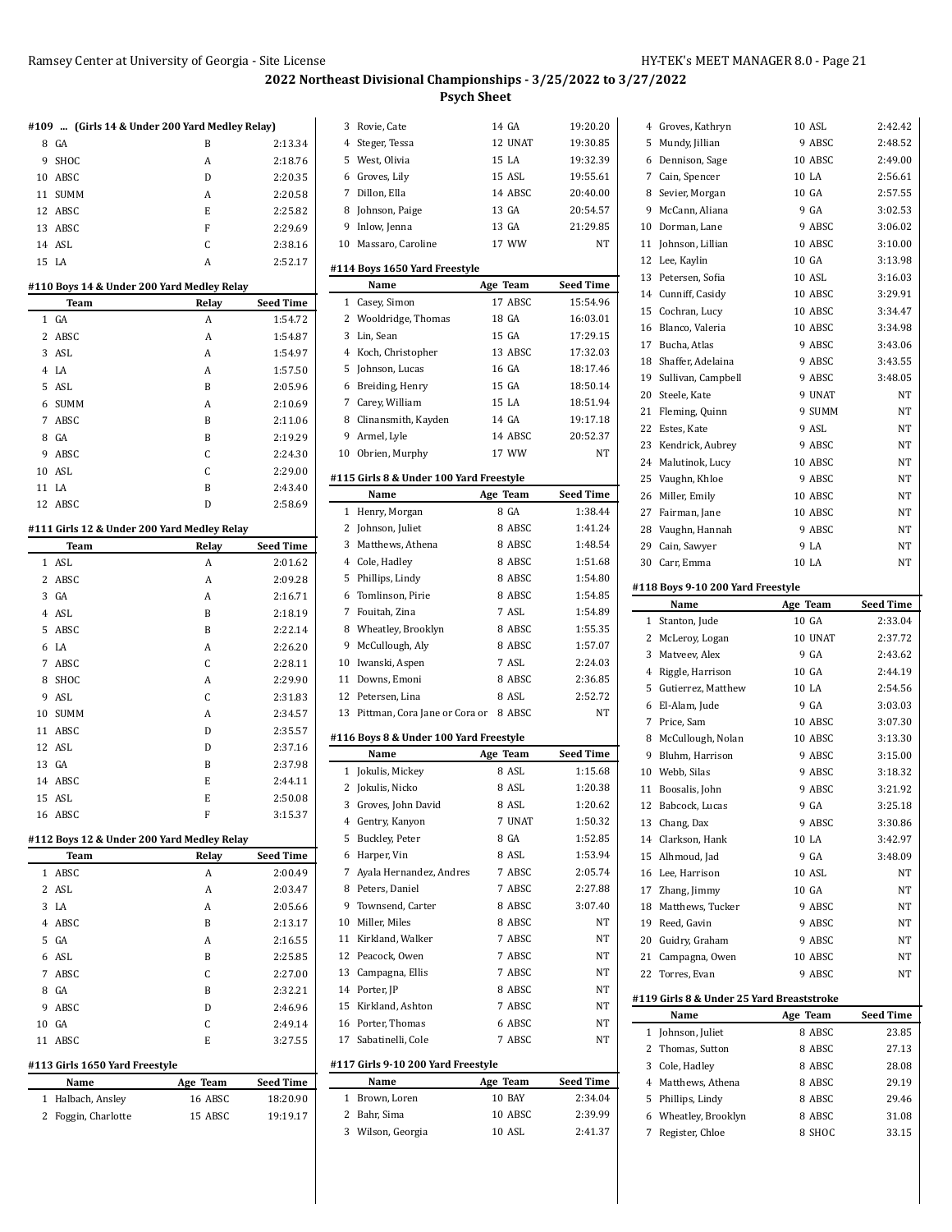# 2022 Northeast Divisional Championships - 3/25/2022 to 3/27/2022

## Psych Sheet

#### #109 ... (Girls 14 & Under 200 Yard Medley Relay)

| | Team | Relay | Seed Time |
|---|---|---|---|
| 8 | GA | B | 2:13.34 |
| 9 | SHOC | A | 2:18.76 |
| 10 | ABSC | D | 2:20.35 |
| 11 | SUMM | A | 2:20.58 |
| 12 | ABSC | E | 2:25.82 |
| 13 | ABSC | F | 2:29.69 |
| 14 | ASL | C | 2:38.16 |
| 15 | LA | A | 2:52.17 |

#### #110 Boys 14 & Under 200 Yard Medley Relay

| | Team | Relay | Seed Time |
|---|---|---|---|
| 1 | GA | A | 1:54.72 |
| 2 | ABSC | A | 1:54.87 |
| 3 | ASL | A | 1:54.97 |
| 4 | LA | A | 1:57.50 |
| 5 | ASL | B | 2:05.96 |
| 6 | SUMM | A | 2:10.69 |
| 7 | ABSC | B | 2:11.06 |
| 8 | GA | B | 2:19.29 |
| 9 | ABSC | C | 2:24.30 |
| 10 | ASL | C | 2:29.00 |
| 11 | LA | B | 2:43.40 |
| 12 | ABSC | D | 2:58.69 |

#### #111 Girls 12 & Under 200 Yard Medley Relay

| | Team | Relay | Seed Time |
|---|---|---|---|
| 1 | ASL | A | 2:01.62 |
| 2 | ABSC | A | 2:09.28 |
| 3 | GA | A | 2:16.71 |
| 4 | ASL | B | 2:18.19 |
| 5 | ABSC | B | 2:22.14 |
| 6 | LA | A | 2:26.20 |
| 7 | ABSC | C | 2:28.11 |
| 8 | SHOC | A | 2:29.90 |
| 9 | ASL | C | 2:31.83 |
| 10 | SUMM | A | 2:34.57 |
| 11 | ABSC | D | 2:35.57 |
| 12 | ASL | D | 2:37.16 |
| 13 | GA | B | 2:37.98 |
| 14 | ABSC | E | 2:44.11 |
| 15 | ASL | E | 2:50.08 |
| 16 | ABSC | F | 3:15.37 |

#### #112 Boys 12 & Under 200 Yard Medley Relay

| | Team | Relay | Seed Time |
|---|---|---|---|
| 1 | ABSC | A | 2:00.49 |
| 2 | ASL | A | 2:03.47 |
| 3 | LA | A | 2:05.66 |
| 4 | ABSC | B | 2:13.17 |
| 5 | GA | A | 2:16.55 |
| 6 | ASL | B | 2:25.85 |
| 7 | ABSC | C | 2:27.00 |
| 8 | GA | B | 2:32.21 |
| 9 | ABSC | D | 2:46.96 |
| 10 | GA | C | 2:49.14 |
| 11 | ABSC | E | 3:27.55 |

#### #113 Girls 1650 Yard Freestyle

| | Name | Age | Team | Seed Time |
|---|---|---|---|---|
| 1 | Halbach, Ansley | 16 | ABSC | 18:20.90 |
| 2 | Foggin, Charlotte | 15 | ABSC | 19:19.17 |
| 3 | Rovie, Cate | 14 | GA | 19:20.20 |
| 4 | Steger, Tessa | 12 | UNAT | 19:30.85 |
| 5 | West, Olivia | 15 | LA | 19:32.39 |
| 6 | Groves, Lily | 15 | ASL | 19:55.61 |
| 7 | Dillon, Ella | 14 | ABSC | 20:40.00 |
| 8 | Johnson, Paige | 13 | GA | 20:54.57 |
| 9 | Inlow, Jenna | 13 | GA | 21:29.85 |
| 10 | Massaro, Caroline | 17 | WW | NT |

#### #114 Boys 1650 Yard Freestyle

| | Name | Age | Team | Seed Time |
|---|---|---|---|---|
| 1 | Casey, Simon | 17 | ABSC | 15:54.96 |
| 2 | Wooldridge, Thomas | 18 | GA | 16:03.01 |
| 3 | Lin, Sean | 15 | GA | 17:29.15 |
| 4 | Koch, Christopher | 13 | ABSC | 17:32.03 |
| 5 | Johnson, Lucas | 16 | GA | 18:17.46 |
| 6 | Breiding, Henry | 15 | GA | 18:50.14 |
| 7 | Carey, William | 15 | LA | 18:51.94 |
| 8 | Clinansmith, Kayden | 14 | GA | 19:17.18 |
| 9 | Armel, Lyle | 14 | ABSC | 20:52.37 |
| 10 | Obrien, Murphy | 17 | WW | NT |

#### #115 Girls 8 & Under 100 Yard Freestyle

| | Name | Age | Team | Seed Time |
|---|---|---|---|---|
| 1 | Henry, Morgan | 8 | GA | 1:38.44 |
| 2 | Johnson, Juliet | 8 | ABSC | 1:41.24 |
| 3 | Matthews, Athena | 8 | ABSC | 1:48.54 |
| 4 | Cole, Hadley | 8 | ABSC | 1:51.68 |
| 5 | Phillips, Lindy | 8 | ABSC | 1:54.80 |
| 6 | Tomlinson, Pirie | 8 | ABSC | 1:54.85 |
| 7 | Fouitah, Zina | 7 | ASL | 1:54.89 |
| 8 | Wheatley, Brooklyn | 8 | ABSC | 1:55.35 |
| 9 | McCullough, Aly | 8 | ABSC | 1:57.07 |
| 10 | Iwanski, Aspen | 7 | ASL | 2:24.03 |
| 11 | Downs, Emoni | 8 | ABSC | 2:36.85 |
| 12 | Petersen, Lina | 8 | ASL | 2:52.72 |
| 13 | Pittman, Cora Jane or Cora or | 8 | ABSC | NT |

#### #116 Boys 8 & Under 100 Yard Freestyle

| | Name | Age | Team | Seed Time |
|---|---|---|---|---|
| 1 | Jokulis, Mickey | 8 | ASL | 1:15.68 |
| 2 | Jokulis, Nicko | 8 | ASL | 1:20.38 |
| 3 | Groves, John David | 8 | ASL | 1:20.62 |
| 4 | Gentry, Kanyon | 7 | UNAT | 1:50.32 |
| 5 | Buckley, Peter | 8 | GA | 1:52.85 |
| 6 | Harper, Vin | 8 | ASL | 1:53.94 |
| 7 | Ayala Hernandez, Andres | 7 | ABSC | 2:05.74 |
| 8 | Peters, Daniel | 7 | ABSC | 2:27.88 |
| 9 | Townsend, Carter | 8 | ABSC | 3:07.40 |
| 10 | Miller, Miles | 8 | ABSC | NT |
| 11 | Kirkland, Walker | 7 | ABSC | NT |
| 12 | Peacock, Owen | 7 | ABSC | NT |
| 13 | Campagna, Ellis | 7 | ABSC | NT |
| 14 | Porter, JP | 8 | ABSC | NT |
| 15 | Kirkland, Ashton | 7 | ABSC | NT |
| 16 | Porter, Thomas | 6 | ABSC | NT |
| 17 | Sabatinelli, Cole | 7 | ABSC | NT |

#### #117 Girls 9-10 200 Yard Freestyle

| | Name | Age | Team | Seed Time |
|---|---|---|---|---|
| 1 | Brown, Loren | 10 | BAY | 2:34.04 |
| 2 | Bahr, Sima | 10 | ABSC | 2:39.99 |
| 3 | Wilson, Georgia | 10 | ASL | 2:41.37 |
| 4 | Groves, Kathryn | 10 | ASL | 2:42.42 |
| 5 | Mundy, Jillian | 9 | ABSC | 2:48.52 |
| 6 | Dennison, Sage | 10 | ABSC | 2:49.00 |
| 7 | Cain, Spencer | 10 | LA | 2:56.61 |
| 8 | Sevier, Morgan | 10 | GA | 2:57.55 |
| 9 | McCann, Aliana | 9 | GA | 3:02.53 |
| 10 | Dorman, Lane | 9 | ABSC | 3:06.02 |
| 11 | Johnson, Lillian | 10 | ABSC | 3:10.00 |
| 12 | Lee, Kaylin | 10 | GA | 3:13.98 |
| 13 | Petersen, Sofia | 10 | ASL | 3:16.03 |
| 14 | Cunniff, Cassidy | 10 | ABSC | 3:29.91 |
| 15 | Cochran, Lucy | 10 | ABSC | 3:34.47 |
| 16 | Blanco, Valeria | 10 | ABSC | 3:34.98 |
| 17 | Bucha, Atlas | 9 | ABSC | 3:43.06 |
| 18 | Shaffer, Adelaina | 9 | ABSC | 3:43.55 |
| 19 | Sullivan, Campbell | 9 | ABSC | 3:48.05 |
| 20 | Steele, Kate | 9 | UNAT | NT |
| 21 | Fleming, Quinn | 9 | SUMM | NT |
| 22 | Estes, Kate | 9 | ASL | NT |
| 23 | Kendrick, Aubrey | 9 | ABSC | NT |
| 24 | Malutinok, Lucy | 10 | ABSC | NT |
| 25 | Vaughn, Khloe | 9 | ABSC | NT |
| 26 | Miller, Emily | 10 | ABSC | NT |
| 27 | Fairman, Jane | 10 | ABSC | NT |
| 28 | Vaughn, Hannah | 9 | ABSC | NT |
| 29 | Cain, Sawyer | 9 | LA | NT |
| 30 | Carr, Emma | 10 | LA | NT |

#### #118 Boys 9-10 200 Yard Freestyle

| | Name | Age | Team | Seed Time |
|---|---|---|---|---|
| 1 | Stanton, Jude | 10 | GA | 2:33.04 |
| 2 | McLeroy, Logan | 10 | UNAT | 2:37.72 |
| 3 | Matveev, Alex | 9 | GA | 2:43.62 |
| 4 | Riggle, Harrison | 10 | GA | 2:44.19 |
| 5 | Gutierrez, Matthew | 10 | LA | 2:54.56 |
| 6 | El-Alam, Jude | 9 | GA | 3:03.03 |
| 7 | Price, Sam | 10 | ABSC | 3:07.30 |
| 8 | McCullough, Nolan | 10 | ABSC | 3:13.30 |
| 9 | Bluhm, Harrison | 9 | ABSC | 3:15.00 |
| 10 | Webb, Silas | 9 | ABSC | 3:18.32 |
| 11 | Boosalis, John | 9 | ABSC | 3:21.92 |
| 12 | Babcock, Lucas | 9 | GA | 3:25.18 |
| 13 | Chang, Dax | 9 | ABSC | 3:30.86 |
| 14 | Clarkson, Hank | 10 | LA | 3:42.97 |
| 15 | Alhmoud, Jad | 9 | GA | 3:48.09 |
| 16 | Lee, Harrison | 10 | ASL | NT |
| 17 | Zhang, Jimmy | 10 | GA | NT |
| 18 | Matthews, Tucker | 9 | ABSC | NT |
| 19 | Reed, Gavin | 9 | ABSC | NT |
| 20 | Guidry, Graham | 9 | ABSC | NT |
| 21 | Campagna, Owen | 10 | ABSC | NT |
| 22 | Torres, Evan | 9 | ABSC | NT |

#### #119 Girls 8 & Under 25 Yard Breaststroke

| | Name | Age | Team | Seed Time |
|---|---|---|---|---|
| 1 | Johnson, Juliet | 8 | ABSC | 23.85 |
| 2 | Thomas, Sutton | 8 | ABSC | 27.13 |
| 3 | Cole, Hadley | 8 | ABSC | 28.08 |
| 4 | Matthews, Athena | 8 | ABSC | 29.19 |
| 5 | Phillips, Lindy | 8 | ABSC | 29.46 |
| 6 | Wheatley, Brooklyn | 8 | ABSC | 31.08 |
| 7 | Register, Chloe | 8 | SHOC | 33.15 |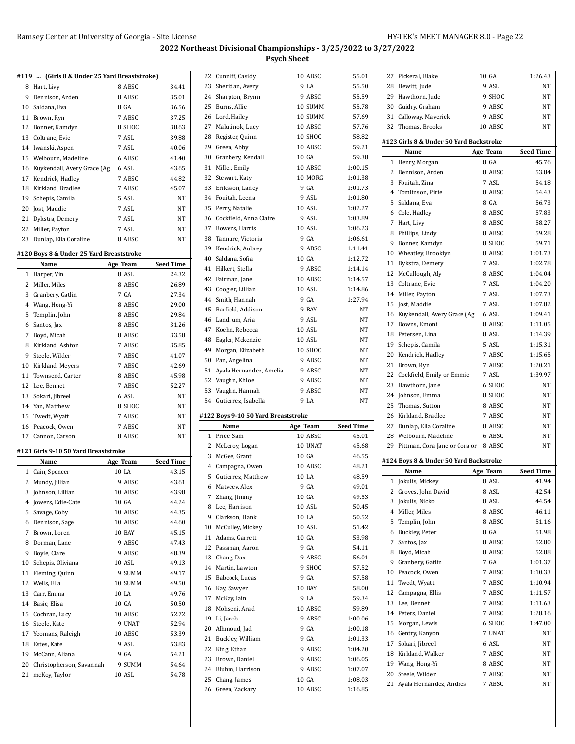## 2022 Northeast Divisional Championships - 3/25/2022 to 3/27/2022

### Psych Sheet

#### #119 ... (Girls 8 & Under 25 Yard Breaststroke)

| | Name | Age | Team | Seed Time |
|---|---|---|---|---|
| 8 | Hart, Livy | 8 | ABSC | 34.41 |
| 9 | Dennison, Arden | 8 | ABSC | 35.01 |
| 10 | Saldana, Eva | 8 | GA | 36.56 |
| 11 | Brown, Ryn | 7 | ABSC | 37.25 |
| 12 | Bonner, Kamdyn | 8 | SHOC | 38.63 |
| 13 | Coltrane, Evie | 7 | ASL | 39.88 |
| 14 | Iwanski, Aspen | 7 | ASL | 40.06 |
| 15 | Welbourn, Madeline | 6 | ABSC | 41.40 |
| 16 | Kuykendall, Avery Grace (Ag | 6 | ASL | 43.65 |
| 17 | Kendrick, Hadley | 7 | ABSC | 44.82 |
| 18 | Kirkland, Bradlee | 7 | ABSC | 45.07 |
| 19 | Schepis, Camila | 5 | ASL | NT |
| 20 | Jost, Maddie | 7 | ASL | NT |
| 21 | Dykstra, Demery | 7 | ASL | NT |
| 22 | Miller, Payton | 7 | ASL | NT |
| 23 | Dunlap, Ella Coraline | 8 | ABSC | NT |

#### #120 Boys 8 & Under 25 Yard Breaststroke

| | Name | Age | Team | Seed Time |
|---|---|---|---|---|
| 1 | Harper, Vin | 8 | ASL | 24.32 |
| 2 | Miller, Miles | 8 | ABSC | 26.89 |
| 3 | Granbery, Gatlin | 7 | GA | 27.34 |
| 4 | Wang, Hong-Yi | 8 | ABSC | 29.00 |
| 5 | Templin, John | 8 | ABSC | 29.84 |
| 6 | Santos, Jax | 8 | ABSC | 31.26 |
| 7 | Boyd, Micah | 8 | ABSC | 33.58 |
| 8 | Kirkland, Ashton | 7 | ABSC | 35.85 |
| 9 | Steele, Wilder | 7 | ABSC | 41.07 |
| 10 | Kirkland, Meyers | 7 | ABSC | 42.69 |
| 11 | Townsend, Carter | 8 | ABSC | 45.98 |
| 12 | Lee, Bennet | 7 | ABSC | 52.27 |
| 13 | Sokari, Jibreel | 6 | ASL | NT |
| 14 | Yan, Matthew | 8 | SHOC | NT |
| 15 | Twedt, Wyatt | 7 | ABSC | NT |
| 16 | Peacock, Owen | 7 | ABSC | NT |
| 17 | Cannon, Carson | 8 | ABSC | NT |

#### #121 Girls 9-10 50 Yard Breaststroke

| | Name | Age | Team | Seed Time |
|---|---|---|---|---|
| 1 | Cain, Spencer | 10 | LA | 43.15 |
| 2 | Mundy, Jillian | 9 | ABSC | 43.61 |
| 3 | Johnson, Lillian | 10 | ABSC | 43.98 |
| 4 | Jowers, Edie-Cate | 10 | GA | 44.24 |
| 5 | Savage, Coby | 10 | ABSC | 44.35 |
| 6 | Dennison, Sage | 10 | ABSC | 44.60 |
| 7 | Brown, Loren | 10 | BAY | 45.15 |
| 8 | Dorman, Lane | 9 | ABSC | 47.43 |
| 9 | Boyle, Clare | 9 | ABSC | 48.39 |
| 10 | Schepis, Oliviana | 10 | ASL | 49.13 |
| 11 | Fleming, Quinn | 9 | SUMM | 49.17 |
| 12 | Wells, Ella | 10 | SUMM | 49.50 |
| 13 | Carr, Emma | 10 | LA | 49.76 |
| 14 | Basic, Elisa | 10 | GA | 50.50 |
| 15 | Cochran, Lucy | 10 | ABSC | 52.72 |
| 16 | Steele, Kate | 9 | UNAT | 52.94 |
| 17 | Yeomans, Raleigh | 10 | ABSC | 53.39 |
| 18 | Estes, Kate | 9 | ASL | 53.83 |
| 19 | McCann, Aliana | 9 | GA | 54.21 |
| 20 | Christopherson, Savannah | 9 | SUMM | 54.64 |
| 21 | mcKoy, Taylor | 10 | ASL | 54.78 |
| 22 | Cunniff, Casidy | 10 | ABSC | 55.01 |
| 23 | Sheridan, Avery | 9 | LA | 55.50 |
| 24 | Sharpton, Brynn | 9 | ABSC | 55.59 |
| 25 | Burns, Allie | 10 | SUMM | 55.78 |
| 26 | Lord, Hailey | 10 | SUMM | 57.69 |
| 27 | Malutinok, Lucy | 10 | ABSC | 57.76 |
| 28 | Register, Quinn | 10 | SHOC | 58.82 |
| 29 | Green, Abby | 10 | ABSC | 59.21 |
| 30 | Granbery, Kendall | 10 | GA | 59.38 |
| 31 | Miller, Emily | 10 | ABSC | 1:00.15 |
| 32 | Stewart, Katy | 10 | MORG | 1:01.38 |
| 33 | Eriksson, Laney | 9 | GA | 1:01.73 |
| 34 | Fouitah, Leena | 9 | ASL | 1:01.80 |
| 35 | Perry, Natalie | 10 | ASL | 1:02.27 |
| 36 | Cockfield, Anna Claire | 9 | ASL | 1:03.89 |
| 37 | Bowers, Harris | 10 | ASL | 1:06.23 |
| 38 | Tannure, Victoria | 9 | GA | 1:06.61 |
| 39 | Kendrick, Aubrey | 9 | ABSC | 1:11.41 |
| 40 | Saldana, Sofia | 10 | GA | 1:12.72 |
| 41 | Hilkert, Stella | 9 | ABSC | 1:14.14 |
| 42 | Fairman, Jane | 10 | ABSC | 1:14.57 |
| 43 | Coogler, Lillian | 10 | ASL | 1:14.86 |
| 44 | Smith, Hannah | 9 | GA | 1:27.94 |
| 45 | Barfield, Addison | 9 | BAY | NT |
| 46 | Landrum, Aria | 9 | ASL | NT |
| 47 | Koehn, Rebecca | 10 | ASL | NT |
| 48 | Eagler, Mckenzie | 10 | ASL | NT |
| 49 | Morgan, Elizabeth | 10 | SHOC | NT |
| 50 | Pan, Angelina | 9 | ABSC | NT |
| 51 | Ayala Hernandez, Amelia | 9 | ABSC | NT |
| 52 | Vaughn, Khloe | 9 | ABSC | NT |
| 53 | Vaughn, Hannah | 9 | ABSC | NT |
| 54 | Gutierrez, Isabella | 9 | LA | NT |

#### #122 Boys 9-10 50 Yard Breaststroke

| | Name | Age | Team | Seed Time |
|---|---|---|---|---|
| 1 | Price, Sam | 10 | ABSC | 45.01 |
| 2 | McLeroy, Logan | 10 | UNAT | 45.68 |
| 3 | McGee, Grant | 10 | GA | 46.55 |
| 4 | Campagna, Owen | 10 | ABSC | 48.21 |
| 5 | Gutierrez, Matthew | 10 | LA | 48.59 |
| 6 | Matveev, Alex | 9 | GA | 49.01 |
| 7 | Zhang, Jimmy | 10 | GA | 49.53 |
| 8 | Lee, Harrison | 10 | ASL | 50.45 |
| 9 | Clarkson, Hank | 10 | LA | 50.52 |
| 10 | McCulley, Mickey | 10 | ASL | 51.42 |
| 11 | Adams, Garrett | 10 | GA | 53.98 |
| 12 | Passman, Aaron | 9 | GA | 54.11 |
| 13 | Chang, Dax | 9 | ABSC | 56.01 |
| 14 | Martin, Lawton | 9 | SHOC | 57.52 |
| 15 | Babcock, Lucas | 9 | GA | 57.58 |
| 16 | Kay, Sawyer | 10 | BAY | 58.00 |
| 17 | McKay, Iain | 9 | LA | 59.34 |
| 18 | Mohseni, Arad | 10 | ABSC | 59.89 |
| 19 | Li, Jacob | 9 | ABSC | 1:00.06 |
| 20 | Alhmoud, Jad | 9 | GA | 1:00.18 |
| 21 | Buckley, William | 9 | GA | 1:01.33 |
| 22 | King, Ethan | 9 | ABSC | 1:04.20 |
| 23 | Brown, Daniel | 9 | ABSC | 1:06.05 |
| 24 | Bluhm, Harrison | 9 | ABSC | 1:07.07 |
| 25 | Chang, James | 10 | GA | 1:08.03 |
| 26 | Green, Zackary | 10 | ABSC | 1:16.85 |
| 27 | Pickeral, Blake | 10 | GA | 1:26.43 |
| 28 | Hewitt, Jude | 9 | ASL | NT |
| 29 | Hawthorn, Jude | 9 | SHOC | NT |
| 30 | Guidry, Graham | 9 | ABSC | NT |
| 31 | Calloway, Maverick | 9 | ABSC | NT |
| 32 | Thomas, Brooks | 10 | ABSC | NT |

#### #123 Girls 8 & Under 50 Yard Backstroke

| | Name | Age | Team | Seed Time |
|---|---|---|---|---|
| 1 | Henry, Morgan | 8 | GA | 45.76 |
| 2 | Dennison, Arden | 8 | ABSC | 53.84 |
| 3 | Fouitah, Zina | 7 | ASL | 54.18 |
| 4 | Tomlinson, Pirie | 8 | ABSC | 54.43 |
| 5 | Saldana, Eva | 8 | GA | 56.73 |
| 6 | Cole, Hadley | 8 | ABSC | 57.83 |
| 7 | Hart, Livy | 8 | ABSC | 58.27 |
| 8 | Phillips, Lindy | 8 | ABSC | 59.28 |
| 9 | Bonner, Kamdyn | 8 | SHOC | 59.71 |
| 10 | Wheatley, Brooklyn | 8 | ABSC | 1:01.73 |
| 11 | Dykstra, Demery | 7 | ASL | 1:02.78 |
| 12 | McCullough, Aly | 8 | ABSC | 1:04.04 |
| 13 | Coltrane, Evie | 7 | ASL | 1:04.20 |
| 14 | Miller, Payton | 7 | ASL | 1:07.73 |
| 15 | Jost, Maddie | 7 | ASL | 1:07.82 |
| 16 | Kuykendall, Avery Grace (Ag | 6 | ASL | 1:09.41 |
| 17 | Downs, Emoni | 8 | ABSC | 1:11.05 |
| 18 | Petersen, Lina | 8 | ASL | 1:14.39 |
| 19 | Schepis, Camila | 5 | ASL | 1:15.31 |
| 20 | Kendrick, Hadley | 7 | ABSC | 1:15.65 |
| 21 | Brown, Ryn | 7 | ABSC | 1:20.21 |
| 22 | Cockfield, Emily or Emmie | 7 | ASL | 1:39.97 |
| 23 | Hawthorn, Jane | 6 | SHOC | NT |
| 24 | Johnson, Emma | 8 | SHOC | NT |
| 25 | Thomas, Sutton | 8 | ABSC | NT |
| 26 | Kirkland, Bradlee | 7 | ABSC | NT |
| 27 | Dunlap, Ella Coraline | 8 | ABSC | NT |
| 28 | Welbourn, Madeline | 6 | ABSC | NT |
| 29 | Pittman, Cora Jane or Cora or | 8 | ABSC | NT |

#### #124 Boys 8 & Under 50 Yard Backstroke

| | Name | Age | Team | Seed Time |
|---|---|---|---|---|
| 1 | Jokulis, Mickey | 8 | ASL | 41.94 |
| 2 | Groves, John David | 8 | ASL | 42.54 |
| 3 | Jokulis, Nicko | 8 | ASL | 44.54 |
| 4 | Miller, Miles | 8 | ABSC | 46.11 |
| 5 | Templin, John | 8 | ABSC | 51.16 |
| 6 | Buckley, Peter | 8 | GA | 51.98 |
| 7 | Santos, Jax | 8 | ABSC | 52.80 |
| 8 | Boyd, Micah | 8 | ABSC | 52.88 |
| 9 | Granbery, Gatlin | 7 | GA | 1:01.37 |
| 10 | Peacock, Owen | 7 | ABSC | 1:10.33 |
| 11 | Twedt, Wyatt | 7 | ABSC | 1:10.94 |
| 12 | Campagna, Ellis | 7 | ABSC | 1:11.57 |
| 13 | Lee, Bennet | 7 | ABSC | 1:11.63 |
| 14 | Peters, Daniel | 7 | ABSC | 1:28.16 |
| 15 | Morgan, Lewis | 6 | SHOC | 1:47.00 |
| 16 | Gentry, Kanyon | 7 | UNAT | NT |
| 17 | Sokari, Jibreel | 6 | ASL | NT |
| 18 | Kirkland, Walker | 7 | ABSC | NT |
| 19 | Wang, Hong-Yi | 8 | ABSC | NT |
| 20 | Steele, Wilder | 7 | ABSC | NT |
| 21 | Ayala Hernandez, Andres | 7 | ABSC | NT |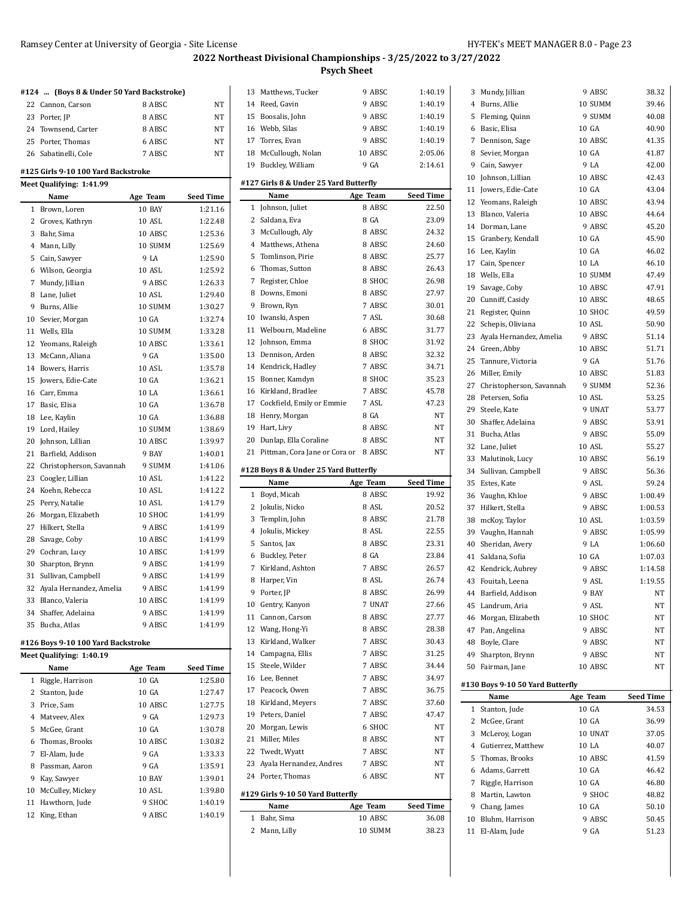## 2022 Northeast Divisional Championships - 3/25/2022 to 3/27/2022

### Psych Sheet

#### #124 ... (Boys 8 & Under 50 Yard Backstroke)

| | Name | Age | Team | Seed Time |
|---|---|---|---|---|
| 22 | Cannon, Carson | 8 | ABSC | NT |
| 23 | Porter, JP | 8 | ABSC | NT |
| 24 | Townsend, Carter | 8 | ABSC | NT |
| 25 | Porter, Thomas | 6 | ABSC | NT |
| 26 | Sabatinelli, Cole | 7 | ABSC | NT |

#### #125 Girls 9-10 100 Yard Backstroke

Meet Qualifying: 1:41.99

| | Name | Age | Team | Seed Time |
|---|---|---|---|---|
| 1 | Brown, Loren | 10 | BAY | 1:21.16 |
| 2 | Groves, Kathryn | 10 | ASL | 1:22.48 |
| 3 | Bahr, Sima | 10 | ABSC | 1:25.36 |
| 4 | Mann, Lilly | 10 | SUMM | 1:25.69 |
| 5 | Cain, Sawyer | 9 | LA | 1:25.90 |
| 6 | Wilson, Georgia | 10 | ASL | 1:25.92 |
| 7 | Mundy, Jillian | 9 | ABSC | 1:26.33 |
| 8 | Lane, Juliet | 10 | ASL | 1:29.40 |
| 9 | Burns, Allie | 10 | SUMM | 1:30.27 |
| 10 | Sevier, Morgan | 10 | GA | 1:32.74 |
| 11 | Wells, Ella | 10 | SUMM | 1:33.28 |
| 12 | Yeomans, Raleigh | 10 | ABSC | 1:33.61 |
| 13 | McCann, Aliana | 9 | GA | 1:35.00 |
| 14 | Bowers, Harris | 10 | ASL | 1:35.78 |
| 15 | Jowers, Edie-Cate | 10 | GA | 1:36.21 |
| 16 | Carr, Emma | 10 | LA | 1:36.61 |
| 17 | Basic, Elisa | 10 | GA | 1:36.78 |
| 18 | Lee, Kaylin | 10 | GA | 1:36.88 |
| 19 | Lord, Hailey | 10 | SUMM | 1:38.69 |
| 20 | Johnson, Lillian | 10 | ABSC | 1:39.97 |
| 21 | Barfield, Addison | 9 | BAY | 1:40.01 |
| 22 | Christopherson, Savannah | 9 | SUMM | 1:41.06 |
| 23 | Coogler, Lillian | 10 | ASL | 1:41.22 |
| 24 | Koehn, Rebecca | 10 | ASL | 1:41.22 |
| 25 | Perry, Natalie | 10 | ASL | 1:41.79 |
| 26 | Morgan, Elizabeth | 10 | SHOC | 1:41.99 |
| 27 | Hilkert, Stella | 9 | ABSC | 1:41.99 |
| 28 | Savage, Coby | 10 | ABSC | 1:41.99 |
| 29 | Cochran, Lucy | 10 | ABSC | 1:41.99 |
| 30 | Sharpton, Brynn | 9 | ABSC | 1:41.99 |
| 31 | Sullivan, Campbell | 9 | ABSC | 1:41.99 |
| 32 | Ayala Hernandez, Amelia | 9 | ABSC | 1:41.99 |
| 33 | Blanco, Valeria | 10 | ABSC | 1:41.99 |
| 34 | Shaffer, Adelaina | 9 | ABSC | 1:41.99 |
| 35 | Bucha, Atlas | 9 | ABSC | 1:41.99 |

#### #126 Boys 9-10 100 Yard Backstroke

Meet Qualifying: 1:40.19

| | Name | Age | Team | Seed Time |
|---|---|---|---|---|
| 1 | Riggle, Harrison | 10 | GA | 1:25.80 |
| 2 | Stanton, Jude | 10 | GA | 1:27.47 |
| 3 | Price, Sam | 10 | ABSC | 1:27.75 |
| 4 | Matveev, Alex | 9 | GA | 1:29.73 |
| 5 | McGee, Grant | 10 | GA | 1:30.78 |
| 6 | Thomas, Brooks | 10 | ABSC | 1:30.82 |
| 7 | El-Alam, Jude | 9 | GA | 1:33.33 |
| 8 | Passman, Aaron | 9 | GA | 1:35.91 |
| 9 | Kay, Sawyer | 10 | BAY | 1:39.01 |
| 10 | McCulley, Mickey | 10 | ASL | 1:39.80 |
| 11 | Hawthorn, Jude | 9 | SHOC | 1:40.19 |
| 12 | King, Ethan | 9 | ABSC | 1:40.19 |
| 13 | Matthews, Tucker | 9 | ABSC | 1:40.19 |
| 14 | Reed, Gavin | 9 | ABSC | 1:40.19 |
| 15 | Boosalis, John | 9 | ABSC | 1:40.19 |
| 16 | Webb, Silas | 9 | ABSC | 1:40.19 |
| 17 | Torres, Evan | 9 | ABSC | 1:40.19 |
| 18 | McCullough, Nolan | 10 | ABSC | 2:05.06 |
| 19 | Buckley, William | 9 | GA | 2:14.61 |

#### #127 Girls 8 & Under 25 Yard Butterfly

| | Name | Age | Team | Seed Time |
|---|---|---|---|---|
| 1 | Johnson, Juliet | 8 | ABSC | 22.50 |
| 2 | Saldana, Eva | 8 | GA | 23.09 |
| 3 | McCullough, Aly | 8 | ABSC | 24.32 |
| 4 | Matthews, Athena | 8 | ABSC | 24.60 |
| 5 | Tomlinson, Pirie | 8 | ABSC | 25.77 |
| 6 | Thomas, Sutton | 8 | ABSC | 26.43 |
| 7 | Register, Chloe | 8 | SHOC | 26.98 |
| 8 | Downs, Emoni | 8 | ABSC | 27.97 |
| 9 | Brown, Ryn | 7 | ABSC | 30.01 |
| 10 | Iwanski, Aspen | 7 | ASL | 30.68 |
| 11 | Welbourn, Madeline | 6 | ABSC | 31.77 |
| 12 | Johnson, Emma | 8 | SHOC | 31.92 |
| 13 | Dennison, Arden | 8 | ABSC | 32.32 |
| 14 | Kendrick, Hadley | 7 | ABSC | 34.71 |
| 15 | Bonner, Kamdyn | 8 | SHOC | 35.23 |
| 16 | Kirkland, Bradlee | 7 | ABSC | 45.78 |
| 17 | Cockfield, Emily or Emmie | 7 | ASL | 47.23 |
| 18 | Henry, Morgan | 8 | GA | NT |
| 19 | Hart, Livy | 8 | ABSC | NT |
| 20 | Dunlap, Ella Coraline | 8 | ABSC | NT |
| 21 | Pittman, Cora Jane or Cora or | 8 | ABSC | NT |

#### #128 Boys 8 & Under 25 Yard Butterfly

| | Name | Age | Team | Seed Time |
|---|---|---|---|---|
| 1 | Boyd, Micah | 8 | ABSC | 19.92 |
| 2 | Jokulis, Nicko | 8 | ASL | 20.52 |
| 3 | Templin, John | 8 | ABSC | 21.78 |
| 4 | Jokulis, Mickey | 8 | ASL | 22.55 |
| 5 | Santos, Jax | 8 | ABSC | 23.31 |
| 6 | Buckley, Peter | 8 | GA | 23.84 |
| 7 | Kirkland, Ashton | 7 | ABSC | 26.57 |
| 8 | Harper, Vin | 8 | ASL | 26.74 |
| 9 | Porter, JP | 8 | ABSC | 26.99 |
| 10 | Gentry, Kanyon | 7 | UNAT | 27.66 |
| 11 | Cannon, Carson | 8 | ABSC | 27.77 |
| 12 | Wang, Hong-Yi | 8 | ABSC | 28.38 |
| 13 | Kirkland, Walker | 7 | ABSC | 30.43 |
| 14 | Campagna, Ellis | 7 | ABSC | 31.25 |
| 15 | Steele, Wilder | 7 | ABSC | 34.44 |
| 16 | Lee, Bennet | 7 | ABSC | 34.97 |
| 17 | Peacock, Owen | 7 | ABSC | 36.75 |
| 18 | Kirkland, Meyers | 7 | ABSC | 37.60 |
| 19 | Peters, Daniel | 7 | ABSC | 47.47 |
| 20 | Morgan, Lewis | 6 | SHOC | NT |
| 21 | Miller, Miles | 8 | ABSC | NT |
| 22 | Twedt, Wyatt | 7 | ABSC | NT |
| 23 | Ayala Hernandez, Andres | 7 | ABSC | NT |
| 24 | Porter, Thomas | 6 | ABSC | NT |

#### #129 Girls 9-10 50 Yard Butterfly

| | Name | Age | Team | Seed Time |
|---|---|---|---|---|
| 1 | Bahr, Sima | 10 | ABSC | 36.08 |
| 2 | Mann, Lilly | 10 | SUMM | 38.23 |
| 3 | Mundy, Jillian | 9 | ABSC | 38.32 |
| 4 | Burns, Allie | 10 | SUMM | 39.46 |
| 5 | Fleming, Quinn | 9 | SUMM | 40.08 |
| 6 | Basic, Elisa | 10 | GA | 40.90 |
| 7 | Dennison, Sage | 10 | ABSC | 41.35 |
| 8 | Sevier, Morgan | 10 | GA | 41.87 |
| 9 | Cain, Sawyer | 9 | LA | 42.00 |
| 10 | Johnson, Lillian | 10 | ABSC | 42.43 |
| 11 | Jowers, Edie-Cate | 10 | GA | 43.04 |
| 12 | Yeomans, Raleigh | 10 | ABSC | 43.94 |
| 13 | Blanco, Valeria | 10 | ABSC | 44.64 |
| 14 | Dorman, Lane | 9 | ABSC | 45.20 |
| 15 | Granbery, Kendall | 10 | GA | 45.90 |
| 16 | Lee, Kaylin | 10 | GA | 46.02 |
| 17 | Cain, Spencer | 10 | LA | 46.10 |
| 18 | Wells, Ella | 10 | SUMM | 47.49 |
| 19 | Savage, Coby | 10 | ABSC | 47.91 |
| 20 | Cunniff, Casidy | 10 | ABSC | 48.65 |
| 21 | Register, Quinn | 10 | SHOC | 49.59 |
| 22 | Schepis, Oliviana | 10 | ASL | 50.90 |
| 23 | Ayala Hernandez, Amelia | 9 | ABSC | 51.14 |
| 24 | Green, Abby | 10 | ABSC | 51.71 |
| 25 | Tannure, Victoria | 9 | GA | 51.76 |
| 26 | Miller, Emily | 10 | ABSC | 51.83 |
| 27 | Christopherson, Savannah | 9 | SUMM | 52.36 |
| 28 | Petersen, Sofia | 10 | ASL | 53.25 |
| 29 | Steele, Kate | 9 | UNAT | 53.77 |
| 30 | Shaffer, Adelaina | 9 | ABSC | 53.91 |
| 31 | Bucha, Atlas | 9 | ABSC | 55.09 |
| 32 | Lane, Juliet | 10 | ASL | 55.27 |
| 33 | Malutinok, Lucy | 10 | ABSC | 56.19 |
| 34 | Sullivan, Campbell | 9 | ABSC | 56.36 |
| 35 | Estes, Kate | 9 | ASL | 59.24 |
| 36 | Vaughn, Khloe | 9 | ABSC | 1:00.49 |
| 37 | Hilkert, Stella | 9 | ABSC | 1:00.53 |
| 38 | mcKoy, Taylor | 10 | ASL | 1:03.59 |
| 39 | Vaughn, Hannah | 9 | ABSC | 1:05.99 |
| 40 | Sheridan, Avery | 9 | LA | 1:06.60 |
| 41 | Saldana, Sofia | 10 | GA | 1:07.03 |
| 42 | Kendrick, Aubrey | 9 | ABSC | 1:14.58 |
| 43 | Fouitah, Leena | 9 | ASL | 1:19.55 |
| 44 | Barfield, Addison | 9 | BAY | NT |
| 45 | Landrum, Aria | 9 | ASL | NT |
| 46 | Morgan, Elizabeth | 10 | SHOC | NT |
| 47 | Pan, Angelina | 9 | ABSC | NT |
| 48 | Boyle, Clare | 9 | ABSC | NT |
| 49 | Sharpton, Brynn | 9 | ABSC | NT |
| 50 | Fairman, Jane | 10 | ABSC | NT |

#### #130 Boys 9-10 50 Yard Butterfly

| | Name | Age | Team | Seed Time |
|---|---|---|---|---|
| 1 | Stanton, Jude | 10 | GA | 34.53 |
| 2 | McGee, Grant | 10 | GA | 36.99 |
| 3 | McLeroy, Logan | 10 | UNAT | 37.05 |
| 4 | Gutierrez, Matthew | 10 | LA | 40.07 |
| 5 | Thomas, Brooks | 10 | ABSC | 41.59 |
| 6 | Adams, Garrett | 10 | GA | 46.42 |
| 7 | Riggle, Harrison | 10 | GA | 46.80 |
| 8 | Martin, Lawton | 9 | SHOC | 48.82 |
| 9 | Chang, James | 10 | GA | 50.10 |
| 10 | Bluhm, Harrison | 9 | ABSC | 50.45 |
| 11 | El-Alam, Jude | 9 | GA | 51.23 |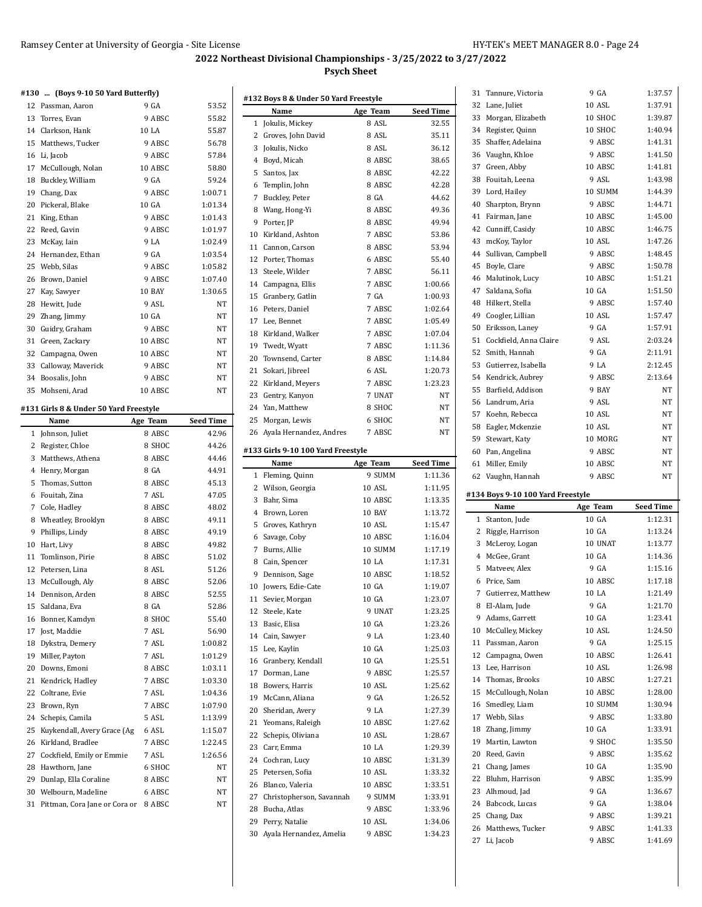## 2022 Northeast Divisional Championships - 3/25/2022 to 3/27/2022

### Psych Sheet

#### #130 ... (Boys 9-10 50 Yard Butterfly)

| | Name | Age | Team | Seed Time |
|---|---|---|---|---|
| 12 | Passman, Aaron | 9 | GA | 53.52 |
| 13 | Torres, Evan | 9 | ABSC | 55.82 |
| 14 | Clarkson, Hank | 10 | LA | 55.87 |
| 15 | Matthews, Tucker | 9 | ABSC | 56.78 |
| 16 | Li, Jacob | 9 | ABSC | 57.84 |
| 17 | McCullough, Nolan | 10 | ABSC | 58.80 |
| 18 | Buckley, William | 9 | GA | 59.24 |
| 19 | Chang, Dax | 9 | ABSC | 1:00.71 |
| 20 | Pickeral, Blake | 10 | GA | 1:01.34 |
| 21 | King, Ethan | 9 | ABSC | 1:01.43 |
| 22 | Reed, Gavin | 9 | ABSC | 1:01.97 |
| 23 | McKay, Iain | 9 | LA | 1:02.49 |
| 24 | Hernandez, Ethan | 9 | GA | 1:03.54 |
| 25 | Webb, Silas | 9 | ABSC | 1:05.82 |
| 26 | Brown, Daniel | 9 | ABSC | 1:07.40 |
| 27 | Kay, Sawyer | 10 | BAY | 1:30.65 |
| 28 | Hewitt, Jude | 9 | ASL | NT |
| 29 | Zhang, Jimmy | 10 | GA | NT |
| 30 | Guidry, Graham | 9 | ABSC | NT |
| 31 | Green, Zackary | 10 | ABSC | NT |
| 32 | Campagna, Owen | 10 | ABSC | NT |
| 33 | Calloway, Maverick | 9 | ABSC | NT |
| 34 | Boosalis, John | 9 | ABSC | NT |
| 35 | Mohseni, Arad | 10 | ABSC | NT |

#### #131 Girls 8 & Under 50 Yard Freestyle

| | Name | Age | Team | Seed Time |
|---|---|---|---|---|
| 1 | Johnson, Juliet | 8 | ABSC | 42.96 |
| 2 | Register, Chloe | 8 | SHOC | 44.26 |
| 3 | Matthews, Athena | 8 | ABSC | 44.46 |
| 4 | Henry, Morgan | 8 | GA | 44.91 |
| 5 | Thomas, Sutton | 8 | ABSC | 45.13 |
| 6 | Fouitah, Zina | 7 | ASL | 47.05 |
| 7 | Cole, Hadley | 8 | ABSC | 48.02 |
| 8 | Wheatley, Brooklyn | 8 | ABSC | 49.11 |
| 9 | Phillips, Lindy | 8 | ABSC | 49.19 |
| 10 | Hart, Livy | 8 | ABSC | 49.82 |
| 11 | Tomlinson, Pirie | 8 | ABSC | 51.02 |
| 12 | Petersen, Lina | 8 | ASL | 51.26 |
| 13 | McCullough, Aly | 8 | ABSC | 52.06 |
| 14 | Dennison, Arden | 8 | ABSC | 52.55 |
| 15 | Saldana, Eva | 8 | GA | 52.86 |
| 16 | Bonner, Kamdyn | 8 | SHOC | 55.40 |
| 17 | Jost, Maddie | 7 | ASL | 56.90 |
| 18 | Dykstra, Demery | 7 | ASL | 1:00.82 |
| 19 | Miller, Payton | 7 | ASL | 1:01.29 |
| 20 | Downs, Emoni | 8 | ABSC | 1:03.11 |
| 21 | Kendrick, Hadley | 7 | ABSC | 1:03.30 |
| 22 | Coltrane, Evie | 7 | ASL | 1:04.36 |
| 23 | Brown, Ryn | 7 | ABSC | 1:07.90 |
| 24 | Schepis, Camila | 5 | ASL | 1:13.99 |
| 25 | Kuykendall, Avery Grace (Ag | 6 | ASL | 1:15.07 |
| 26 | Kirkland, Bradlee | 7 | ABSC | 1:22.45 |
| 27 | Cockfield, Emily or Emmie | 7 | ASL | 1:26.56 |
| 28 | Hawthorn, Jane | 6 | SHOC | NT |
| 29 | Dunlap, Ella Coraline | 8 | ABSC | NT |
| 30 | Welbourn, Madeline | 6 | ABSC | NT |
| 31 | Pittman, Cora Jane or Cora or | 8 | ABSC | NT |

#### #132 Boys 8 & Under 50 Yard Freestyle

| | Name | Age | Team | Seed Time |
|---|---|---|---|---|
| 1 | Jokulis, Mickey | 8 | ASL | 32.55 |
| 2 | Groves, John David | 8 | ASL | 35.11 |
| 3 | Jokulis, Nicko | 8 | ASL | 36.12 |
| 4 | Boyd, Micah | 8 | ABSC | 38.65 |
| 5 | Santos, Jax | 8 | ABSC | 42.22 |
| 6 | Templin, John | 8 | ABSC | 42.28 |
| 7 | Buckley, Peter | 8 | GA | 44.62 |
| 8 | Wang, Hong-Yi | 8 | ABSC | 49.36 |
| 9 | Porter, JP | 8 | ABSC | 49.94 |
| 10 | Kirkland, Ashton | 7 | ABSC | 53.86 |
| 11 | Cannon, Carson | 8 | ABSC | 53.94 |
| 12 | Porter, Thomas | 6 | ABSC | 55.40 |
| 13 | Steele, Wilder | 7 | ABSC | 56.11 |
| 14 | Campagna, Ellis | 7 | ABSC | 1:00.66 |
| 15 | Granbery, Gatlin | 7 | GA | 1:00.93 |
| 16 | Peters, Daniel | 7 | ABSC | 1:02.64 |
| 17 | Lee, Bennet | 7 | ABSC | 1:05.49 |
| 18 | Kirkland, Walker | 7 | ABSC | 1:07.04 |
| 19 | Twedt, Wyatt | 7 | ABSC | 1:11.36 |
| 20 | Townsend, Carter | 8 | ABSC | 1:14.84 |
| 21 | Sokari, Jibreel | 6 | ASL | 1:20.73 |
| 22 | Kirkland, Meyers | 7 | ABSC | 1:23.23 |
| 23 | Gentry, Kanyon | 7 | UNAT | NT |
| 24 | Yan, Matthew | 8 | SHOC | NT |
| 25 | Morgan, Lewis | 6 | SHOC | NT |
| 26 | Ayala Hernandez, Andres | 7 | ABSC | NT |

#### #133 Girls 9-10 100 Yard Freestyle

| | Name | Age | Team | Seed Time |
|---|---|---|---|---|
| 1 | Fleming, Quinn | 9 | SUMM | 1:11.36 |
| 2 | Wilson, Georgia | 10 | ASL | 1:11.95 |
| 3 | Bahr, Sima | 10 | ABSC | 1:13.35 |
| 4 | Brown, Loren | 10 | BAY | 1:13.72 |
| 5 | Groves, Kathryn | 10 | ASL | 1:15.47 |
| 6 | Savage, Coby | 10 | ABSC | 1:16.04 |
| 7 | Burns, Allie | 10 | SUMM | 1:17.19 |
| 8 | Cain, Spencer | 10 | LA | 1:17.31 |
| 9 | Dennison, Sage | 10 | ABSC | 1:18.52 |
| 10 | Jowers, Edie-Cate | 10 | GA | 1:19.07 |
| 11 | Sevier, Morgan | 10 | GA | 1:23.07 |
| 12 | Steele, Kate | 9 | UNAT | 1:23.25 |
| 13 | Basic, Elisa | 10 | GA | 1:23.26 |
| 14 | Cain, Sawyer | 9 | LA | 1:23.40 |
| 15 | Lee, Kaylin | 10 | GA | 1:25.03 |
| 16 | Granbery, Kendall | 10 | GA | 1:25.51 |
| 17 | Dorman, Lane | 9 | ABSC | 1:25.57 |
| 18 | Bowers, Harris | 10 | ASL | 1:25.62 |
| 19 | McCann, Aliana | 9 | GA | 1:26.52 |
| 20 | Sheridan, Avery | 9 | LA | 1:27.39 |
| 21 | Yeomans, Raleigh | 10 | ABSC | 1:27.62 |
| 22 | Schepis, Oliviana | 10 | ASL | 1:28.67 |
| 23 | Carr, Emma | 10 | LA | 1:29.39 |
| 24 | Cochran, Lucy | 10 | ABSC | 1:31.39 |
| 25 | Petersen, Sofia | 10 | ASL | 1:33.32 |
| 26 | Blanco, Valeria | 10 | ABSC | 1:33.51 |
| 27 | Christopherson, Savannah | 9 | SUMM | 1:33.91 |
| 28 | Bucha, Atlas | 9 | ABSC | 1:33.96 |
| 29 | Perry, Natalie | 10 | ASL | 1:34.06 |
| 30 | Ayala Hernandez, Amelia | 9 | ABSC | 1:34.23 |
| 31 | Tannure, Victoria | 9 | GA | 1:37.57 |
| 32 | Lane, Juliet | 10 | ASL | 1:37.91 |
| 33 | Morgan, Elizabeth | 10 | SHOC | 1:39.87 |
| 34 | Register, Quinn | 10 | SHOC | 1:40.94 |
| 35 | Shaffer, Adelaina | 9 | ABSC | 1:41.31 |
| 36 | Vaughn, Khloe | 9 | ABSC | 1:41.50 |
| 37 | Green, Abby | 10 | ABSC | 1:41.81 |
| 38 | Fouitah, Leena | 9 | ASL | 1:43.98 |
| 39 | Lord, Hailey | 10 | SUMM | 1:44.39 |
| 40 | Sharpton, Brynn | 9 | ABSC | 1:44.71 |
| 41 | Fairman, Jane | 10 | ABSC | 1:45.00 |
| 42 | Cunniff, Casidy | 10 | ABSC | 1:46.75 |
| 43 | mcKoy, Taylor | 10 | ASL | 1:47.26 |
| 44 | Sullivan, Campbell | 9 | ABSC | 1:48.45 |
| 45 | Boyle, Clare | 9 | ABSC | 1:50.78 |
| 46 | Malutinok, Lucy | 10 | ABSC | 1:51.21 |
| 47 | Saldana, Sofia | 10 | GA | 1:51.50 |
| 48 | Hilkert, Stella | 9 | ABSC | 1:57.40 |
| 49 | Coogler, Lillian | 10 | ASL | 1:57.47 |
| 50 | Eriksson, Laney | 9 | GA | 1:57.91 |
| 51 | Cockfield, Anna Claire | 9 | ASL | 2:03.24 |
| 52 | Smith, Hannah | 9 | GA | 2:11.91 |
| 53 | Gutierrez, Isabella | 9 | LA | 2:12.45 |
| 54 | Kendrick, Aubrey | 9 | ABSC | 2:13.64 |
| 55 | Barfield, Addison | 9 | BAY | NT |
| 56 | Landrum, Aria | 9 | ASL | NT |
| 57 | Koehn, Rebecca | 10 | ASL | NT |
| 58 | Eagler, Mckenzie | 10 | ASL | NT |
| 59 | Stewart, Katy | 10 | MORG | NT |
| 60 | Pan, Angelina | 9 | ABSC | NT |
| 61 | Miller, Emily | 10 | ABSC | NT |
| 62 | Vaughn, Hannah | 9 | ABSC | NT |

#### #134 Boys 9-10 100 Yard Freestyle

| | Name | Age | Team | Seed Time |
|---|---|---|---|---|
| 1 | Stanton, Jude | 10 | GA | 1:12.31 |
| 2 | Riggle, Harrison | 10 | GA | 1:13.24 |
| 3 | McLeroy, Logan | 10 | UNAT | 1:13.77 |
| 4 | McGee, Grant | 10 | GA | 1:14.36 |
| 5 | Matveev, Alex | 9 | GA | 1:15.16 |
| 6 | Price, Sam | 10 | ABSC | 1:17.18 |
| 7 | Gutierrez, Matthew | 10 | LA | 1:21.49 |
| 8 | El-Alam, Jude | 9 | GA | 1:21.70 |
| 9 | Adams, Garrett | 10 | GA | 1:23.41 |
| 10 | McCulley, Mickey | 10 | ASL | 1:24.50 |
| 11 | Passman, Aaron | 9 | GA | 1:25.15 |
| 12 | Campagna, Owen | 10 | ABSC | 1:26.41 |
| 13 | Lee, Harrison | 10 | ASL | 1:26.98 |
| 14 | Thomas, Brooks | 10 | ABSC | 1:27.21 |
| 15 | McCullough, Nolan | 10 | ABSC | 1:28.00 |
| 16 | Smedley, Liam | 10 | SUMM | 1:30.94 |
| 17 | Webb, Silas | 9 | ABSC | 1:33.80 |
| 18 | Zhang, Jimmy | 10 | GA | 1:33.91 |
| 19 | Martin, Lawton | 9 | SHOC | 1:35.50 |
| 20 | Reed, Gavin | 9 | ABSC | 1:35.62 |
| 21 | Chang, James | 10 | GA | 1:35.90 |
| 22 | Bluhm, Harrison | 9 | ABSC | 1:35.99 |
| 23 | Alhmoud, Jad | 9 | GA | 1:36.67 |
| 24 | Babcock, Lucas | 9 | GA | 1:38.04 |
| 25 | Chang, Dax | 9 | ABSC | 1:39.21 |
| 26 | Matthews, Tucker | 9 | ABSC | 1:41.33 |
| 27 | Li, Jacob | 9 | ABSC | 1:41.69 |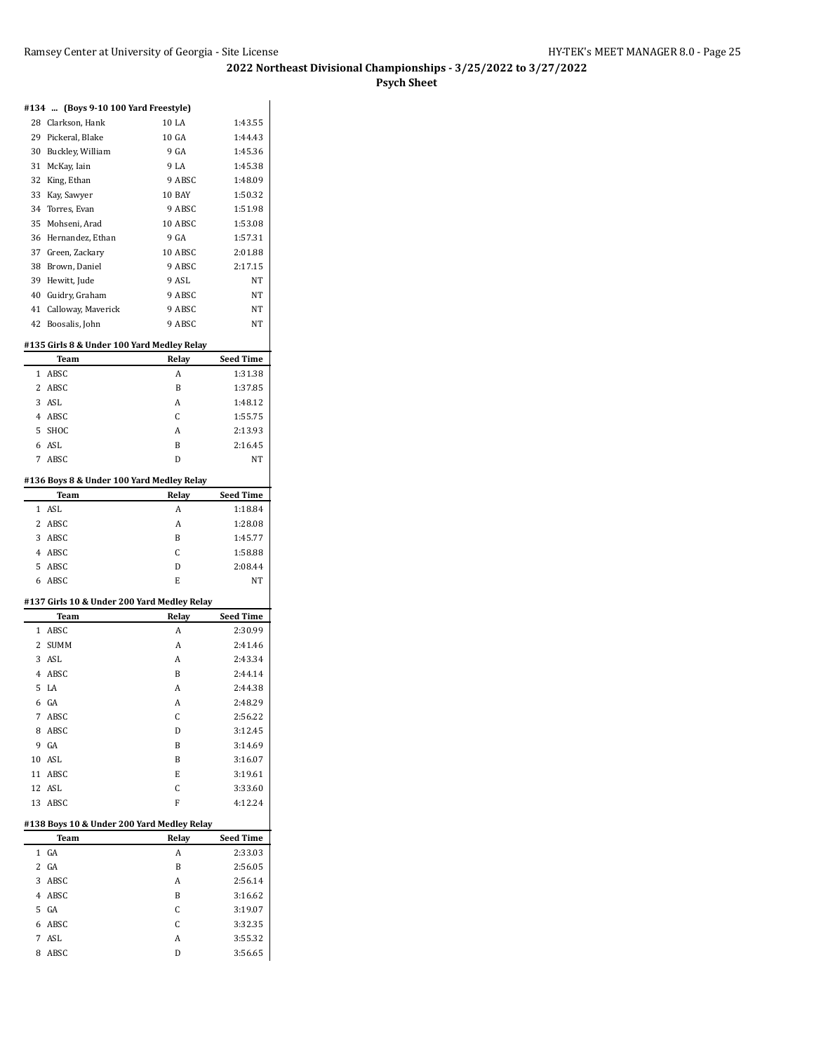## 2022 Northeast Divisional Championships - 3/25/2022 to 3/27/2022

### Psych Sheet

#### #134 ... (Boys 9-10 100 Yard Freestyle)

| | | | |
|---|---|---|---|
| 28 | Clarkson, Hank | 10 LA | 1:43.55 |
| 29 | Pickeral, Blake | 10 GA | 1:44.43 |
| 30 | Buckley, William | 9 GA | 1:45.36 |
| 31 | McKay, Iain | 9 LA | 1:45.38 |
| 32 | King, Ethan | 9 ABSC | 1:48.09 |
| 33 | Kay, Sawyer | 10 BAY | 1:50.32 |
| 34 | Torres, Evan | 9 ABSC | 1:51.98 |
| 35 | Mohseni, Arad | 10 ABSC | 1:53.08 |
| 36 | Hernandez, Ethan | 9 GA | 1:57.31 |
| 37 | Green, Zackary | 10 ABSC | 2:01.88 |
| 38 | Brown, Daniel | 9 ABSC | 2:17.15 |
| 39 | Hewitt, Jude | 9 ASL | NT |
| 40 | Guidry, Graham | 9 ABSC | NT |
| 41 | Calloway, Maverick | 9 ABSC | NT |
| 42 | Boosalis, John | 9 ABSC | NT |

#### #135 Girls 8 & Under 100 Yard Medley Relay

| | Team | Relay | Seed Time |
|---|---|---|---|
| 1 | ABSC | A | 1:31.38 |
| 2 | ABSC | B | 1:37.85 |
| 3 | ASL | A | 1:48.12 |
| 4 | ABSC | C | 1:55.75 |
| 5 | SHOC | A | 2:13.93 |
| 6 | ASL | B | 2:16.45 |
| 7 | ABSC | D | NT |

#### #136 Boys 8 & Under 100 Yard Medley Relay

| | Team | Relay | Seed Time |
|---|---|---|---|
| 1 | ASL | A | 1:18.84 |
| 2 | ABSC | A | 1:28.08 |
| 3 | ABSC | B | 1:45.77 |
| 4 | ABSC | C | 1:58.88 |
| 5 | ABSC | D | 2:08.44 |
| 6 | ABSC | E | NT |

#### #137 Girls 10 & Under 200 Yard Medley Relay

| | Team | Relay | Seed Time |
|---|---|---|---|
| 1 | ABSC | A | 2:30.99 |
| 2 | SUMM | A | 2:41.46 |
| 3 | ASL | A | 2:43.34 |
| 4 | ABSC | B | 2:44.14 |
| 5 | LA | A | 2:44.38 |
| 6 | GA | A | 2:48.29 |
| 7 | ABSC | C | 2:56.22 |
| 8 | ABSC | D | 3:12.45 |
| 9 | GA | B | 3:14.69 |
| 10 | ASL | B | 3:16.07 |
| 11 | ABSC | E | 3:19.61 |
| 12 | ASL | C | 3:33.60 |
| 13 | ABSC | F | 4:12.24 |

#### #138 Boys 10 & Under 200 Yard Medley Relay

| | Team | Relay | Seed Time |
|---|---|---|---|
| 1 | GA | A | 2:33.03 |
| 2 | GA | B | 2:56.05 |
| 3 | ABSC | A | 2:56.14 |
| 4 | ABSC | B | 3:16.62 |
| 5 | GA | C | 3:19.07 |
| 6 | ABSC | C | 3:32.35 |
| 7 | ASL | A | 3:55.32 |
| 8 | ABSC | D | 3:56.65 |